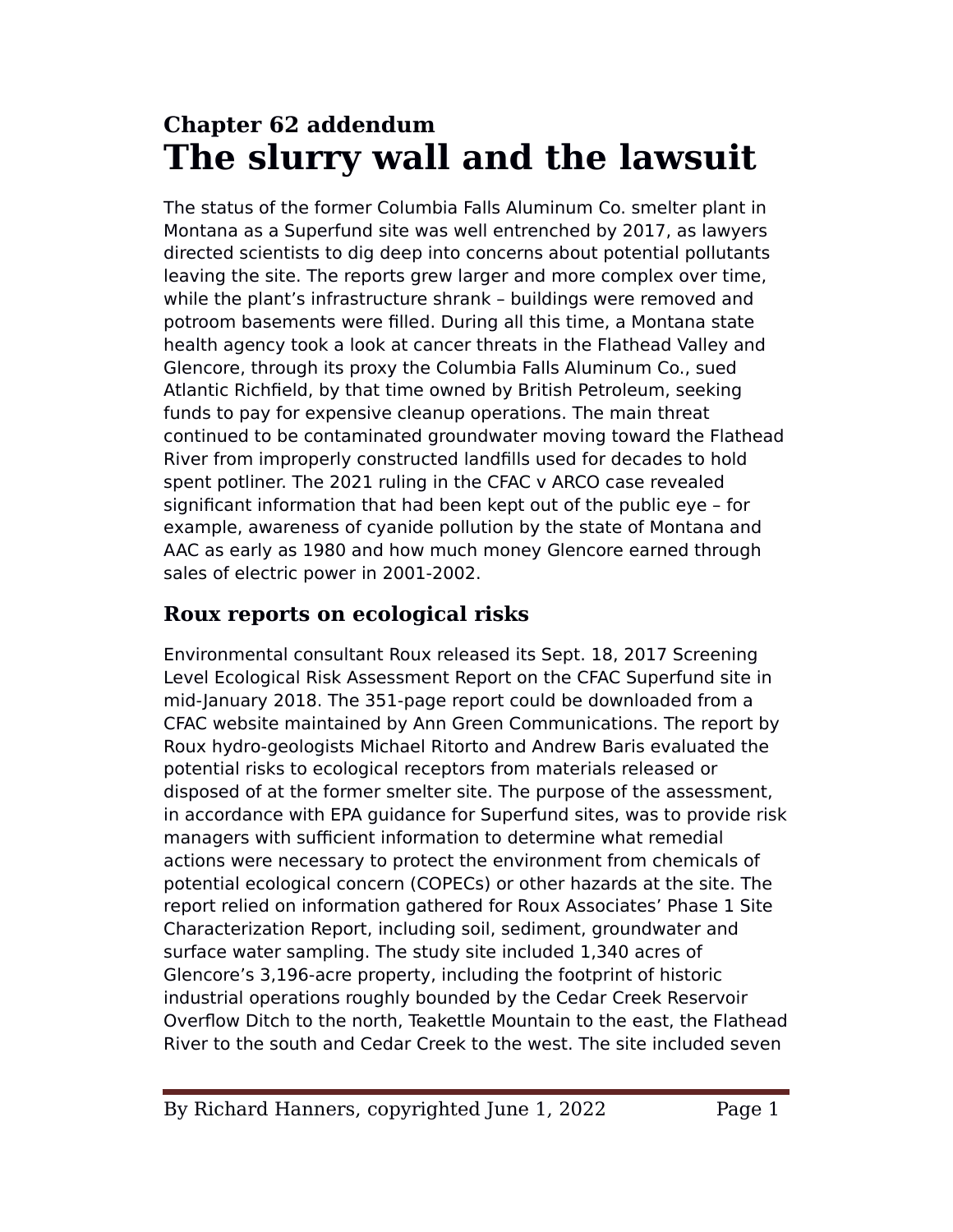**Chapter 62 addendum**

# The slurry wall and the lawsuit

The status of the former Columbia Falls Aluminum Co. smelter plant in Montana as a Superfund site was well entrenched by 2017, as lawyers directed scientists to dig deep into concerns about potential pollutants leaving the site. The reports grew larger and more complex over time, while the plant's infrastructure shrank – buildings were removed and potroom basements were filled. During all this time, a Montana state health agency took a look at cancer threats in the Flathead Valley and Glencore, through its proxy the Columbia Falls Aluminum Co., sued Atlantic Richfield, by that time owned by British Petroleum, seeking funds to pay for expensive cleanup operations. The main threat continued to be contaminated groundwater moving toward the Flathead River from improperly constructed landfills used for decades to hold spent potliner. The 2021 ruling in the CFAC v ARCO case revealed significant information that had been kept out of the public eye – for example, awareness of cyanide pollution by the state of Montana and AAC as early as 1980 and how much money Glencore earned through sales of electric power in 2001-2002.

## Roux reports on ecological risks

Environmental consultant Roux released its Sept. 18, 2017 Screening Level Ecological Risk Assessment Report on the CFAC Superfund site in mid-January 2018. The 351-page report could be downloaded from a CFAC website maintained by Ann Green Communications. The report by Roux hydro-geologists Michael Ritorto and Andrew Baris evaluated the potential risks to ecological receptors from materials released or disposed of at the former smelter site. The purpose of the assessment, in accordance with EPA guidance for Superfund sites, was to provide risk managers with sufficient information to determine what remedial actions were necessary to protect the environment from chemicals of potential ecological concern (COPECs) or other hazards at the site. The report relied on information gathered for Roux Associates' Phase 1 Site Characterization Report, including soil, sediment, groundwater and surface water sampling. The study site included 1,340 acres of Glencore's 3,196-acre property, including the footprint of historic industrial operations roughly bounded by the Cedar Creek Reservoir Overflow Ditch to the north, Teakettle Mountain to the east, the Flathead River to the south and Cedar Creek to the west. The site included seven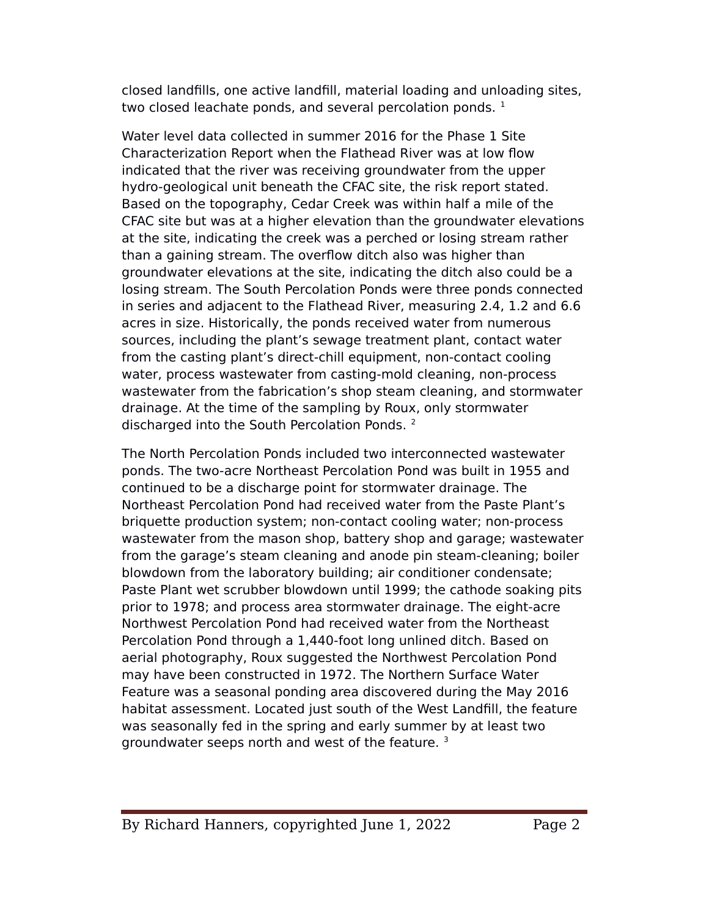closed landfills, one active landfill, material loading and unloading sites, two closed leachate ponds, and several percolation ponds. [1]

Water level data collected in summer 2016 for the Phase 1 Site Characterization Report when the Flathead River was at low flow indicated that the river was receiving groundwater from the upper hydro-geological unit beneath the CFAC site, the risk report stated. Based on the topography, Cedar Creek was within half a mile of the CFAC site but was at a higher elevation than the groundwater elevations at the site, indicating the creek was a perched or losing stream rather than a gaining stream. The overflow ditch also was higher than groundwater elevations at the site, indicating the ditch also could be a losing stream. The South Percolation Ponds were three ponds connected in series and adjacent to the Flathead River, measuring 2.4, 1.2 and 6.6 acres in size. Historically, the ponds received water from numerous sources, including the plant's sewage treatment plant, contact water from the casting plant's direct-chill equipment, non-contact cooling water, process wastewater from casting-mold cleaning, non-process wastewater from the fabrication's shop steam cleaning, and stormwater drainage. At the time of the sampling by Roux, only stormwater discharged into the South Percolation Ponds. [2]

The North Percolation Ponds included two interconnected wastewater ponds. The two-acre Northeast Percolation Pond was built in 1955 and continued to be a discharge point for stormwater drainage. The Northeast Percolation Pond had received water from the Paste Plant's briquette production system; non-contact cooling water; non-process wastewater from the mason shop, battery shop and garage; wastewater from the garage's steam cleaning and anode pin steam-cleaning; boiler blowdown from the laboratory building; air conditioner condensate; Paste Plant wet scrubber blowdown until 1999; the cathode soaking pits prior to 1978; and process area stormwater drainage. The eight-acre Northwest Percolation Pond had received water from the Northeast Percolation Pond through a 1,440-foot long unlined ditch. Based on aerial photography, Roux suggested the Northwest Percolation Pond may have been constructed in 1972. The Northern Surface Water Feature was a seasonal ponding area discovered during the May 2016 habitat assessment. Located just south of the West Landfill, the feature was seasonally fed in the spring and early summer by at least two groundwater seeps north and west of the feature. [3]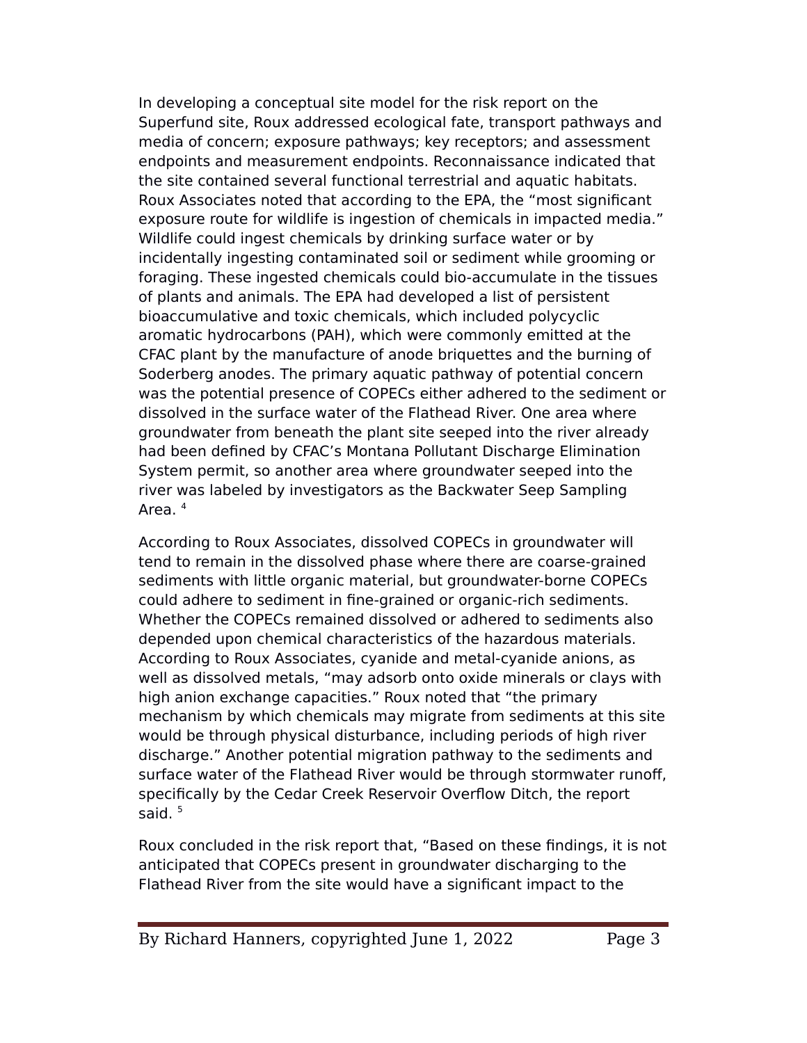In developing a conceptual site model for the risk report on the Superfund site, Roux addressed ecological fate, transport pathways and media of concern; exposure pathways; key receptors; and assessment endpoints and measurement endpoints. Reconnaissance indicated that the site contained several functional terrestrial and aquatic habitats. Roux Associates noted that according to the EPA, the “most significant exposure route for wildlife is ingestion of chemicals in impacted media.” Wildlife could ingest chemicals by drinking surface water or by incidentally ingesting contaminated soil or sediment while grooming or foraging. These ingested chemicals could bio-accumulate in the tissues of plants and animals. The EPA had developed a list of persistent bioaccumulative and toxic chemicals, which included polycyclic aromatic hydrocarbons (PAH), which were commonly emitted at the CFAC plant by the manufacture of anode briquettes and the burning of Soderberg anodes. The primary aquatic pathway of potential concern was the potential presence of COPECs either adhered to the sediment or dissolved in the surface water of the Flathead River. One area where groundwater from beneath the plant site seeped into the river already had been defined by CFAC’s Montana Pollutant Discharge Elimination System permit, so another area where groundwater seeped into the river was labeled by investigators as the Backwater Seep Sampling Area. [4]

According to Roux Associates, dissolved COPECs in groundwater will tend to remain in the dissolved phase where there are coarse-grained sediments with little organic material, but groundwater-borne COPECs could adhere to sediment in fine-grained or organic-rich sediments. Whether the COPECs remained dissolved or adhered to sediments also depended upon chemical characteristics of the hazardous materials. According to Roux Associates, cyanide and metal-cyanide anions, as well as dissolved metals, “may adsorb onto oxide minerals or clays with high anion exchange capacities.” Roux noted that “the primary mechanism by which chemicals may migrate from sediments at this site would be through physical disturbance, including periods of high river discharge.” Another potential migration pathway to the sediments and surface water of the Flathead River would be through stormwater runoff, specifically by the Cedar Creek Reservoir Overflow Ditch, the report said. [5]

Roux concluded in the risk report that, “Based on these findings, it is not anticipated that COPECs present in groundwater discharging to the Flathead River from the site would have a significant impact to the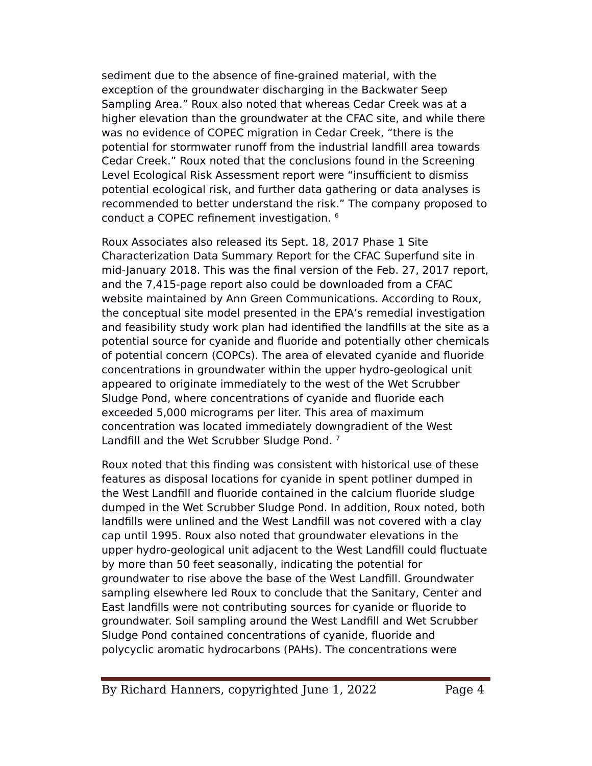sediment due to the absence of fine-grained material, with the exception of the groundwater discharging in the Backwater Seep Sampling Area." Roux also noted that whereas Cedar Creek was at a higher elevation than the groundwater at the CFAC site, and while there was no evidence of COPEC migration in Cedar Creek, "there is the potential for stormwater runoff from the industrial landfill area towards Cedar Creek." Roux noted that the conclusions found in the Screening Level Ecological Risk Assessment report were "insufficient to dismiss potential ecological risk, and further data gathering or data analyses is recommended to better understand the risk." The company proposed to conduct a COPEC refinement investigation. [6]

Roux Associates also released its Sept. 18, 2017 Phase 1 Site Characterization Data Summary Report for the CFAC Superfund site in mid-January 2018. This was the final version of the Feb. 27, 2017 report, and the 7,415-page report also could be downloaded from a CFAC website maintained by Ann Green Communications. According to Roux, the conceptual site model presented in the EPA's remedial investigation and feasibility study work plan had identified the landfills at the site as a potential source for cyanide and fluoride and potentially other chemicals of potential concern (COPCs). The area of elevated cyanide and fluoride concentrations in groundwater within the upper hydro-geological unit appeared to originate immediately to the west of the Wet Scrubber Sludge Pond, where concentrations of cyanide and fluoride each exceeded 5,000 micrograms per liter. This area of maximum concentration was located immediately downgradient of the West Landfill and the Wet Scrubber Sludge Pond. [7]

Roux noted that this finding was consistent with historical use of these features as disposal locations for cyanide in spent potliner dumped in the West Landfill and fluoride contained in the calcium fluoride sludge dumped in the Wet Scrubber Sludge Pond. In addition, Roux noted, both landfills were unlined and the West Landfill was not covered with a clay cap until 1995. Roux also noted that groundwater elevations in the upper hydro-geological unit adjacent to the West Landfill could fluctuate by more than 50 feet seasonally, indicating the potential for groundwater to rise above the base of the West Landfill. Groundwater sampling elsewhere led Roux to conclude that the Sanitary, Center and East landfills were not contributing sources for cyanide or fluoride to groundwater. Soil sampling around the West Landfill and Wet Scrubber Sludge Pond contained concentrations of cyanide, fluoride and polycyclic aromatic hydrocarbons (PAHs). The concentrations were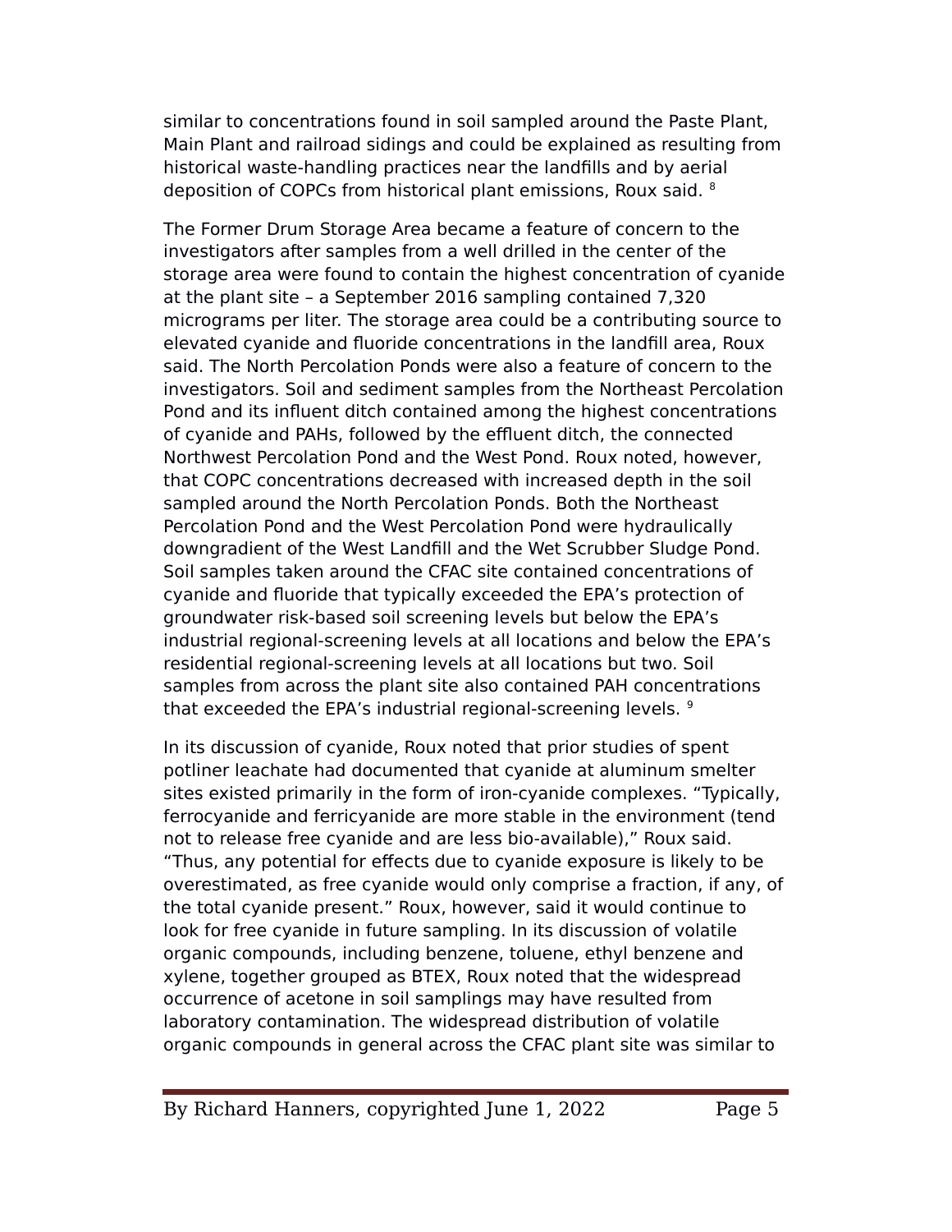similar to concentrations found in soil sampled around the Paste Plant, Main Plant and railroad sidings and could be explained as resulting from historical waste-handling practices near the landfills and by aerial deposition of COPCs from historical plant emissions, Roux said. [8]

The Former Drum Storage Area became a feature of concern to the investigators after samples from a well drilled in the center of the storage area were found to contain the highest concentration of cyanide at the plant site – a September 2016 sampling contained 7,320 micrograms per liter. The storage area could be a contributing source to elevated cyanide and fluoride concentrations in the landfill area, Roux said. The North Percolation Ponds were also a feature of concern to the investigators. Soil and sediment samples from the Northeast Percolation Pond and its influent ditch contained among the highest concentrations of cyanide and PAHs, followed by the effluent ditch, the connected Northwest Percolation Pond and the West Pond. Roux noted, however, that COPC concentrations decreased with increased depth in the soil sampled around the North Percolation Ponds. Both the Northeast Percolation Pond and the West Percolation Pond were hydraulically downgradient of the West Landfill and the Wet Scrubber Sludge Pond. Soil samples taken around the CFAC site contained concentrations of cyanide and fluoride that typically exceeded the EPA's protection of groundwater risk-based soil screening levels but below the EPA's industrial regional-screening levels at all locations and below the EPA's residential regional-screening levels at all locations but two. Soil samples from across the plant site also contained PAH concentrations that exceeded the EPA's industrial regional-screening levels. [9]

In its discussion of cyanide, Roux noted that prior studies of spent potliner leachate had documented that cyanide at aluminum smelter sites existed primarily in the form of iron-cyanide complexes. "Typically, ferrocyanide and ferricyanide are more stable in the environment (tend not to release free cyanide and are less bio-available)," Roux said. "Thus, any potential for effects due to cyanide exposure is likely to be overestimated, as free cyanide would only comprise a fraction, if any, of the total cyanide present." Roux, however, said it would continue to look for free cyanide in future sampling. In its discussion of volatile organic compounds, including benzene, toluene, ethyl benzene and xylene, together grouped as BTEX, Roux noted that the widespread occurrence of acetone in soil samplings may have resulted from laboratory contamination. The widespread distribution of volatile organic compounds in general across the CFAC plant site was similar to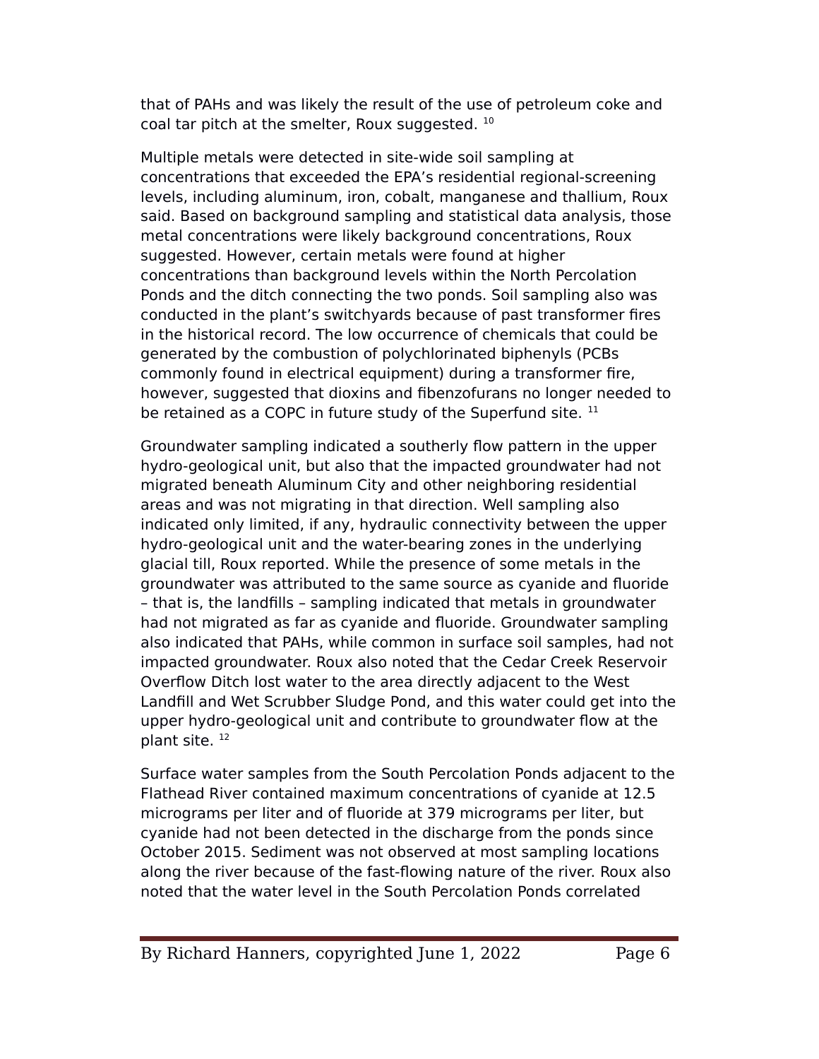that of PAHs and was likely the result of the use of petroleum coke and coal tar pitch at the smelter, Roux suggested. [10]

Multiple metals were detected in site-wide soil sampling at concentrations that exceeded the EPA's residential regional-screening levels, including aluminum, iron, cobalt, manganese and thallium, Roux said. Based on background sampling and statistical data analysis, those metal concentrations were likely background concentrations, Roux suggested. However, certain metals were found at higher concentrations than background levels within the North Percolation Ponds and the ditch connecting the two ponds. Soil sampling also was conducted in the plant's switchyards because of past transformer fires in the historical record. The low occurrence of chemicals that could be generated by the combustion of polychlorinated biphenyls (PCBs commonly found in electrical equipment) during a transformer fire, however, suggested that dioxins and fibenzofurans no longer needed to be retained as a COPC in future study of the Superfund site. [11]

Groundwater sampling indicated a southerly flow pattern in the upper hydro-geological unit, but also that the impacted groundwater had not migrated beneath Aluminum City and other neighboring residential areas and was not migrating in that direction. Well sampling also indicated only limited, if any, hydraulic connectivity between the upper hydro-geological unit and the water-bearing zones in the underlying glacial till, Roux reported. While the presence of some metals in the groundwater was attributed to the same source as cyanide and fluoride – that is, the landfills – sampling indicated that metals in groundwater had not migrated as far as cyanide and fluoride. Groundwater sampling also indicated that PAHs, while common in surface soil samples, had not impacted groundwater. Roux also noted that the Cedar Creek Reservoir Overflow Ditch lost water to the area directly adjacent to the West Landfill and Wet Scrubber Sludge Pond, and this water could get into the upper hydro-geological unit and contribute to groundwater flow at the plant site. [12]

Surface water samples from the South Percolation Ponds adjacent to the Flathead River contained maximum concentrations of cyanide at 12.5 micrograms per liter and of fluoride at 379 micrograms per liter, but cyanide had not been detected in the discharge from the ponds since October 2015. Sediment was not observed at most sampling locations along the river because of the fast-flowing nature of the river. Roux also noted that the water level in the South Percolation Ponds correlated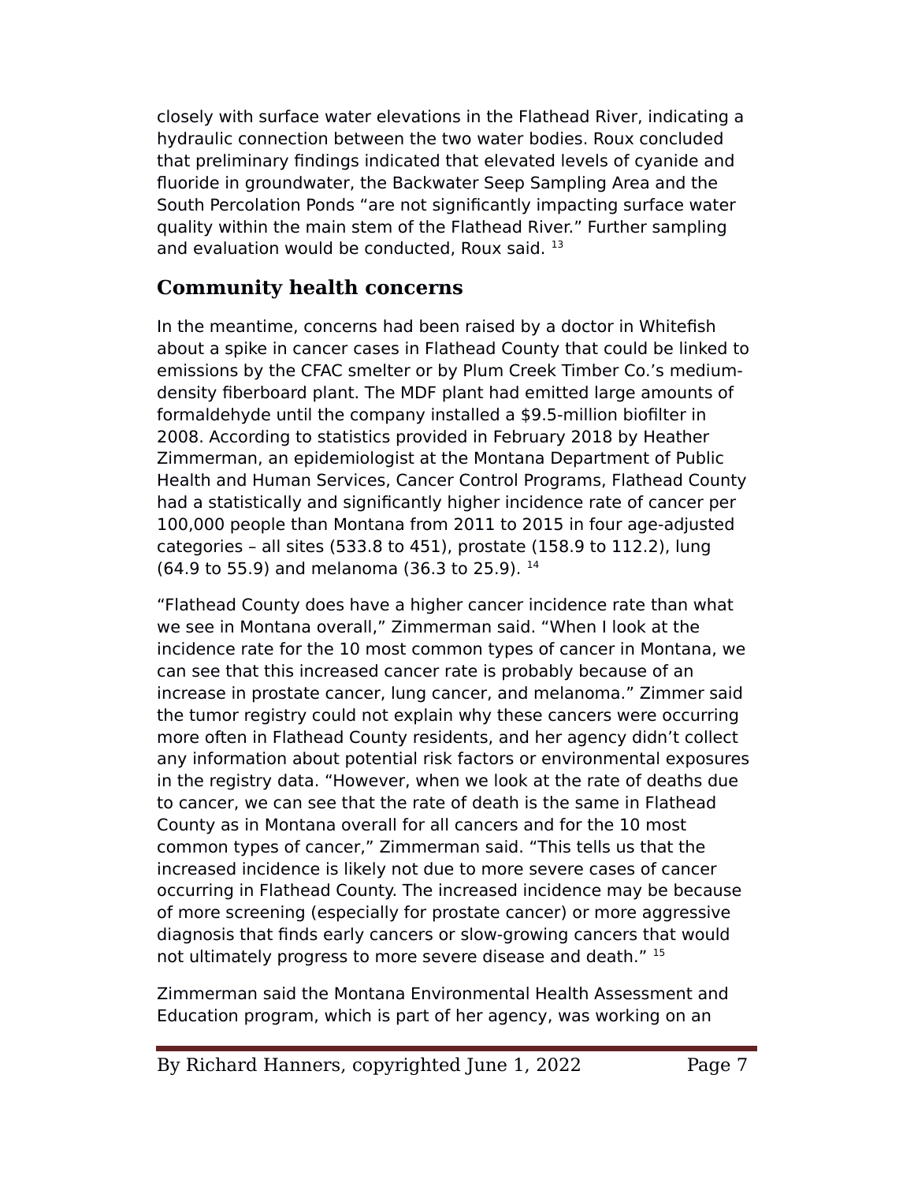closely with surface water elevations in the Flathead River, indicating a hydraulic connection between the two water bodies. Roux concluded that preliminary findings indicated that elevated levels of cyanide and fluoride in groundwater, the Backwater Seep Sampling Area and the South Percolation Ponds “are not significantly impacting surface water quality within the main stem of the Flathead River.” Further sampling and evaluation would be conducted, Roux said. [13]

## Community health concerns

In the meantime, concerns had been raised by a doctor in Whitefish about a spike in cancer cases in Flathead County that could be linked to emissions by the CFAC smelter or by Plum Creek Timber Co.’s medium-density fiberboard plant. The MDF plant had emitted large amounts of formaldehyde until the company installed a $9.5-million biofilter in 2008. According to statistics provided in February 2018 by Heather Zimmerman, an epidemiologist at the Montana Department of Public Health and Human Services, Cancer Control Programs, Flathead County had a statistically and significantly higher incidence rate of cancer per 100,000 people than Montana from 2011 to 2015 in four age-adjusted categories – all sites (533.8 to 451), prostate (158.9 to 112.2), lung (64.9 to 55.9) and melanoma (36.3 to 25.9). [14]

“Flathead County does have a higher cancer incidence rate than what we see in Montana overall,” Zimmerman said. “When I look at the incidence rate for the 10 most common types of cancer in Montana, we can see that this increased cancer rate is probably because of an increase in prostate cancer, lung cancer, and melanoma.” Zimmer said the tumor registry could not explain why these cancers were occurring more often in Flathead County residents, and her agency didn’t collect any information about potential risk factors or environmental exposures in the registry data. “However, when we look at the rate of deaths due to cancer, we can see that the rate of death is the same in Flathead County as in Montana overall for all cancers and for the 10 most common types of cancer,” Zimmerman said. “This tells us that the increased incidence is likely not due to more severe cases of cancer occurring in Flathead County. The increased incidence may be because of more screening (especially for prostate cancer) or more aggressive diagnosis that finds early cancers or slow-growing cancers that would not ultimately progress to more severe disease and death.” [15]

Zimmerman said the Montana Environmental Health Assessment and Education program, which is part of her agency, was working on an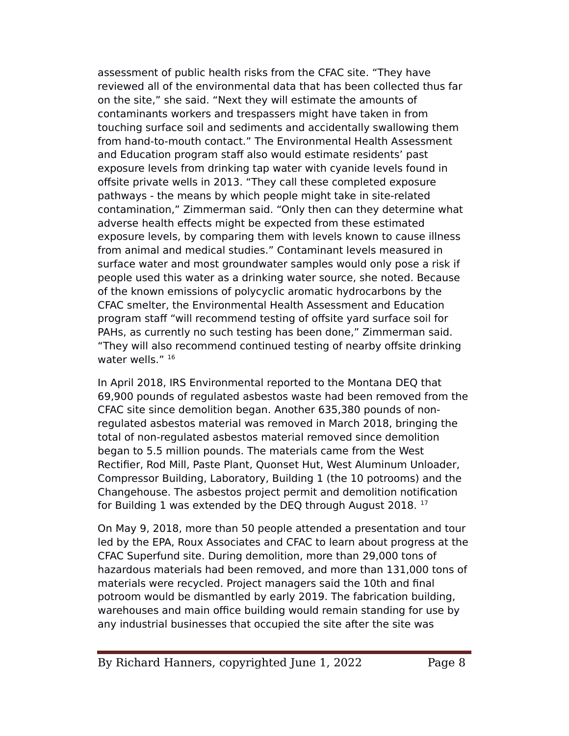assessment of public health risks from the CFAC site. “They have reviewed all of the environmental data that has been collected thus far on the site,” she said. “Next they will estimate the amounts of contaminants workers and trespassers might have taken in from touching surface soil and sediments and accidentally swallowing them from hand-to-mouth contact.” The Environmental Health Assessment and Education program staff also would estimate residents’ past exposure levels from drinking tap water with cyanide levels found in offsite private wells in 2013. “They call these completed exposure pathways - the means by which people might take in site-related contamination,” Zimmerman said. “Only then can they determine what adverse health effects might be expected from these estimated exposure levels, by comparing them with levels known to cause illness from animal and medical studies.” Contaminant levels measured in surface water and most groundwater samples would only pose a risk if people used this water as a drinking water source, she noted. Because of the known emissions of polycyclic aromatic hydrocarbons by the CFAC smelter, the Environmental Health Assessment and Education program staff “will recommend testing of offsite yard surface soil for PAHs, as currently no such testing has been done,” Zimmerman said. “They will also recommend continued testing of nearby offsite drinking water wells.” [16]

In April 2018, IRS Environmental reported to the Montana DEQ that 69,900 pounds of regulated asbestos waste had been removed from the CFAC site since demolition began. Another 635,380 pounds of non-regulated asbestos material was removed in March 2018, bringing the total of non-regulated asbestos material removed since demolition began to 5.5 million pounds. The materials came from the West Rectifier, Rod Mill, Paste Plant, Quonset Hut, West Aluminum Unloader, Compressor Building, Laboratory, Building 1 (the 10 potrooms) and the Changehouse. The asbestos project permit and demolition notification for Building 1 was extended by the DEQ through August 2018. [17]

On May 9, 2018, more than 50 people attended a presentation and tour led by the EPA, Roux Associates and CFAC to learn about progress at the CFAC Superfund site. During demolition, more than 29,000 tons of hazardous materials had been removed, and more than 131,000 tons of materials were recycled. Project managers said the 10th and final potroom would be dismantled by early 2019. The fabrication building, warehouses and main office building would remain standing for use by any industrial businesses that occupied the site after the site was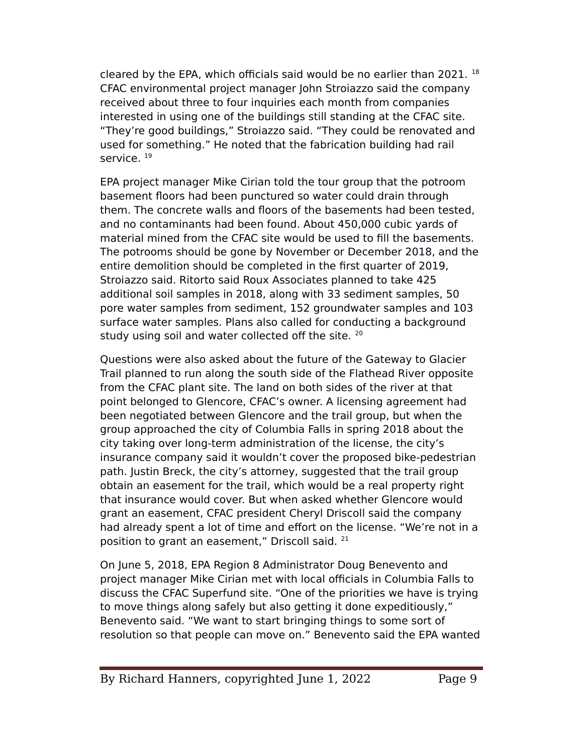cleared by the EPA, which officials said would be no earlier than 2021. [18] CFAC environmental project manager John Stroiazzo said the company received about three to four inquiries each month from companies interested in using one of the buildings still standing at the CFAC site. "They're good buildings," Stroiazzo said. "They could be renovated and used for something." He noted that the fabrication building had rail service. [19]

EPA project manager Mike Cirian told the tour group that the potroom basement floors had been punctured so water could drain through them. The concrete walls and floors of the basements had been tested, and no contaminants had been found. About 450,000 cubic yards of material mined from the CFAC site would be used to fill the basements. The potrooms should be gone by November or December 2018, and the entire demolition should be completed in the first quarter of 2019, Stroiazzo said. Ritorto said Roux Associates planned to take 425 additional soil samples in 2018, along with 33 sediment samples, 50 pore water samples from sediment, 152 groundwater samples and 103 surface water samples. Plans also called for conducting a background study using soil and water collected off the site. [20]

Questions were also asked about the future of the Gateway to Glacier Trail planned to run along the south side of the Flathead River opposite from the CFAC plant site. The land on both sides of the river at that point belonged to Glencore, CFAC's owner. A licensing agreement had been negotiated between Glencore and the trail group, but when the group approached the city of Columbia Falls in spring 2018 about the city taking over long-term administration of the license, the city's insurance company said it wouldn't cover the proposed bike-pedestrian path. Justin Breck, the city's attorney, suggested that the trail group obtain an easement for the trail, which would be a real property right that insurance would cover. But when asked whether Glencore would grant an easement, CFAC president Cheryl Driscoll said the company had already spent a lot of time and effort on the license. "We're not in a position to grant an easement," Driscoll said. [21]

On June 5, 2018, EPA Region 8 Administrator Doug Benevento and project manager Mike Cirian met with local officials in Columbia Falls to discuss the CFAC Superfund site. "One of the priorities we have is trying to move things along safely but also getting it done expeditiously," Benevento said. "We want to start bringing things to some sort of resolution so that people can move on." Benevento said the EPA wanted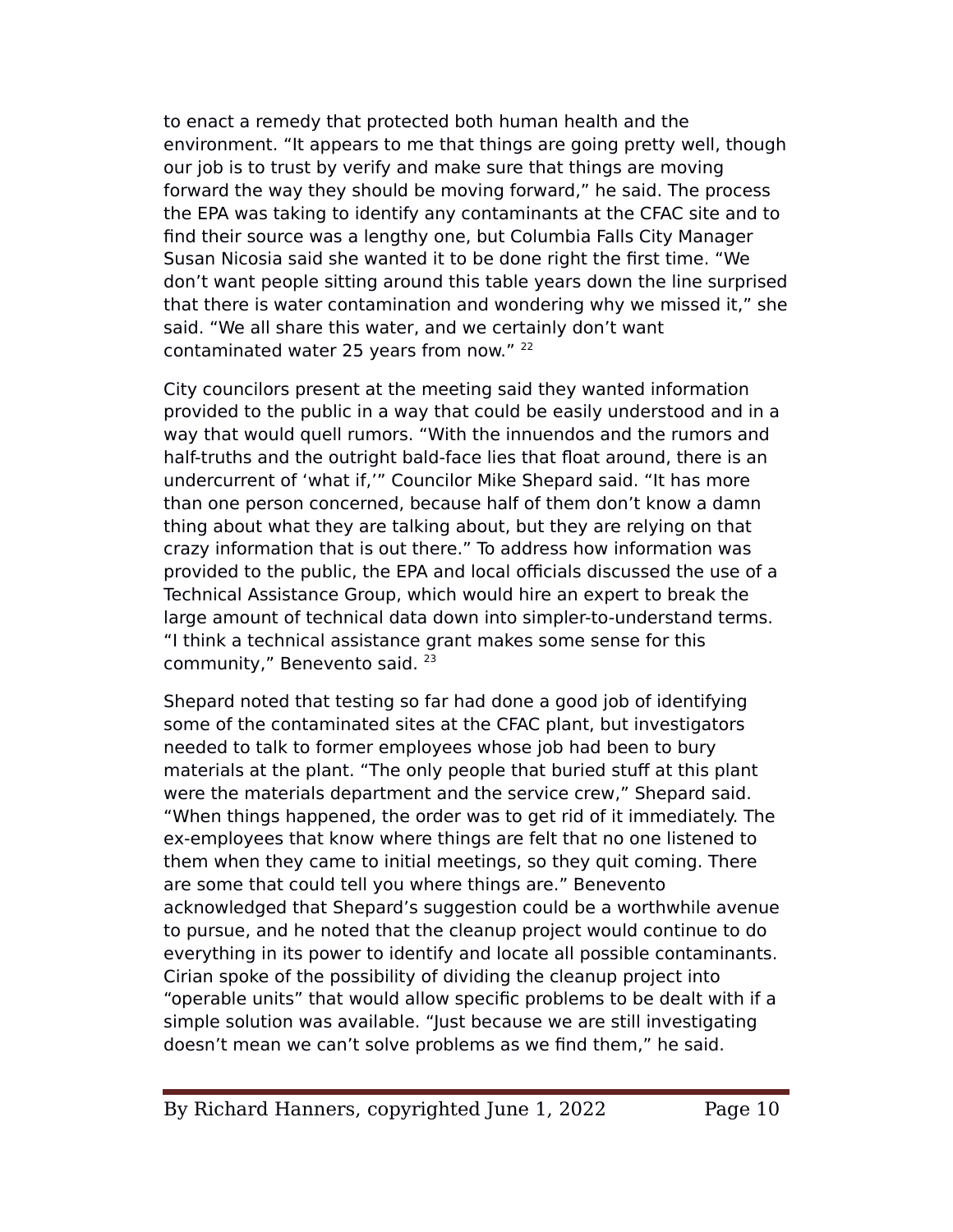to enact a remedy that protected both human health and the environment. “It appears to me that things are going pretty well, though our job is to trust by verify and make sure that things are moving forward the way they should be moving forward,” he said. The process the EPA was taking to identify any contaminants at the CFAC site and to find their source was a lengthy one, but Columbia Falls City Manager Susan Nicosia said she wanted it to be done right the first time. “We don’t want people sitting around this table years down the line surprised that there is water contamination and wondering why we missed it,” she said. “We all share this water, and we certainly don’t want contaminated water 25 years from now.” [22]

City councilors present at the meeting said they wanted information provided to the public in a way that could be easily understood and in a way that would quell rumors. “With the innuendos and the rumors and half-truths and the outright bald-face lies that float around, there is an undercurrent of ‘what if,’” Councilor Mike Shepard said. “It has more than one person concerned, because half of them don’t know a damn thing about what they are talking about, but they are relying on that crazy information that is out there.” To address how information was provided to the public, the EPA and local officials discussed the use of a Technical Assistance Group, which would hire an expert to break the large amount of technical data down into simpler-to-understand terms. “I think a technical assistance grant makes some sense for this community,” Benevento said. [23]

Shepard noted that testing so far had done a good job of identifying some of the contaminated sites at the CFAC plant, but investigators needed to talk to former employees whose job had been to bury materials at the plant. “The only people that buried stuff at this plant were the materials department and the service crew,” Shepard said. “When things happened, the order was to get rid of it immediately. The ex-employees that know where things are felt that no one listened to them when they came to initial meetings, so they quit coming. There are some that could tell you where things are.” Benevento acknowledged that Shepard’s suggestion could be a worthwhile avenue to pursue, and he noted that the cleanup project would continue to do everything in its power to identify and locate all possible contaminants. Cirian spoke of the possibility of dividing the cleanup project into “operable units” that would allow specific problems to be dealt with if a simple solution was available. “Just because we are still investigating doesn’t mean we can’t solve problems as we find them,” he said.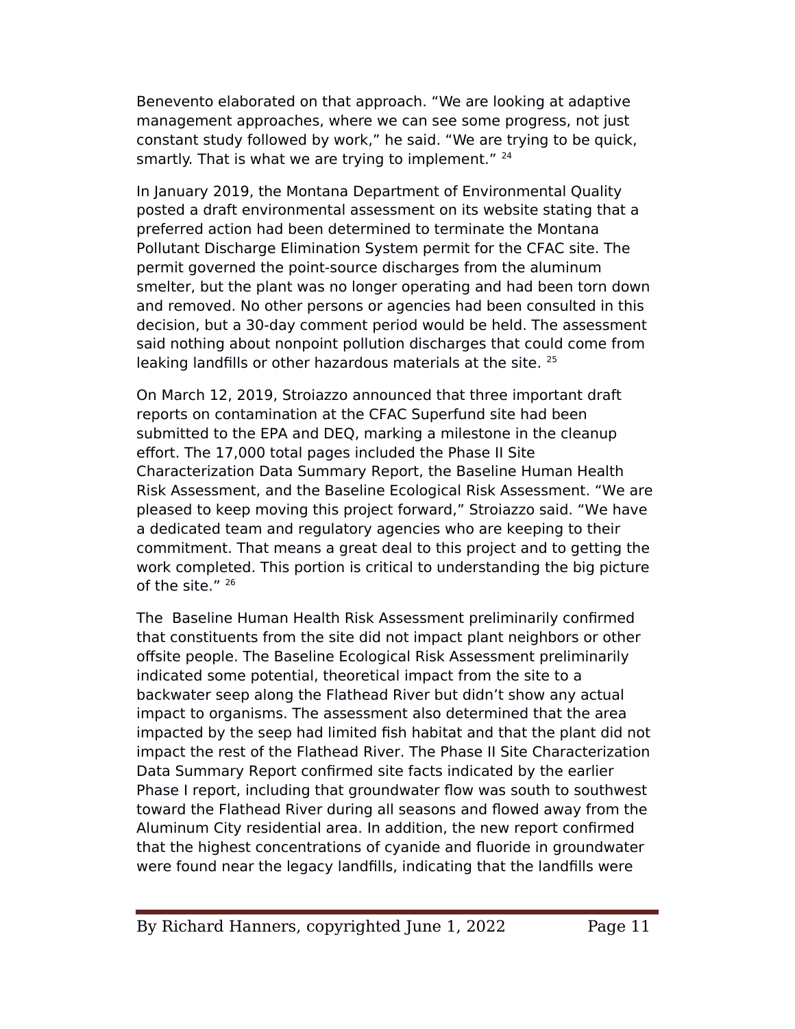Benevento elaborated on that approach. “We are looking at adaptive management approaches, where we can see some progress, not just constant study followed by work,” he said. “We are trying to be quick, smartly. That is what we are trying to implement.” [24]

In January 2019, the Montana Department of Environmental Quality posted a draft environmental assessment on its website stating that a preferred action had been determined to terminate the Montana Pollutant Discharge Elimination System permit for the CFAC site. The permit governed the point-source discharges from the aluminum smelter, but the plant was no longer operating and had been torn down and removed. No other persons or agencies had been consulted in this decision, but a 30-day comment period would be held. The assessment said nothing about nonpoint pollution discharges that could come from leaking landfills or other hazardous materials at the site. [25]

On March 12, 2019, Stroiazzo announced that three important draft reports on contamination at the CFAC Superfund site had been submitted to the EPA and DEQ, marking a milestone in the cleanup effort. The 17,000 total pages included the Phase II Site Characterization Data Summary Report, the Baseline Human Health Risk Assessment, and the Baseline Ecological Risk Assessment. “We are pleased to keep moving this project forward,” Stroiazzo said. “We have a dedicated team and regulatory agencies who are keeping to their commitment. That means a great deal to this project and to getting the work completed. This portion is critical to understanding the big picture of the site.” [26]

The Baseline Human Health Risk Assessment preliminarily confirmed that constituents from the site did not impact plant neighbors or other offsite people. The Baseline Ecological Risk Assessment preliminarily indicated some potential, theoretical impact from the site to a backwater seep along the Flathead River but didn’t show any actual impact to organisms. The assessment also determined that the area impacted by the seep had limited fish habitat and that the plant did not impact the rest of the Flathead River. The Phase II Site Characterization Data Summary Report confirmed site facts indicated by the earlier Phase I report, including that groundwater flow was south to southwest toward the Flathead River during all seasons and flowed away from the Aluminum City residential area. In addition, the new report confirmed that the highest concentrations of cyanide and fluoride in groundwater were found near the legacy landfills, indicating that the landfills were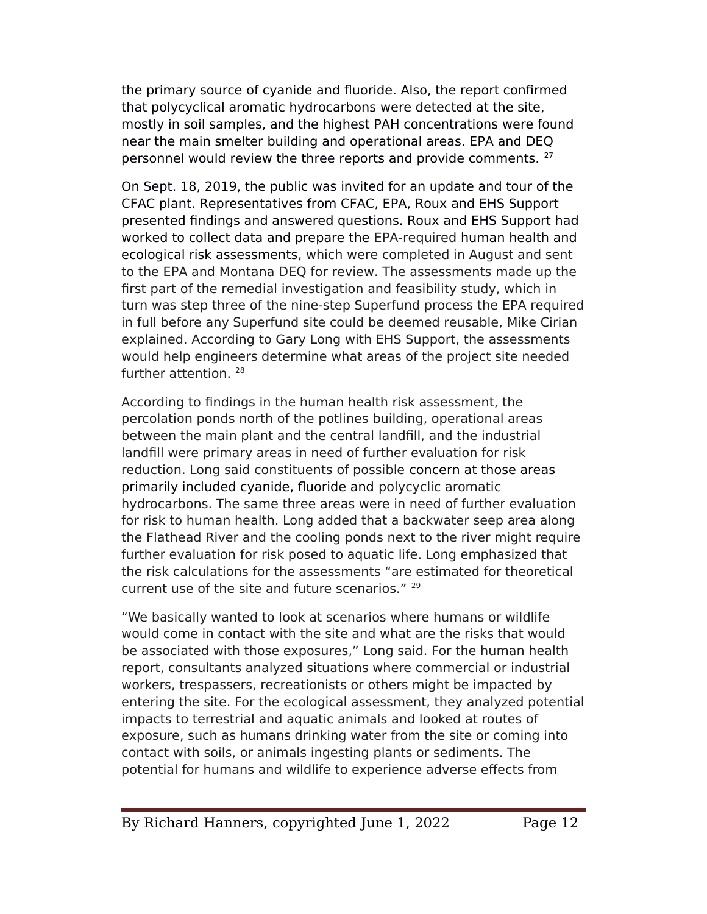the primary source of cyanide and fluoride. Also, the report confirmed that polycyclical aromatic hydrocarbons were detected at the site, mostly in soil samples, and the highest PAH concentrations were found near the main smelter building and operational areas. EPA and DEQ personnel would review the three reports and provide comments. [27]

On Sept. 18, 2019, the public was invited for an update and tour of the CFAC plant. Representatives from CFAC, EPA, Roux and EHS Support presented findings and answered questions. Roux and EHS Support had worked to collect data and prepare the EPA-required human health and ecological risk assessments, which were completed in August and sent to the EPA and Montana DEQ for review. The assessments made up the first part of the remedial investigation and feasibility study, which in turn was step three of the nine-step Superfund process the EPA required in full before any Superfund site could be deemed reusable, Mike Cirian explained. According to Gary Long with EHS Support, the assessments would help engineers determine what areas of the project site needed further attention. [28]

According to findings in the human health risk assessment, the percolation ponds north of the potlines building, operational areas between the main plant and the central landfill, and the industrial landfill were primary areas in need of further evaluation for risk reduction. Long said constituents of possible concern at those areas primarily included cyanide, fluoride and polycyclic aromatic hydrocarbons. The same three areas were in need of further evaluation for risk to human health. Long added that a backwater seep area along the Flathead River and the cooling ponds next to the river might require further evaluation for risk posed to aquatic life. Long emphasized that the risk calculations for the assessments "are estimated for theoretical current use of the site and future scenarios." [29]

"We basically wanted to look at scenarios where humans or wildlife would come in contact with the site and what are the risks that would be associated with those exposures," Long said. For the human health report, consultants analyzed situations where commercial or industrial workers, trespassers, recreationists or others might be impacted by entering the site. For the ecological assessment, they analyzed potential impacts to terrestrial and aquatic animals and looked at routes of exposure, such as humans drinking water from the site or coming into contact with soils, or animals ingesting plants or sediments. The potential for humans and wildlife to experience adverse effects from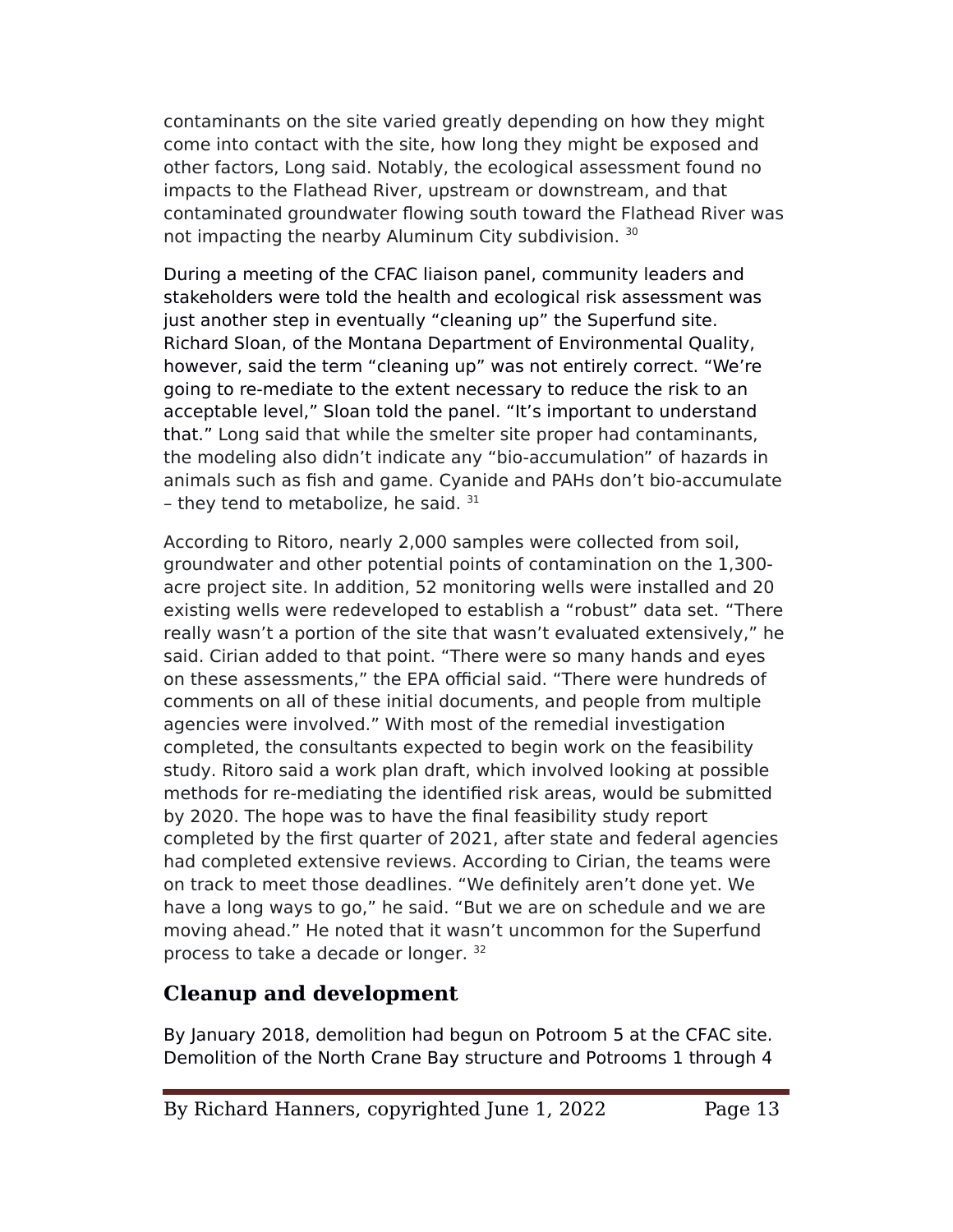contaminants on the site varied greatly depending on how they might come into contact with the site, how long they might be exposed and other factors, Long said. Notably, the ecological assessment found no impacts to the Flathead River, upstream or downstream, and that contaminated groundwater flowing south toward the Flathead River was not impacting the nearby Aluminum City subdivision. [30]

During a meeting of the CFAC liaison panel, community leaders and stakeholders were told the health and ecological risk assessment was just another step in eventually "cleaning up" the Superfund site. Richard Sloan, of the Montana Department of Environmental Quality, however, said the term "cleaning up" was not entirely correct. "We're going to re-mediate to the extent necessary to reduce the risk to an acceptable level," Sloan told the panel. "It's important to understand that." Long said that while the smelter site proper had contaminants, the modeling also didn't indicate any "bio-accumulation" of hazards in animals such as fish and game. Cyanide and PAHs don't bio-accumulate – they tend to metabolize, he said. [31]

According to Ritoro, nearly 2,000 samples were collected from soil, groundwater and other potential points of contamination on the 1,300-acre project site. In addition, 52 monitoring wells were installed and 20 existing wells were redeveloped to establish a "robust" data set. "There really wasn't a portion of the site that wasn't evaluated extensively," he said. Cirian added to that point. "There were so many hands and eyes on these assessments," the EPA official said. "There were hundreds of comments on all of these initial documents, and people from multiple agencies were involved." With most of the remedial investigation completed, the consultants expected to begin work on the feasibility study. Ritoro said a work plan draft, which involved looking at possible methods for re-mediating the identified risk areas, would be submitted by 2020. The hope was to have the final feasibility study report completed by the first quarter of 2021, after state and federal agencies had completed extensive reviews. According to Cirian, the teams were on track to meet those deadlines. "We definitely aren't done yet. We have a long ways to go," he said. "But we are on schedule and we are moving ahead." He noted that it wasn't uncommon for the Superfund process to take a decade or longer. [32]

## Cleanup and development

By January 2018, demolition had begun on Potroom 5 at the CFAC site. Demolition of the North Crane Bay structure and Potrooms 1 through 4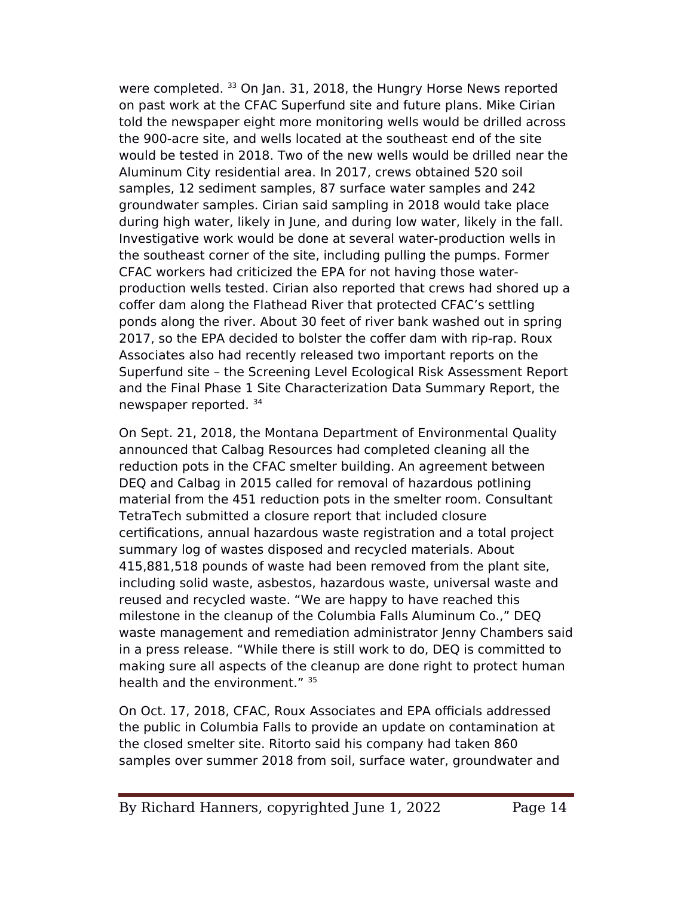were completed. [33] On Jan. 31, 2018, the Hungry Horse News reported on past work at the CFAC Superfund site and future plans. Mike Cirian told the newspaper eight more monitoring wells would be drilled across the 900-acre site, and wells located at the southeast end of the site would be tested in 2018. Two of the new wells would be drilled near the Aluminum City residential area. In 2017, crews obtained 520 soil samples, 12 sediment samples, 87 surface water samples and 242 groundwater samples. Cirian said sampling in 2018 would take place during high water, likely in June, and during low water, likely in the fall. Investigative work would be done at several water-production wells in the southeast corner of the site, including pulling the pumps. Former CFAC workers had criticized the EPA for not having those water-production wells tested. Cirian also reported that crews had shored up a coffer dam along the Flathead River that protected CFAC's settling ponds along the river. About 30 feet of river bank washed out in spring 2017, so the EPA decided to bolster the coffer dam with rip-rap. Roux Associates also had recently released two important reports on the Superfund site – the Screening Level Ecological Risk Assessment Report and the Final Phase 1 Site Characterization Data Summary Report, the newspaper reported. [34]

On Sept. 21, 2018, the Montana Department of Environmental Quality announced that Calbag Resources had completed cleaning all the reduction pots in the CFAC smelter building. An agreement between DEQ and Calbag in 2015 called for removal of hazardous potlining material from the 451 reduction pots in the smelter room. Consultant TetraTech submitted a closure report that included closure certifications, annual hazardous waste registration and a total project summary log of wastes disposed and recycled materials. About 415,881,518 pounds of waste had been removed from the plant site, including solid waste, asbestos, hazardous waste, universal waste and reused and recycled waste. "We are happy to have reached this milestone in the cleanup of the Columbia Falls Aluminum Co.," DEQ waste management and remediation administrator Jenny Chambers said in a press release. "While there is still work to do, DEQ is committed to making sure all aspects of the cleanup are done right to protect human health and the environment." [35]

On Oct. 17, 2018, CFAC, Roux Associates and EPA officials addressed the public in Columbia Falls to provide an update on contamination at the closed smelter site. Ritorto said his company had taken 860 samples over summer 2018 from soil, surface water, groundwater and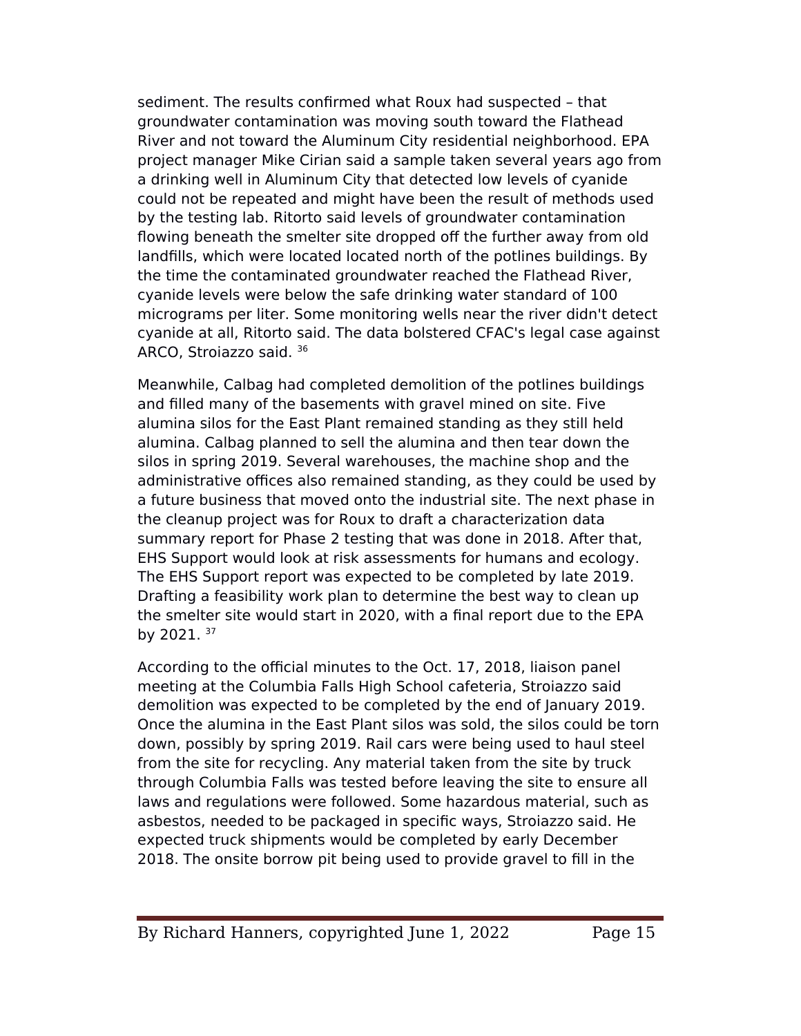sediment. The results confirmed what Roux had suspected – that groundwater contamination was moving south toward the Flathead River and not toward the Aluminum City residential neighborhood. EPA project manager Mike Cirian said a sample taken several years ago from a drinking well in Aluminum City that detected low levels of cyanide could not be repeated and might have been the result of methods used by the testing lab. Ritorto said levels of groundwater contamination flowing beneath the smelter site dropped off the further away from old landfills, which were located located north of the potlines buildings. By the time the contaminated groundwater reached the Flathead River, cyanide levels were below the safe drinking water standard of 100 micrograms per liter. Some monitoring wells near the river didn't detect cyanide at all, Ritorto said. The data bolstered CFAC's legal case against ARCO, Stroiazzo said. [36]

Meanwhile, Calbag had completed demolition of the potlines buildings and filled many of the basements with gravel mined on site. Five alumina silos for the East Plant remained standing as they still held alumina. Calbag planned to sell the alumina and then tear down the silos in spring 2019. Several warehouses, the machine shop and the administrative offices also remained standing, as they could be used by a future business that moved onto the industrial site. The next phase in the cleanup project was for Roux to draft a characterization data summary report for Phase 2 testing that was done in 2018. After that, EHS Support would look at risk assessments for humans and ecology. The EHS Support report was expected to be completed by late 2019. Drafting a feasibility work plan to determine the best way to clean up the smelter site would start in 2020, with a final report due to the EPA by 2021. [37]

According to the official minutes to the Oct. 17, 2018, liaison panel meeting at the Columbia Falls High School cafeteria, Stroiazzo said demolition was expected to be completed by the end of January 2019. Once the alumina in the East Plant silos was sold, the silos could be torn down, possibly by spring 2019. Rail cars were being used to haul steel from the site for recycling. Any material taken from the site by truck through Columbia Falls was tested before leaving the site to ensure all laws and regulations were followed. Some hazardous material, such as asbestos, needed to be packaged in specific ways, Stroiazzo said. He expected truck shipments would be completed by early December 2018. The onsite borrow pit being used to provide gravel to fill in the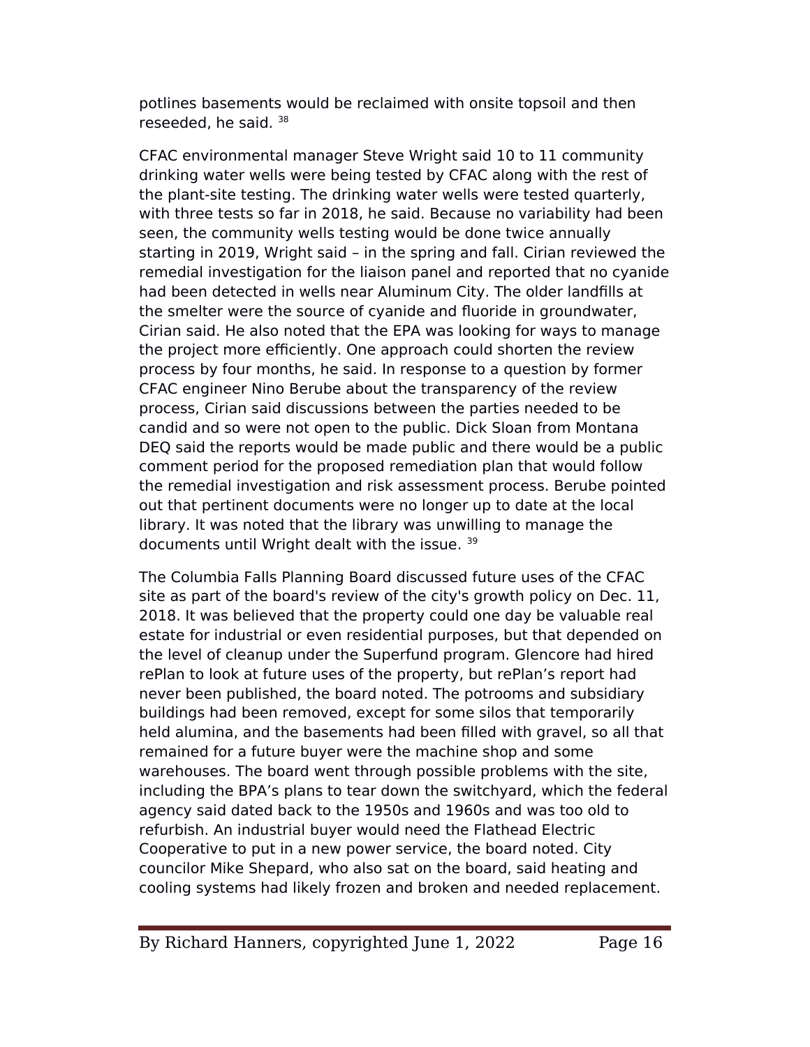potlines basements would be reclaimed with onsite topsoil and then reseeded, he said. [38]

CFAC environmental manager Steve Wright said 10 to 11 community drinking water wells were being tested by CFAC along with the rest of the plant-site testing. The drinking water wells were tested quarterly, with three tests so far in 2018, he said. Because no variability had been seen, the community wells testing would be done twice annually starting in 2019, Wright said – in the spring and fall. Cirian reviewed the remedial investigation for the liaison panel and reported that no cyanide had been detected in wells near Aluminum City. The older landfills at the smelter were the source of cyanide and fluoride in groundwater, Cirian said. He also noted that the EPA was looking for ways to manage the project more efficiently. One approach could shorten the review process by four months, he said. In response to a question by former CFAC engineer Nino Berube about the transparency of the review process, Cirian said discussions between the parties needed to be candid and so were not open to the public. Dick Sloan from Montana DEQ said the reports would be made public and there would be a public comment period for the proposed remediation plan that would follow the remedial investigation and risk assessment process. Berube pointed out that pertinent documents were no longer up to date at the local library. It was noted that the library was unwilling to manage the documents until Wright dealt with the issue. [39]

The Columbia Falls Planning Board discussed future uses of the CFAC site as part of the board's review of the city's growth policy on Dec. 11, 2018. It was believed that the property could one day be valuable real estate for industrial or even residential purposes, but that depended on the level of cleanup under the Superfund program. Glencore had hired rePlan to look at future uses of the property, but rePlan's report had never been published, the board noted. The potrooms and subsidiary buildings had been removed, except for some silos that temporarily held alumina, and the basements had been filled with gravel, so all that remained for a future buyer were the machine shop and some warehouses. The board went through possible problems with the site, including the BPA's plans to tear down the switchyard, which the federal agency said dated back to the 1950s and 1960s and was too old to refurbish. An industrial buyer would need the Flathead Electric Cooperative to put in a new power service, the board noted. City councilor Mike Shepard, who also sat on the board, said heating and cooling systems had likely frozen and broken and needed replacement.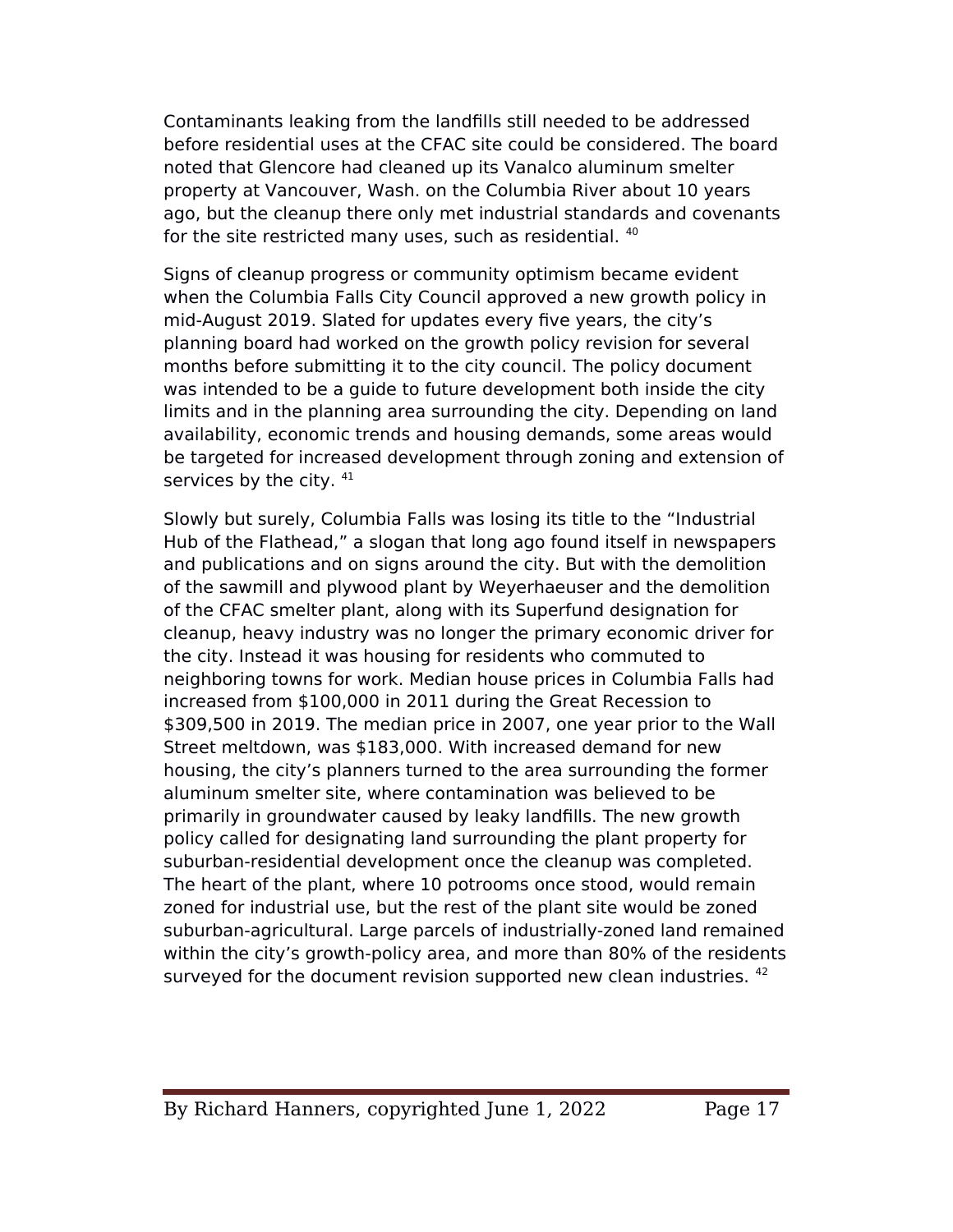Contaminants leaking from the landfills still needed to be addressed before residential uses at the CFAC site could be considered. The board noted that Glencore had cleaned up its Vanalco aluminum smelter property at Vancouver, Wash. on the Columbia River about 10 years ago, but the cleanup there only met industrial standards and covenants for the site restricted many uses, such as residential. [40]

Signs of cleanup progress or community optimism became evident when the Columbia Falls City Council approved a new growth policy in mid-August 2019. Slated for updates every five years, the city's planning board had worked on the growth policy revision for several months before submitting it to the city council. The policy document was intended to be a guide to future development both inside the city limits and in the planning area surrounding the city. Depending on land availability, economic trends and housing demands, some areas would be targeted for increased development through zoning and extension of services by the city. [41]

Slowly but surely, Columbia Falls was losing its title to the "Industrial Hub of the Flathead," a slogan that long ago found itself in newspapers and publications and on signs around the city. But with the demolition of the sawmill and plywood plant by Weyerhaeuser and the demolition of the CFAC smelter plant, along with its Superfund designation for cleanup, heavy industry was no longer the primary economic driver for the city. Instead it was housing for residents who commuted to neighboring towns for work. Median house prices in Columbia Falls had increased from $100,000 in 2011 during the Great Recession to $309,500 in 2019. The median price in 2007, one year prior to the Wall Street meltdown, was $183,000. With increased demand for new housing, the city's planners turned to the area surrounding the former aluminum smelter site, where contamination was believed to be primarily in groundwater caused by leaky landfills. The new growth policy called for designating land surrounding the plant property for suburban-residential development once the cleanup was completed. The heart of the plant, where 10 potrooms once stood, would remain zoned for industrial use, but the rest of the plant site would be zoned suburban-agricultural. Large parcels of industrially-zoned land remained within the city's growth-policy area, and more than 80% of the residents surveyed for the document revision supported new clean industries. [42]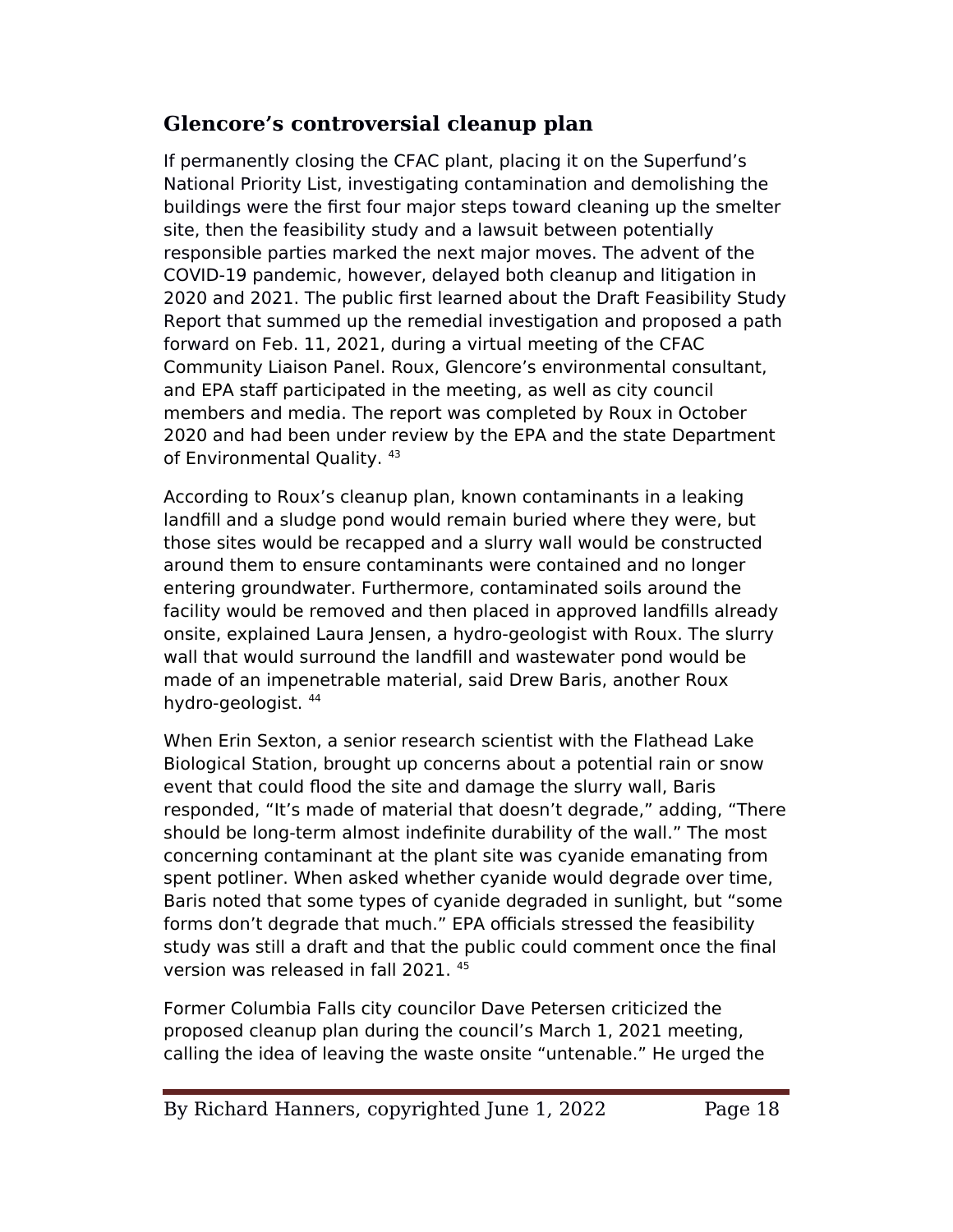## Glencore's controversial cleanup plan

If permanently closing the CFAC plant, placing it on the Superfund's National Priority List, investigating contamination and demolishing the buildings were the first four major steps toward cleaning up the smelter site, then the feasibility study and a lawsuit between potentially responsible parties marked the next major moves. The advent of the COVID-19 pandemic, however, delayed both cleanup and litigation in 2020 and 2021. The public first learned about the Draft Feasibility Study Report that summed up the remedial investigation and proposed a path forward on Feb. 11, 2021, during a virtual meeting of the CFAC Community Liaison Panel. Roux, Glencore's environmental consultant, and EPA staff participated in the meeting, as well as city council members and media. The report was completed by Roux in October 2020 and had been under review by the EPA and the state Department of Environmental Quality. [43]

According to Roux's cleanup plan, known contaminants in a leaking landfill and a sludge pond would remain buried where they were, but those sites would be recapped and a slurry wall would be constructed around them to ensure contaminants were contained and no longer entering groundwater. Furthermore, contaminated soils around the facility would be removed and then placed in approved landfills already onsite, explained Laura Jensen, a hydro-geologist with Roux. The slurry wall that would surround the landfill and wastewater pond would be made of an impenetrable material, said Drew Baris, another Roux hydro-geologist. [44]

When Erin Sexton, a senior research scientist with the Flathead Lake Biological Station, brought up concerns about a potential rain or snow event that could flood the site and damage the slurry wall, Baris responded, "It's made of material that doesn't degrade," adding, "There should be long-term almost indefinite durability of the wall." The most concerning contaminant at the plant site was cyanide emanating from spent potliner. When asked whether cyanide would degrade over time, Baris noted that some types of cyanide degraded in sunlight, but "some forms don't degrade that much." EPA officials stressed the feasibility study was still a draft and that the public could comment once the final version was released in fall 2021. [45]

Former Columbia Falls city councilor Dave Petersen criticized the proposed cleanup plan during the council's March 1, 2021 meeting, calling the idea of leaving the waste onsite "untenable." He urged the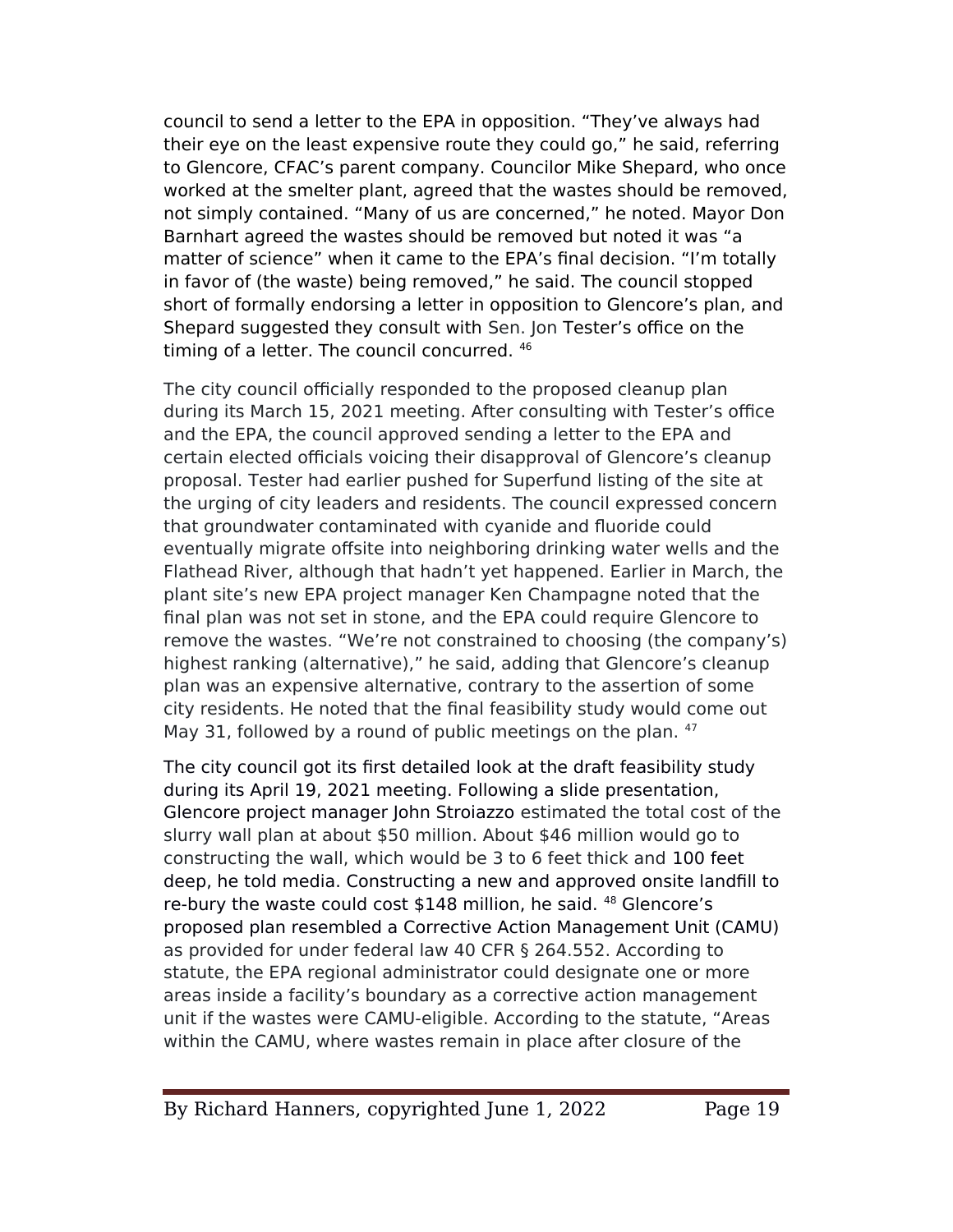council to send a letter to the EPA in opposition. “They’ve always had their eye on the least expensive route they could go,” he said, referring to Glencore, CFAC’s parent company. Councilor Mike Shepard, who once worked at the smelter plant, agreed that the wastes should be removed, not simply contained. “Many of us are concerned,” he noted. Mayor Don Barnhart agreed the wastes should be removed but noted it was “a matter of science” when it came to the EPA’s final decision. “I’m totally in favor of (the waste) being removed,” he said. The council stopped short of formally endorsing a letter in opposition to Glencore’s plan, and Shepard suggested they consult with Sen. Jon Tester’s office on the timing of a letter. The council concurred. [46]

The city council officially responded to the proposed cleanup plan during its March 15, 2021 meeting. After consulting with Tester’s office and the EPA, the council approved sending a letter to the EPA and certain elected officials voicing their disapproval of Glencore’s cleanup proposal. Tester had earlier pushed for Superfund listing of the site at the urging of city leaders and residents. The council expressed concern that groundwater contaminated with cyanide and fluoride could eventually migrate offsite into neighboring drinking water wells and the Flathead River, although that hadn’t yet happened. Earlier in March, the plant site’s new EPA project manager Ken Champagne noted that the final plan was not set in stone, and the EPA could require Glencore to remove the wastes. “We’re not constrained to choosing (the company’s) highest ranking (alternative),” he said, adding that Glencore’s cleanup plan was an expensive alternative, contrary to the assertion of some city residents. He noted that the final feasibility study would come out May 31, followed by a round of public meetings on the plan. [47]

The city council got its first detailed look at the draft feasibility study during its April 19, 2021 meeting. Following a slide presentation, Glencore project manager John Stroiazzo estimated the total cost of the slurry wall plan at about $50 million. About $46 million would go to constructing the wall, which would be 3 to 6 feet thick and 100 feet deep, he told media. Constructing a new and approved onsite landfill to re-bury the waste could cost $148 million, he said. [48] Glencore’s proposed plan resembled a Corrective Action Management Unit (CAMU) as provided for under federal law 40 CFR § 264.552. According to statute, the EPA regional administrator could designate one or more areas inside a facility’s boundary as a corrective action management unit if the wastes were CAMU-eligible. According to the statute, “Areas within the CAMU, where wastes remain in place after closure of the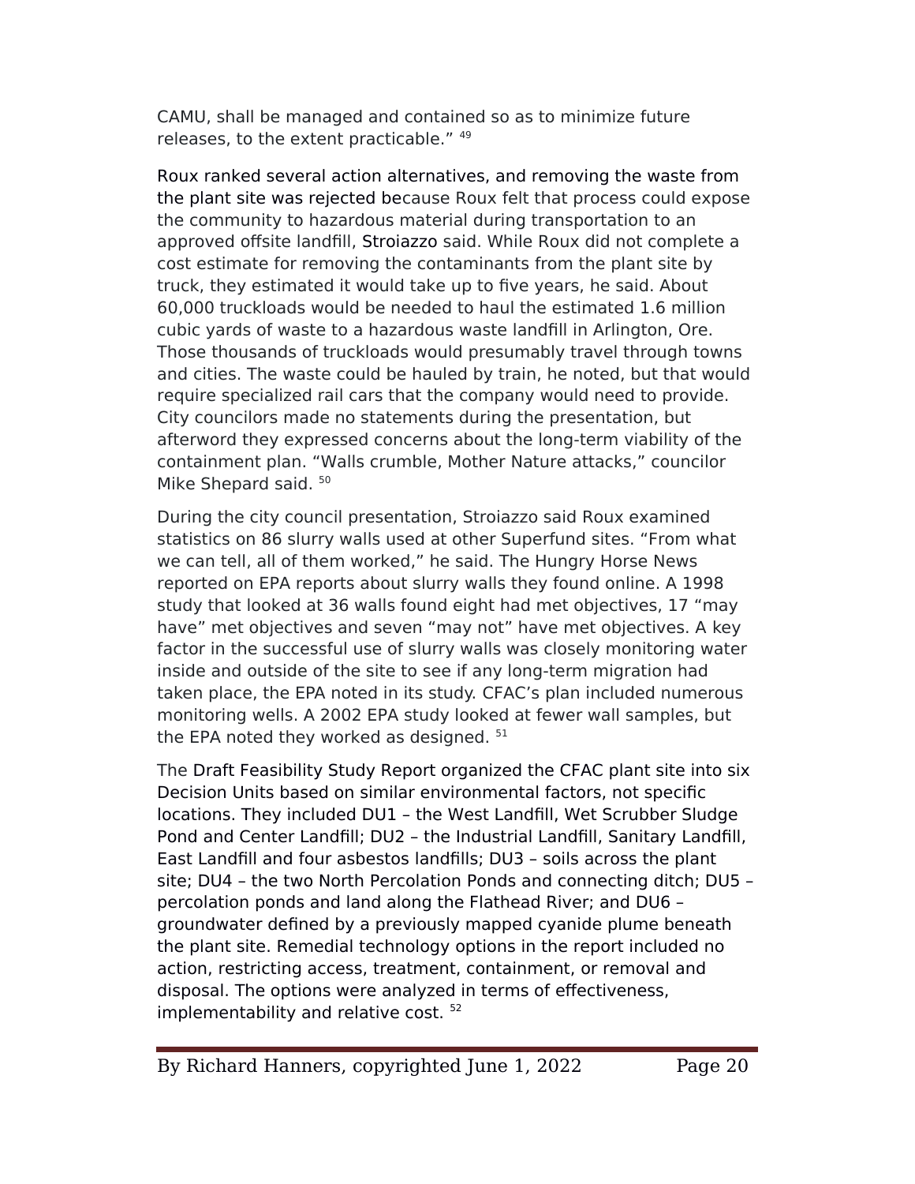CAMU, shall be managed and contained so as to minimize future releases, to the extent practicable." [49]

Roux ranked several action alternatives, and removing the waste from the plant site was rejected because Roux felt that process could expose the community to hazardous material during transportation to an approved offsite landfill, Stroiazzo said. While Roux did not complete a cost estimate for removing the contaminants from the plant site by truck, they estimated it would take up to five years, he said. About 60,000 truckloads would be needed to haul the estimated 1.6 million cubic yards of waste to a hazardous waste landfill in Arlington, Ore. Those thousands of truckloads would presumably travel through towns and cities. The waste could be hauled by train, he noted, but that would require specialized rail cars that the company would need to provide. City councilors made no statements during the presentation, but afterword they expressed concerns about the long-term viability of the containment plan. "Walls crumble, Mother Nature attacks," councilor Mike Shepard said. [50]

During the city council presentation, Stroiazzo said Roux examined statistics on 86 slurry walls used at other Superfund sites. "From what we can tell, all of them worked," he said. The Hungry Horse News reported on EPA reports about slurry walls they found online. A 1998 study that looked at 36 walls found eight had met objectives, 17 "may have" met objectives and seven "may not" have met objectives. A key factor in the successful use of slurry walls was closely monitoring water inside and outside of the site to see if any long-term migration had taken place, the EPA noted in its study. CFAC's plan included numerous monitoring wells. A 2002 EPA study looked at fewer wall samples, but the EPA noted they worked as designed. [51]

The Draft Feasibility Study Report organized the CFAC plant site into six Decision Units based on similar environmental factors, not specific locations. They included DU1 – the West Landfill, Wet Scrubber Sludge Pond and Center Landfill; DU2 – the Industrial Landfill, Sanitary Landfill, East Landfill and four asbestos landfills; DU3 – soils across the plant site; DU4 – the two North Percolation Ponds and connecting ditch; DU5 – percolation ponds and land along the Flathead River; and DU6 – groundwater defined by a previously mapped cyanide plume beneath the plant site. Remedial technology options in the report included no action, restricting access, treatment, containment, or removal and disposal. The options were analyzed in terms of effectiveness, implementability and relative cost. [52]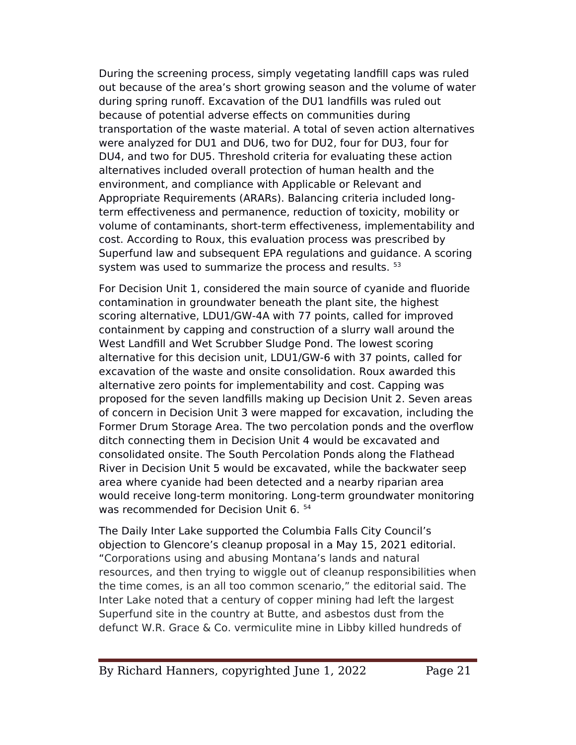During the screening process, simply vegetating landfill caps was ruled out because of the area's short growing season and the volume of water during spring runoff. Excavation of the DU1 landfills was ruled out because of potential adverse effects on communities during transportation of the waste material. A total of seven action alternatives were analyzed for DU1 and DU6, two for DU2, four for DU3, four for DU4, and two for DU5. Threshold criteria for evaluating these action alternatives included overall protection of human health and the environment, and compliance with Applicable or Relevant and Appropriate Requirements (ARARs). Balancing criteria included long-term effectiveness and permanence, reduction of toxicity, mobility or volume of contaminants, short-term effectiveness, implementability and cost. According to Roux, this evaluation process was prescribed by Superfund law and subsequent EPA regulations and guidance. A scoring system was used to summarize the process and results. [53]

For Decision Unit 1, considered the main source of cyanide and fluoride contamination in groundwater beneath the plant site, the highest scoring alternative, LDU1/GW-4A with 77 points, called for improved containment by capping and construction of a slurry wall around the West Landfill and Wet Scrubber Sludge Pond. The lowest scoring alternative for this decision unit, LDU1/GW-6 with 37 points, called for excavation of the waste and onsite consolidation. Roux awarded this alternative zero points for implementability and cost. Capping was proposed for the seven landfills making up Decision Unit 2. Seven areas of concern in Decision Unit 3 were mapped for excavation, including the Former Drum Storage Area. The two percolation ponds and the overflow ditch connecting them in Decision Unit 4 would be excavated and consolidated onsite. The South Percolation Ponds along the Flathead River in Decision Unit 5 would be excavated, while the backwater seep area where cyanide had been detected and a nearby riparian area would receive long-term monitoring. Long-term groundwater monitoring was recommended for Decision Unit 6. [54]

The Daily Inter Lake supported the Columbia Falls City Council's objection to Glencore's cleanup proposal in a May 15, 2021 editorial. "Corporations using and abusing Montana's lands and natural resources, and then trying to wiggle out of cleanup responsibilities when the time comes, is an all too common scenario," the editorial said. The Inter Lake noted that a century of copper mining had left the largest Superfund site in the country at Butte, and asbestos dust from the defunct W.R. Grace & Co. vermiculite mine in Libby killed hundreds of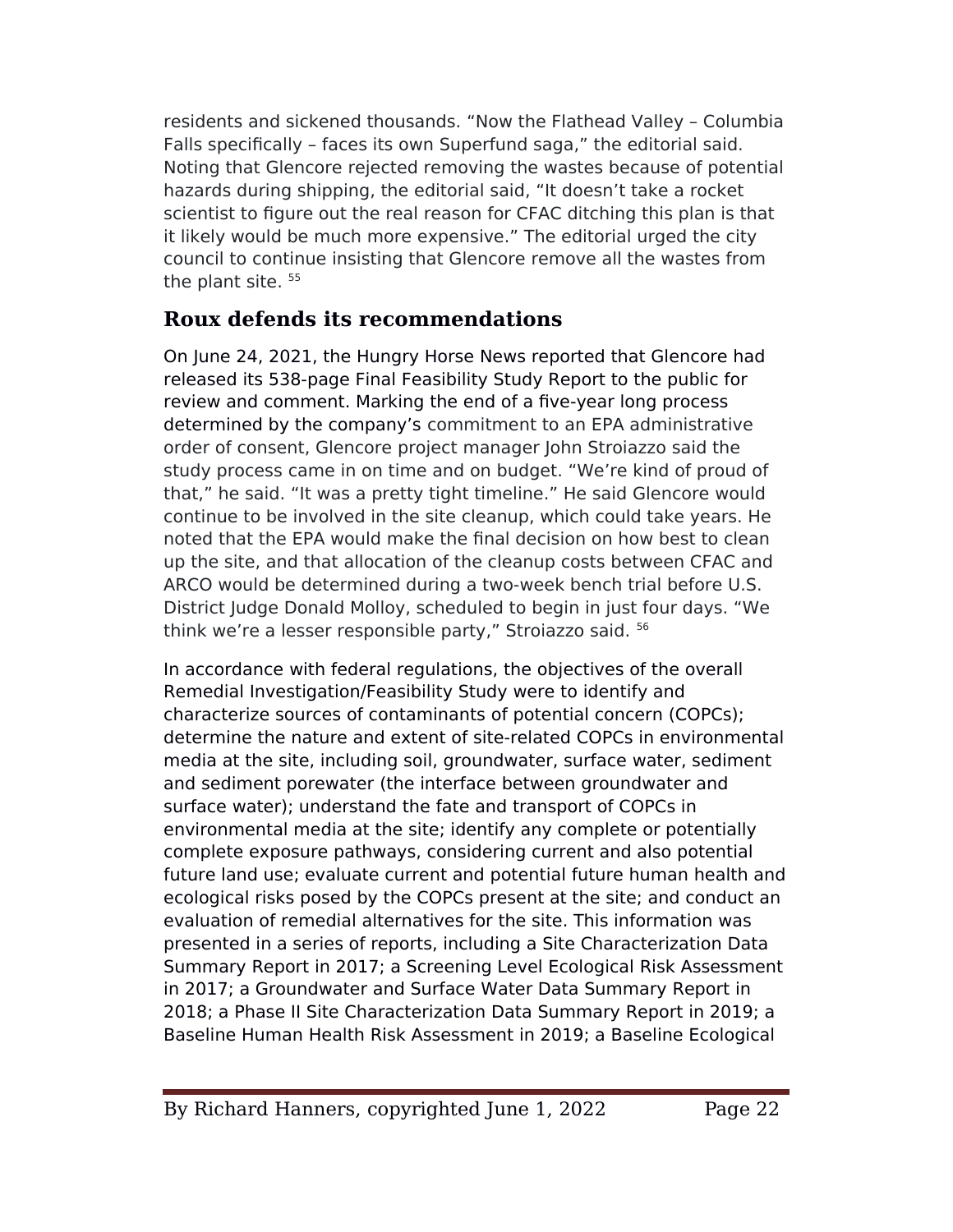residents and sickened thousands. "Now the Flathead Valley – Columbia Falls specifically – faces its own Superfund saga," the editorial said. Noting that Glencore rejected removing the wastes because of potential hazards during shipping, the editorial said, "It doesn't take a rocket scientist to figure out the real reason for CFAC ditching this plan is that it likely would be much more expensive." The editorial urged the city council to continue insisting that Glencore remove all the wastes from the plant site. [55]

## Roux defends its recommendations

On June 24, 2021, the Hungry Horse News reported that Glencore had released its 538-page Final Feasibility Study Report to the public for review and comment. Marking the end of a five-year long process determined by the company's commitment to an EPA administrative order of consent, Glencore project manager John Stroiazzo said the study process came in on time and on budget. "We're kind of proud of that," he said. "It was a pretty tight timeline." He said Glencore would continue to be involved in the site cleanup, which could take years. He noted that the EPA would make the final decision on how best to clean up the site, and that allocation of the cleanup costs between CFAC and ARCO would be determined during a two-week bench trial before U.S. District Judge Donald Molloy, scheduled to begin in just four days. "We think we're a lesser responsible party," Stroiazzo said. [56]

In accordance with federal regulations, the objectives of the overall Remedial Investigation/Feasibility Study were to identify and characterize sources of contaminants of potential concern (COPCs); determine the nature and extent of site-related COPCs in environmental media at the site, including soil, groundwater, surface water, sediment and sediment porewater (the interface between groundwater and surface water); understand the fate and transport of COPCs in environmental media at the site; identify any complete or potentially complete exposure pathways, considering current and also potential future land use; evaluate current and potential future human health and ecological risks posed by the COPCs present at the site; and conduct an evaluation of remedial alternatives for the site. This information was presented in a series of reports, including a Site Characterization Data Summary Report in 2017; a Screening Level Ecological Risk Assessment in 2017; a Groundwater and Surface Water Data Summary Report in 2018; a Phase II Site Characterization Data Summary Report in 2019; a Baseline Human Health Risk Assessment in 2019; a Baseline Ecological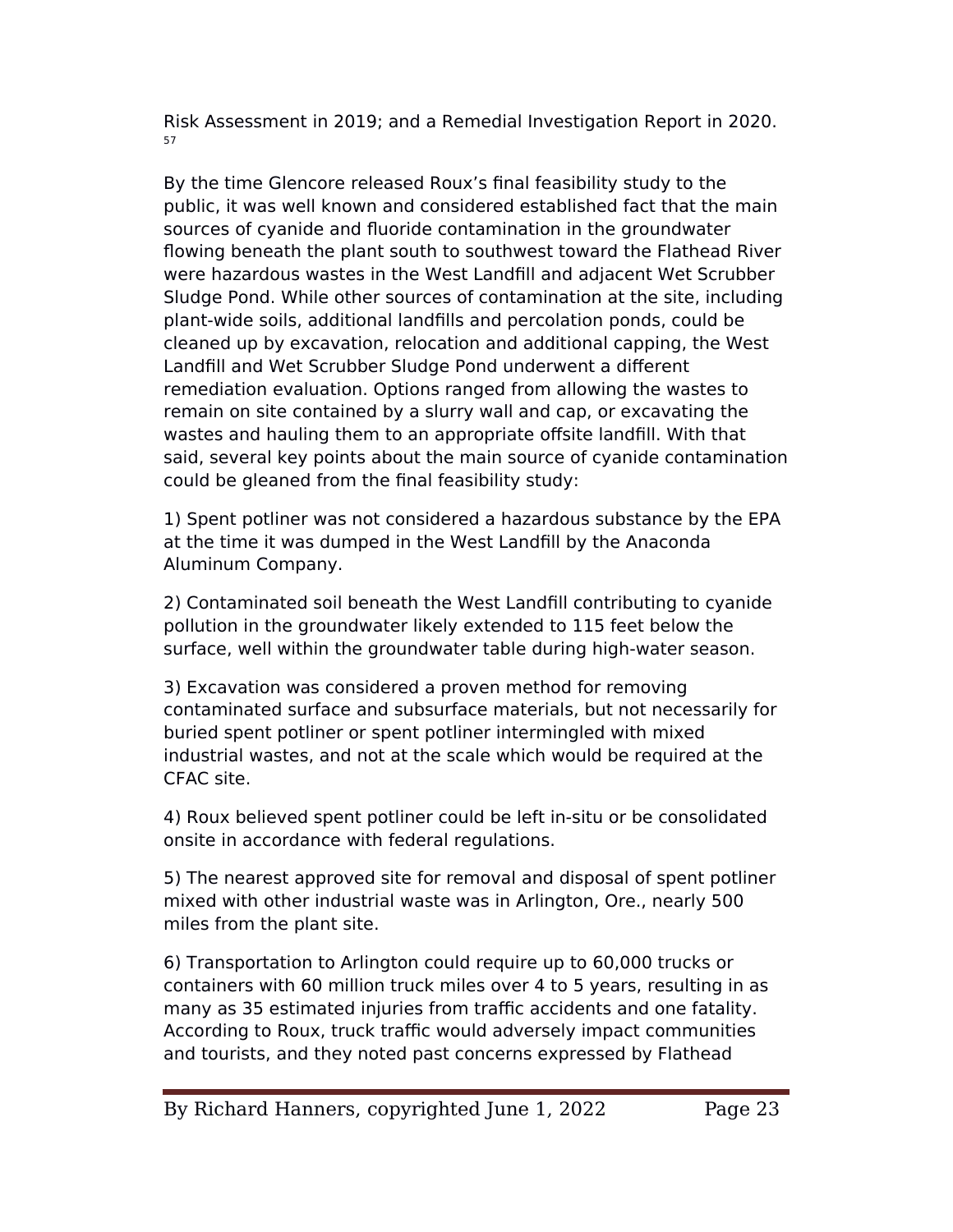Risk Assessment in 2019; and a Remedial Investigation Report in 2020.[57]

By the time Glencore released Roux's final feasibility study to the public, it was well known and considered established fact that the main sources of cyanide and fluoride contamination in the groundwater flowing beneath the plant south to southwest toward the Flathead River were hazardous wastes in the West Landfill and adjacent Wet Scrubber Sludge Pond. While other sources of contamination at the site, including plant-wide soils, additional landfills and percolation ponds, could be cleaned up by excavation, relocation and additional capping, the West Landfill and Wet Scrubber Sludge Pond underwent a different remediation evaluation. Options ranged from allowing the wastes to remain on site contained by a slurry wall and cap, or excavating the wastes and hauling them to an appropriate offsite landfill. With that said, several key points about the main source of cyanide contamination could be gleaned from the final feasibility study:

1) Spent potliner was not considered a hazardous substance by the EPA at the time it was dumped in the West Landfill by the Anaconda Aluminum Company.

2) Contaminated soil beneath the West Landfill contributing to cyanide pollution in the groundwater likely extended to 115 feet below the surface, well within the groundwater table during high-water season.

3) Excavation was considered a proven method for removing contaminated surface and subsurface materials, but not necessarily for buried spent potliner or spent potliner intermingled with mixed industrial wastes, and not at the scale which would be required at the CFAC site.

4) Roux believed spent potliner could be left in-situ or be consolidated onsite in accordance with federal regulations.

5) The nearest approved site for removal and disposal of spent potliner mixed with other industrial waste was in Arlington, Ore., nearly 500 miles from the plant site.

6) Transportation to Arlington could require up to 60,000 trucks or containers with 60 million truck miles over 4 to 5 years, resulting in as many as 35 estimated injuries from traffic accidents and one fatality. According to Roux, truck traffic would adversely impact communities and tourists, and they noted past concerns expressed by Flathead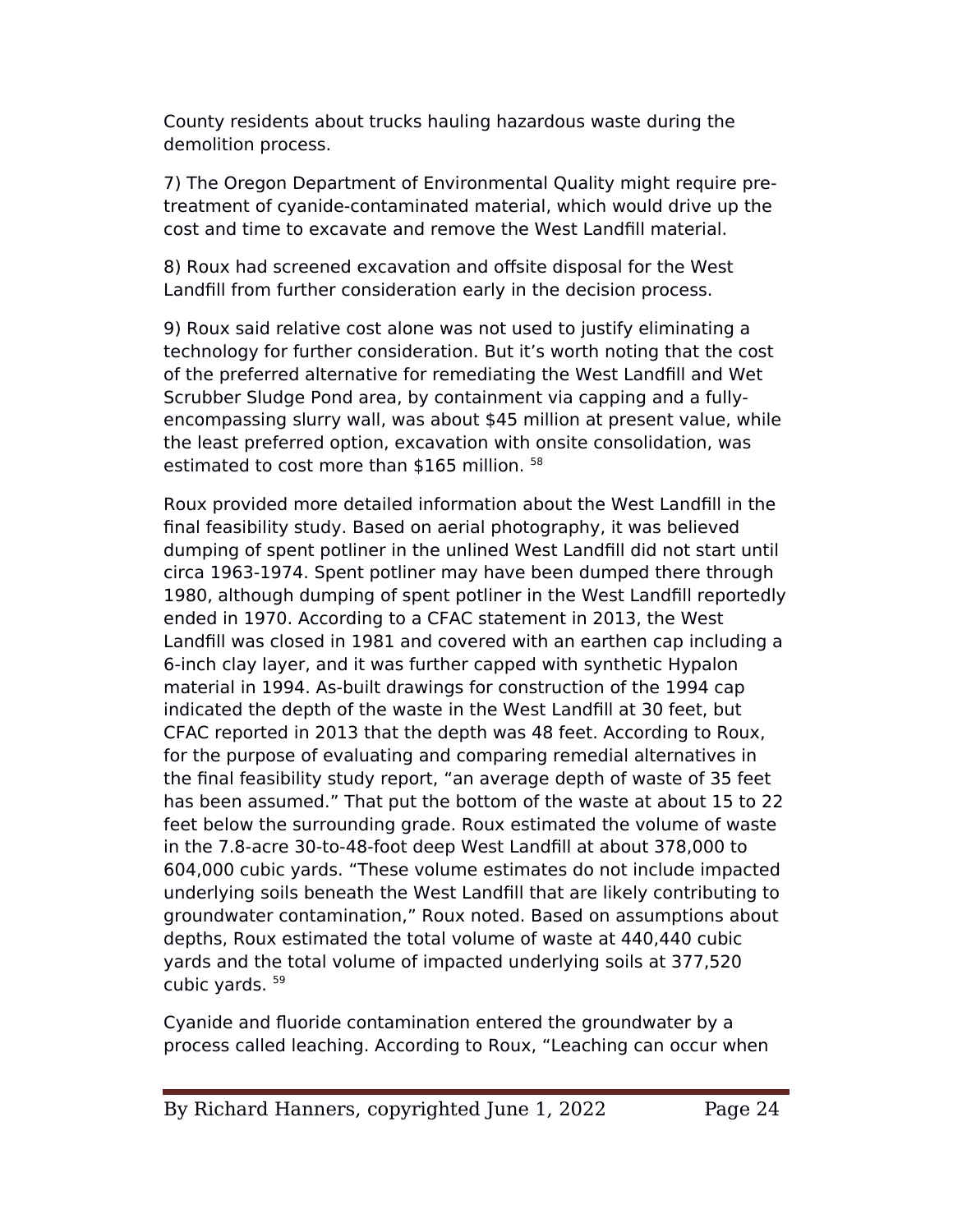County residents about trucks hauling hazardous waste during the demolition process.

7) The Oregon Department of Environmental Quality might require pre-treatment of cyanide-contaminated material, which would drive up the cost and time to excavate and remove the West Landfill material.

8) Roux had screened excavation and offsite disposal for the West Landfill from further consideration early in the decision process.

9) Roux said relative cost alone was not used to justify eliminating a technology for further consideration. But it's worth noting that the cost of the preferred alternative for remediating the West Landfill and Wet Scrubber Sludge Pond area, by containment via capping and a fully-encompassing slurry wall, was about $45 million at present value, while the least preferred option, excavation with onsite consolidation, was estimated to cost more than $165 million. [58]

Roux provided more detailed information about the West Landfill in the final feasibility study. Based on aerial photography, it was believed dumping of spent potliner in the unlined West Landfill did not start until circa 1963-1974. Spent potliner may have been dumped there through 1980, although dumping of spent potliner in the West Landfill reportedly ended in 1970. According to a CFAC statement in 2013, the West Landfill was closed in 1981 and covered with an earthen cap including a 6-inch clay layer, and it was further capped with synthetic Hypalon material in 1994. As-built drawings for construction of the 1994 cap indicated the depth of the waste in the West Landfill at 30 feet, but CFAC reported in 2013 that the depth was 48 feet. According to Roux, for the purpose of evaluating and comparing remedial alternatives in the final feasibility study report, "an average depth of waste of 35 feet has been assumed." That put the bottom of the waste at about 15 to 22 feet below the surrounding grade. Roux estimated the volume of waste in the 7.8-acre 30-to-48-foot deep West Landfill at about 378,000 to 604,000 cubic yards. "These volume estimates do not include impacted underlying soils beneath the West Landfill that are likely contributing to groundwater contamination," Roux noted. Based on assumptions about depths, Roux estimated the total volume of waste at 440,440 cubic yards and the total volume of impacted underlying soils at 377,520 cubic yards. [59]

Cyanide and fluoride contamination entered the groundwater by a process called leaching. According to Roux, "Leaching can occur when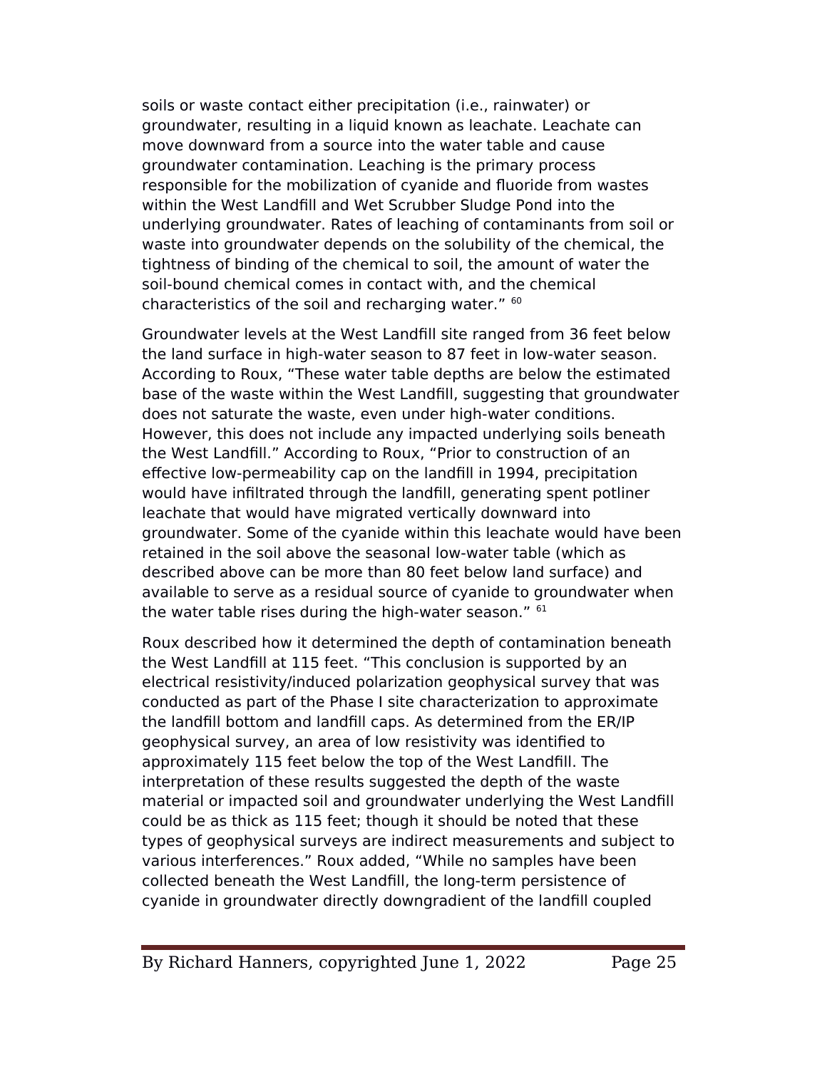soils or waste contact either precipitation (i.e., rainwater) or groundwater, resulting in a liquid known as leachate. Leachate can move downward from a source into the water table and cause groundwater contamination. Leaching is the primary process responsible for the mobilization of cyanide and fluoride from wastes within the West Landfill and Wet Scrubber Sludge Pond into the underlying groundwater. Rates of leaching of contaminants from soil or waste into groundwater depends on the solubility of the chemical, the tightness of binding of the chemical to soil, the amount of water the soil-bound chemical comes in contact with, and the chemical characteristics of the soil and recharging water." [60]

Groundwater levels at the West Landfill site ranged from 36 feet below the land surface in high-water season to 87 feet in low-water season. According to Roux, "These water table depths are below the estimated base of the waste within the West Landfill, suggesting that groundwater does not saturate the waste, even under high-water conditions. However, this does not include any impacted underlying soils beneath the West Landfill." According to Roux, "Prior to construction of an effective low-permeability cap on the landfill in 1994, precipitation would have infiltrated through the landfill, generating spent potliner leachate that would have migrated vertically downward into groundwater. Some of the cyanide within this leachate would have been retained in the soil above the seasonal low-water table (which as described above can be more than 80 feet below land surface) and available to serve as a residual source of cyanide to groundwater when the water table rises during the high-water season." [61]

Roux described how it determined the depth of contamination beneath the West Landfill at 115 feet. "This conclusion is supported by an electrical resistivity/induced polarization geophysical survey that was conducted as part of the Phase I site characterization to approximate the landfill bottom and landfill caps. As determined from the ER/IP geophysical survey, an area of low resistivity was identified to approximately 115 feet below the top of the West Landfill. The interpretation of these results suggested the depth of the waste material or impacted soil and groundwater underlying the West Landfill could be as thick as 115 feet; though it should be noted that these types of geophysical surveys are indirect measurements and subject to various interferences." Roux added, "While no samples have been collected beneath the West Landfill, the long-term persistence of cyanide in groundwater directly downgradient of the landfill coupled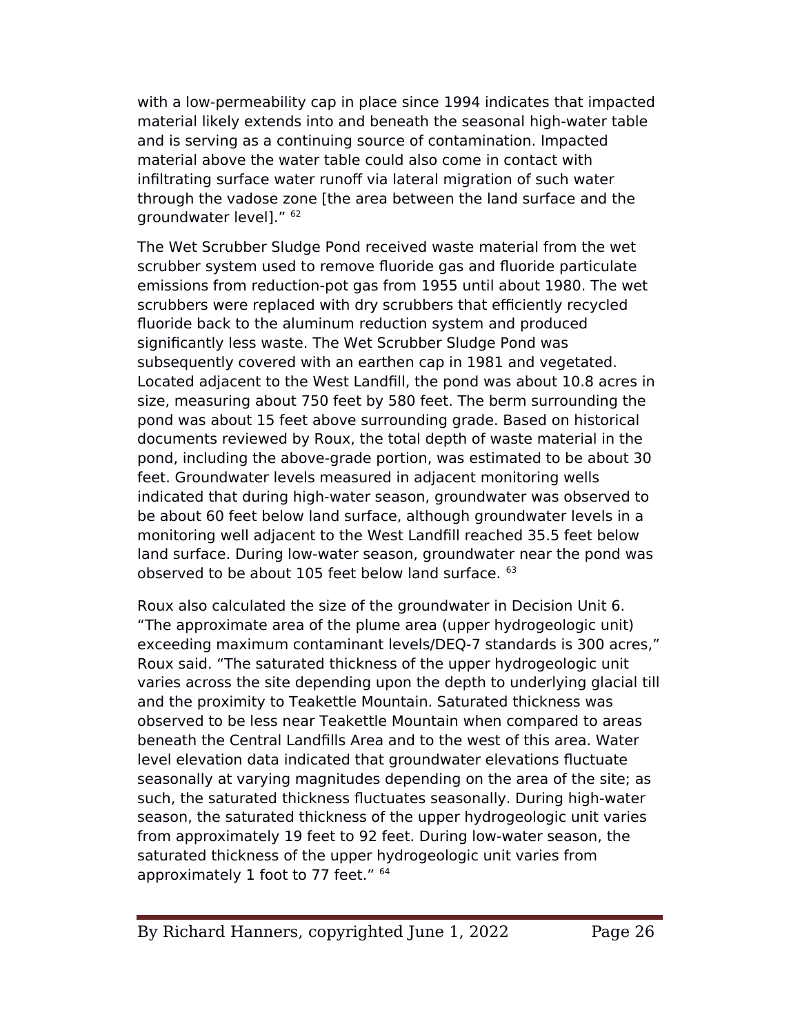with a low-permeability cap in place since 1994 indicates that impacted material likely extends into and beneath the seasonal high-water table and is serving as a continuing source of contamination. Impacted material above the water table could also come in contact with infiltrating surface water runoff via lateral migration of such water through the vadose zone [the area between the land surface and the groundwater level]." [62]

The Wet Scrubber Sludge Pond received waste material from the wet scrubber system used to remove fluoride gas and fluoride particulate emissions from reduction-pot gas from 1955 until about 1980. The wet scrubbers were replaced with dry scrubbers that efficiently recycled fluoride back to the aluminum reduction system and produced significantly less waste. The Wet Scrubber Sludge Pond was subsequently covered with an earthen cap in 1981 and vegetated. Located adjacent to the West Landfill, the pond was about 10.8 acres in size, measuring about 750 feet by 580 feet. The berm surrounding the pond was about 15 feet above surrounding grade. Based on historical documents reviewed by Roux, the total depth of waste material in the pond, including the above-grade portion, was estimated to be about 30 feet. Groundwater levels measured in adjacent monitoring wells indicated that during high-water season, groundwater was observed to be about 60 feet below land surface, although groundwater levels in a monitoring well adjacent to the West Landfill reached 35.5 feet below land surface. During low-water season, groundwater near the pond was observed to be about 105 feet below land surface. [63]

Roux also calculated the size of the groundwater in Decision Unit 6. "The approximate area of the plume area (upper hydrogeologic unit) exceeding maximum contaminant levels/DEQ-7 standards is 300 acres," Roux said. "The saturated thickness of the upper hydrogeologic unit varies across the site depending upon the depth to underlying glacial till and the proximity to Teakettle Mountain. Saturated thickness was observed to be less near Teakettle Mountain when compared to areas beneath the Central Landfills Area and to the west of this area. Water level elevation data indicated that groundwater elevations fluctuate seasonally at varying magnitudes depending on the area of the site; as such, the saturated thickness fluctuates seasonally. During high-water season, the saturated thickness of the upper hydrogeologic unit varies from approximately 19 feet to 92 feet. During low-water season, the saturated thickness of the upper hydrogeologic unit varies from approximately 1 foot to 77 feet." [64]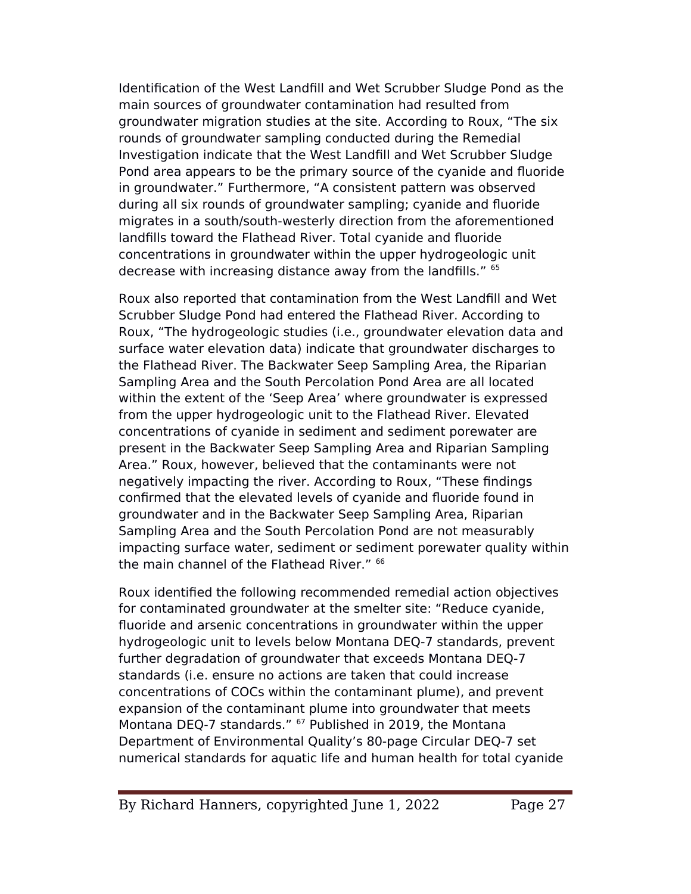Identification of the West Landfill and Wet Scrubber Sludge Pond as the main sources of groundwater contamination had resulted from groundwater migration studies at the site. According to Roux, "The six rounds of groundwater sampling conducted during the Remedial Investigation indicate that the West Landfill and Wet Scrubber Sludge Pond area appears to be the primary source of the cyanide and fluoride in groundwater." Furthermore, "A consistent pattern was observed during all six rounds of groundwater sampling; cyanide and fluoride migrates in a south/south-westerly direction from the aforementioned landfills toward the Flathead River. Total cyanide and fluoride concentrations in groundwater within the upper hydrogeologic unit decrease with increasing distance away from the landfills." [65]

Roux also reported that contamination from the West Landfill and Wet Scrubber Sludge Pond had entered the Flathead River. According to Roux, "The hydrogeologic studies (i.e., groundwater elevation data and surface water elevation data) indicate that groundwater discharges to the Flathead River. The Backwater Seep Sampling Area, the Riparian Sampling Area and the South Percolation Pond Area are all located within the extent of the 'Seep Area' where groundwater is expressed from the upper hydrogeologic unit to the Flathead River. Elevated concentrations of cyanide in sediment and sediment porewater are present in the Backwater Seep Sampling Area and Riparian Sampling Area." Roux, however, believed that the contaminants were not negatively impacting the river. According to Roux, "These findings confirmed that the elevated levels of cyanide and fluoride found in groundwater and in the Backwater Seep Sampling Area, Riparian Sampling Area and the South Percolation Pond are not measurably impacting surface water, sediment or sediment porewater quality within the main channel of the Flathead River." [66]

Roux identified the following recommended remedial action objectives for contaminated groundwater at the smelter site: "Reduce cyanide, fluoride and arsenic concentrations in groundwater within the upper hydrogeologic unit to levels below Montana DEQ-7 standards, prevent further degradation of groundwater that exceeds Montana DEQ-7 standards (i.e. ensure no actions are taken that could increase concentrations of COCs within the contaminant plume), and prevent expansion of the contaminant plume into groundwater that meets Montana DEQ-7 standards." [67] Published in 2019, the Montana Department of Environmental Quality's 80-page Circular DEQ-7 set numerical standards for aquatic life and human health for total cyanide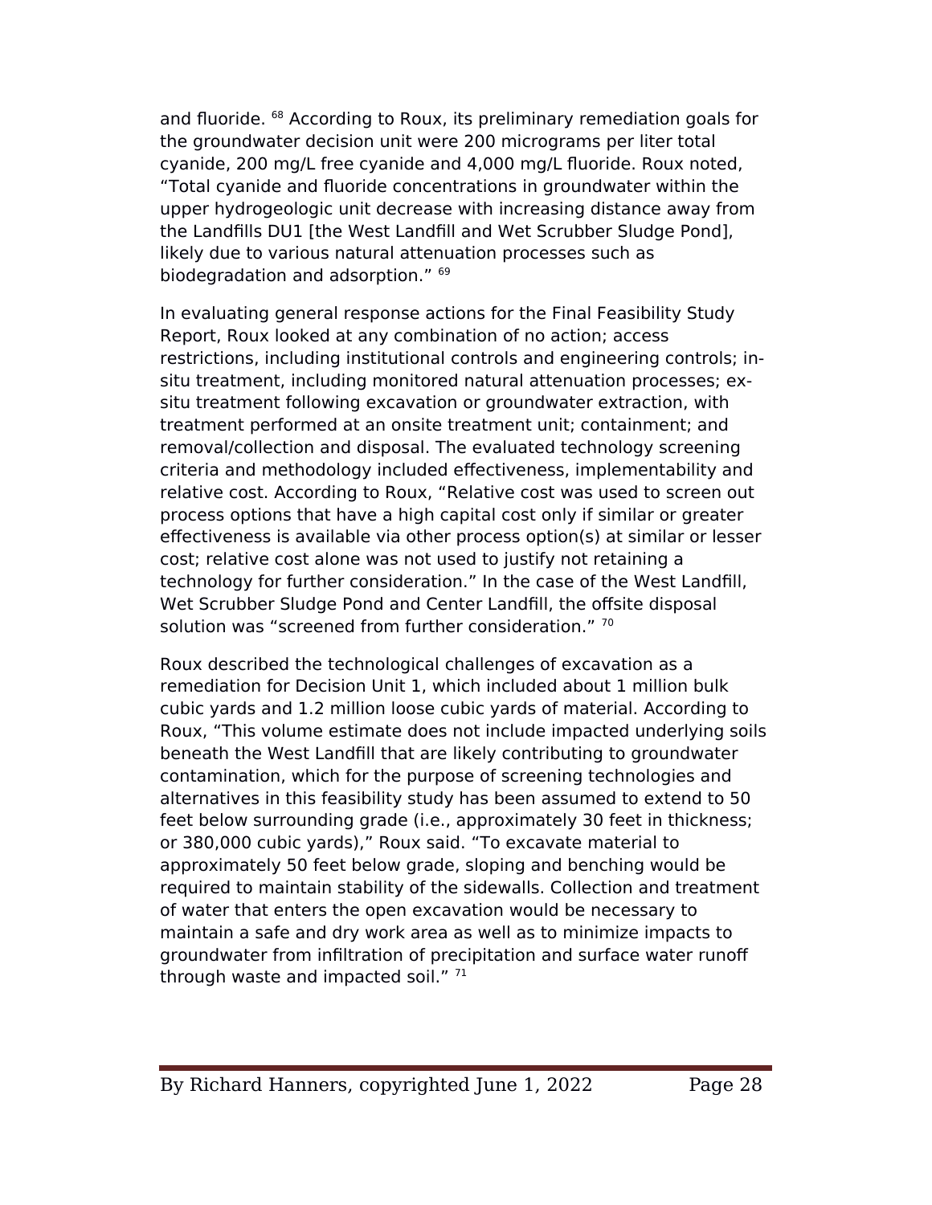and fluoride. [68] According to Roux, its preliminary remediation goals for the groundwater decision unit were 200 micrograms per liter total cyanide, 200 mg/L free cyanide and 4,000 mg/L fluoride. Roux noted, "Total cyanide and fluoride concentrations in groundwater within the upper hydrogeologic unit decrease with increasing distance away from the Landfills DU1 [the West Landfill and Wet Scrubber Sludge Pond], likely due to various natural attenuation processes such as biodegradation and adsorption." [69]

In evaluating general response actions for the Final Feasibility Study Report, Roux looked at any combination of no action; access restrictions, including institutional controls and engineering controls; in-situ treatment, including monitored natural attenuation processes; ex-situ treatment following excavation or groundwater extraction, with treatment performed at an onsite treatment unit; containment; and removal/collection and disposal. The evaluated technology screening criteria and methodology included effectiveness, implementability and relative cost. According to Roux, "Relative cost was used to screen out process options that have a high capital cost only if similar or greater effectiveness is available via other process option(s) at similar or lesser cost; relative cost alone was not used to justify not retaining a technology for further consideration." In the case of the West Landfill, Wet Scrubber Sludge Pond and Center Landfill, the offsite disposal solution was "screened from further consideration." [70]

Roux described the technological challenges of excavation as a remediation for Decision Unit 1, which included about 1 million bulk cubic yards and 1.2 million loose cubic yards of material. According to Roux, "This volume estimate does not include impacted underlying soils beneath the West Landfill that are likely contributing to groundwater contamination, which for the purpose of screening technologies and alternatives in this feasibility study has been assumed to extend to 50 feet below surrounding grade (i.e., approximately 30 feet in thickness; or 380,000 cubic yards)," Roux said. "To excavate material to approximately 50 feet below grade, sloping and benching would be required to maintain stability of the sidewalls. Collection and treatment of water that enters the open excavation would be necessary to maintain a safe and dry work area as well as to minimize impacts to groundwater from infiltration of precipitation and surface water runoff through waste and impacted soil." [71]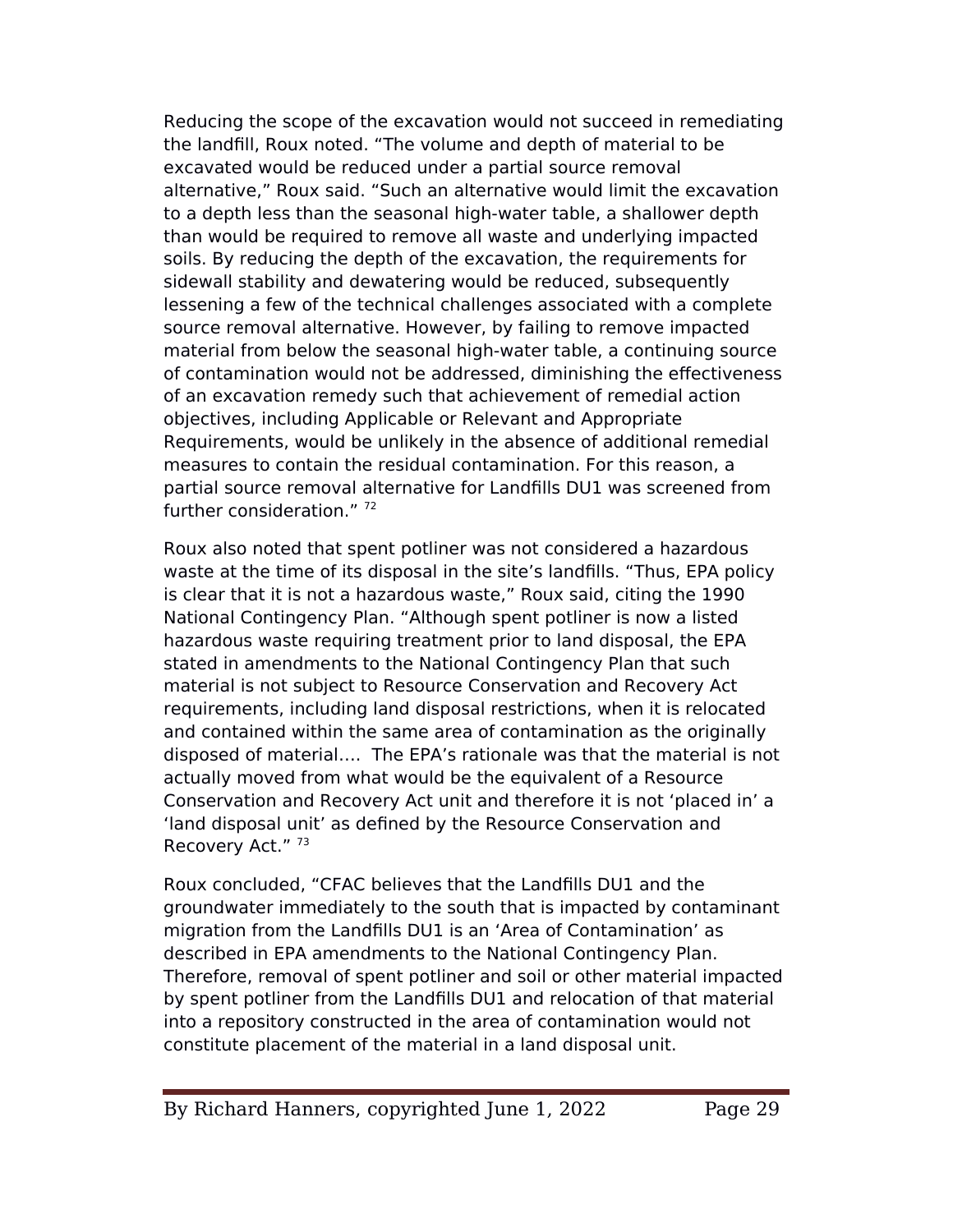Reducing the scope of the excavation would not succeed in remediating the landfill, Roux noted. “The volume and depth of material to be excavated would be reduced under a partial source removal alternative,” Roux said. “Such an alternative would limit the excavation to a depth less than the seasonal high-water table, a shallower depth than would be required to remove all waste and underlying impacted soils. By reducing the depth of the excavation, the requirements for sidewall stability and dewatering would be reduced, subsequently lessening a few of the technical challenges associated with a complete source removal alternative. However, by failing to remove impacted material from below the seasonal high-water table, a continuing source of contamination would not be addressed, diminishing the effectiveness of an excavation remedy such that achievement of remedial action objectives, including Applicable or Relevant and Appropriate Requirements, would be unlikely in the absence of additional remedial measures to contain the residual contamination. For this reason, a partial source removal alternative for Landfills DU1 was screened from further consideration.” [72]

Roux also noted that spent potliner was not considered a hazardous waste at the time of its disposal in the site’s landfills. “Thus, EPA policy is clear that it is not a hazardous waste,” Roux said, citing the 1990 National Contingency Plan. “Although spent potliner is now a listed hazardous waste requiring treatment prior to land disposal, the EPA stated in amendments to the National Contingency Plan that such material is not subject to Resource Conservation and Recovery Act requirements, including land disposal restrictions, when it is relocated and contained within the same area of contamination as the originally disposed of material…. The EPA’s rationale was that the material is not actually moved from what would be the equivalent of a Resource Conservation and Recovery Act unit and therefore it is not ‘placed in’ a ‘land disposal unit’ as defined by the Resource Conservation and Recovery Act.” [73]

Roux concluded, “CFAC believes that the Landfills DU1 and the groundwater immediately to the south that is impacted by contaminant migration from the Landfills DU1 is an ‘Area of Contamination’ as described in EPA amendments to the National Contingency Plan. Therefore, removal of spent potliner and soil or other material impacted by spent potliner from the Landfills DU1 and relocation of that material into a repository constructed in the area of contamination would not constitute placement of the material in a land disposal unit.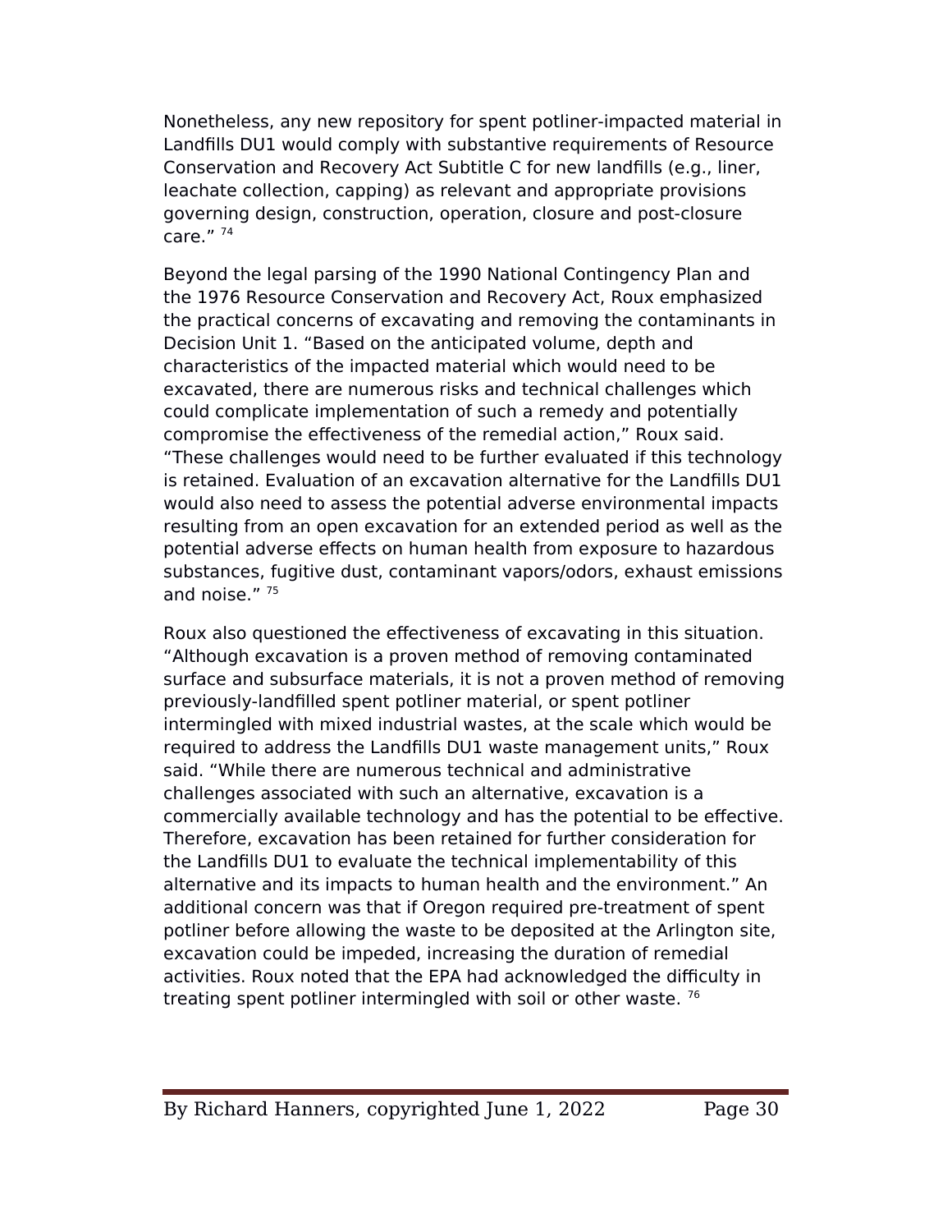Nonetheless, any new repository for spent potliner-impacted material in Landfills DU1 would comply with substantive requirements of Resource Conservation and Recovery Act Subtitle C for new landfills (e.g., liner, leachate collection, capping) as relevant and appropriate provisions governing design, construction, operation, closure and post-closure care." [74]

Beyond the legal parsing of the 1990 National Contingency Plan and the 1976 Resource Conservation and Recovery Act, Roux emphasized the practical concerns of excavating and removing the contaminants in Decision Unit 1. "Based on the anticipated volume, depth and characteristics of the impacted material which would need to be excavated, there are numerous risks and technical challenges which could complicate implementation of such a remedy and potentially compromise the effectiveness of the remedial action," Roux said. "These challenges would need to be further evaluated if this technology is retained. Evaluation of an excavation alternative for the Landfills DU1 would also need to assess the potential adverse environmental impacts resulting from an open excavation for an extended period as well as the potential adverse effects on human health from exposure to hazardous substances, fugitive dust, contaminant vapors/odors, exhaust emissions and noise." [75]

Roux also questioned the effectiveness of excavating in this situation. "Although excavation is a proven method of removing contaminated surface and subsurface materials, it is not a proven method of removing previously-landfilled spent potliner material, or spent potliner intermingled with mixed industrial wastes, at the scale which would be required to address the Landfills DU1 waste management units," Roux said. "While there are numerous technical and administrative challenges associated with such an alternative, excavation is a commercially available technology and has the potential to be effective. Therefore, excavation has been retained for further consideration for the Landfills DU1 to evaluate the technical implementability of this alternative and its impacts to human health and the environment." An additional concern was that if Oregon required pre-treatment of spent potliner before allowing the waste to be deposited at the Arlington site, excavation could be impeded, increasing the duration of remedial activities. Roux noted that the EPA had acknowledged the difficulty in treating spent potliner intermingled with soil or other waste. [76]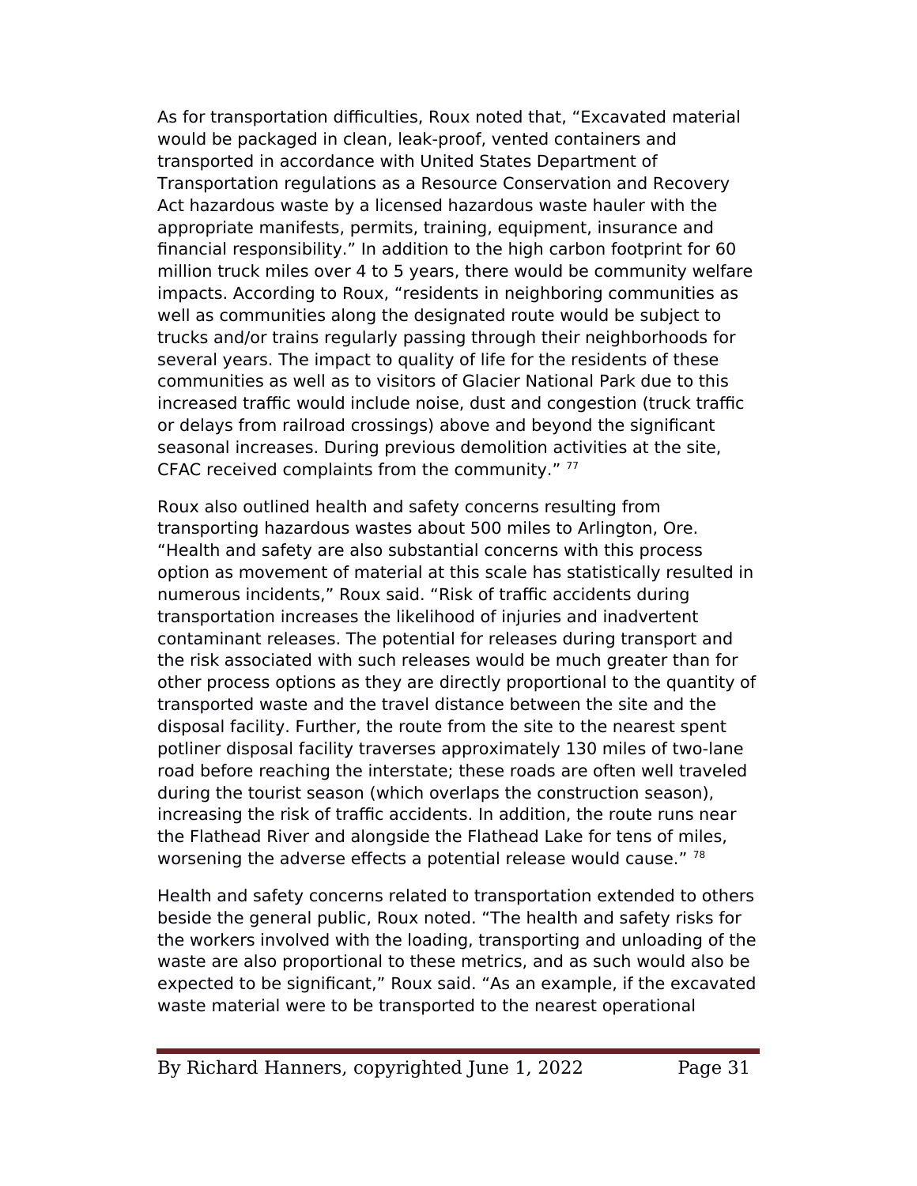As for transportation difficulties, Roux noted that, “Excavated material would be packaged in clean, leak-proof, vented containers and transported in accordance with United States Department of Transportation regulations as a Resource Conservation and Recovery Act hazardous waste by a licensed hazardous waste hauler with the appropriate manifests, permits, training, equipment, insurance and financial responsibility.” In addition to the high carbon footprint for 60 million truck miles over 4 to 5 years, there would be community welfare impacts. According to Roux, “residents in neighboring communities as well as communities along the designated route would be subject to trucks and/or trains regularly passing through their neighborhoods for several years. The impact to quality of life for the residents of these communities as well as to visitors of Glacier National Park due to this increased traffic would include noise, dust and congestion (truck traffic or delays from railroad crossings) above and beyond the significant seasonal increases. During previous demolition activities at the site, CFAC received complaints from the community.” [77]

Roux also outlined health and safety concerns resulting from transporting hazardous wastes about 500 miles to Arlington, Ore. “Health and safety are also substantial concerns with this process option as movement of material at this scale has statistically resulted in numerous incidents,” Roux said. “Risk of traffic accidents during transportation increases the likelihood of injuries and inadvertent contaminant releases. The potential for releases during transport and the risk associated with such releases would be much greater than for other process options as they are directly proportional to the quantity of transported waste and the travel distance between the site and the disposal facility. Further, the route from the site to the nearest spent potliner disposal facility traverses approximately 130 miles of two-lane road before reaching the interstate; these roads are often well traveled during the tourist season (which overlaps the construction season), increasing the risk of traffic accidents. In addition, the route runs near the Flathead River and alongside the Flathead Lake for tens of miles, worsening the adverse effects a potential release would cause.” [78]

Health and safety concerns related to transportation extended to others beside the general public, Roux noted. “The health and safety risks for the workers involved with the loading, transporting and unloading of the waste are also proportional to these metrics, and as such would also be expected to be significant,” Roux said. “As an example, if the excavated waste material were to be transported to the nearest operational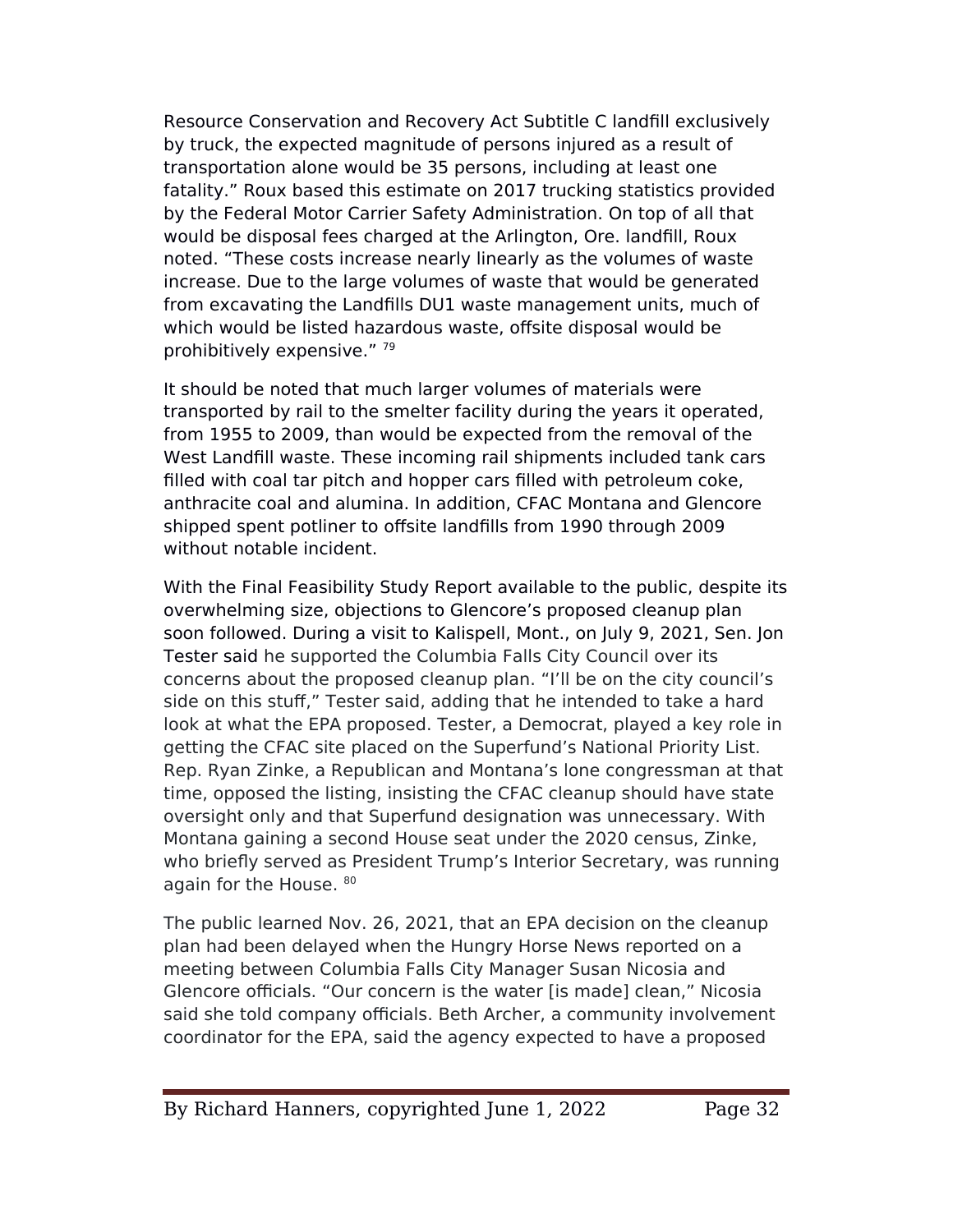Resource Conservation and Recovery Act Subtitle C landfill exclusively by truck, the expected magnitude of persons injured as a result of transportation alone would be 35 persons, including at least one fatality." Roux based this estimate on 2017 trucking statistics provided by the Federal Motor Carrier Safety Administration. On top of all that would be disposal fees charged at the Arlington, Ore. landfill, Roux noted. "These costs increase nearly linearly as the volumes of waste increase. Due to the large volumes of waste that would be generated from excavating the Landfills DU1 waste management units, much of which would be listed hazardous waste, offsite disposal would be prohibitively expensive." [79]

It should be noted that much larger volumes of materials were transported by rail to the smelter facility during the years it operated, from 1955 to 2009, than would be expected from the removal of the West Landfill waste. These incoming rail shipments included tank cars filled with coal tar pitch and hopper cars filled with petroleum coke, anthracite coal and alumina. In addition, CFAC Montana and Glencore shipped spent potliner to offsite landfills from 1990 through 2009 without notable incident.

With the Final Feasibility Study Report available to the public, despite its overwhelming size, objections to Glencore's proposed cleanup plan soon followed. During a visit to Kalispell, Mont., on July 9, 2021, Sen. Jon Tester said he supported the Columbia Falls City Council over its concerns about the proposed cleanup plan. "I'll be on the city council's side on this stuff," Tester said, adding that he intended to take a hard look at what the EPA proposed. Tester, a Democrat, played a key role in getting the CFAC site placed on the Superfund's National Priority List. Rep. Ryan Zinke, a Republican and Montana's lone congressman at that time, opposed the listing, insisting the CFAC cleanup should have state oversight only and that Superfund designation was unnecessary. With Montana gaining a second House seat under the 2020 census, Zinke, who briefly served as President Trump's Interior Secretary, was running again for the House. [80]

The public learned Nov. 26, 2021, that an EPA decision on the cleanup plan had been delayed when the Hungry Horse News reported on a meeting between Columbia Falls City Manager Susan Nicosia and Glencore officials. "Our concern is the water [is made] clean," Nicosia said she told company officials. Beth Archer, a community involvement coordinator for the EPA, said the agency expected to have a proposed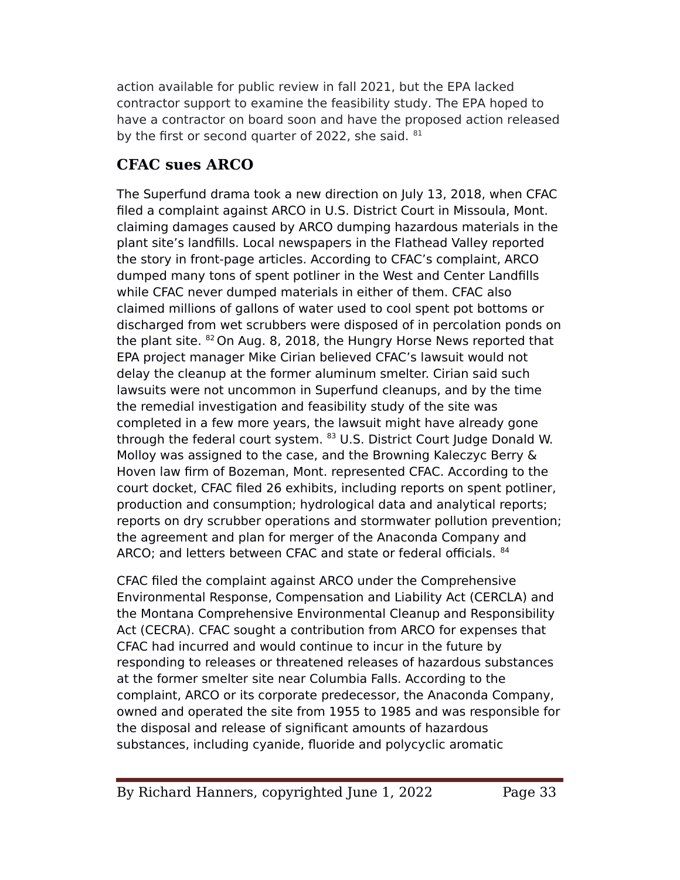action available for public review in fall 2021, but the EPA lacked contractor support to examine the feasibility study. The EPA hoped to have a contractor on board soon and have the proposed action released by the first or second quarter of 2022, she said. [81]

## CFAC sues ARCO

The Superfund drama took a new direction on July 13, 2018, when CFAC filed a complaint against ARCO in U.S. District Court in Missoula, Mont. claiming damages caused by ARCO dumping hazardous materials in the plant site's landfills. Local newspapers in the Flathead Valley reported the story in front-page articles. According to CFAC's complaint, ARCO dumped many tons of spent potliner in the West and Center Landfills while CFAC never dumped materials in either of them. CFAC also claimed millions of gallons of water used to cool spent pot bottoms or discharged from wet scrubbers were disposed of in percolation ponds on the plant site. [82] On Aug. 8, 2018, the Hungry Horse News reported that EPA project manager Mike Cirian believed CFAC's lawsuit would not delay the cleanup at the former aluminum smelter. Cirian said such lawsuits were not uncommon in Superfund cleanups, and by the time the remedial investigation and feasibility study of the site was completed in a few more years, the lawsuit might have already gone through the federal court system. [83] U.S. District Court Judge Donald W. Molloy was assigned to the case, and the Browning Kaleczyc Berry & Hoven law firm of Bozeman, Mont. represented CFAC. According to the court docket, CFAC filed 26 exhibits, including reports on spent potliner, production and consumption; hydrological data and analytical reports; reports on dry scrubber operations and stormwater pollution prevention; the agreement and plan for merger of the Anaconda Company and ARCO; and letters between CFAC and state or federal officials. [84]

CFAC filed the complaint against ARCO under the Comprehensive Environmental Response, Compensation and Liability Act (CERCLA) and the Montana Comprehensive Environmental Cleanup and Responsibility Act (CECRA). CFAC sought a contribution from ARCO for expenses that CFAC had incurred and would continue to incur in the future by responding to releases or threatened releases of hazardous substances at the former smelter site near Columbia Falls. According to the complaint, ARCO or its corporate predecessor, the Anaconda Company, owned and operated the site from 1955 to 1985 and was responsible for the disposal and release of significant amounts of hazardous substances, including cyanide, fluoride and polycyclic aromatic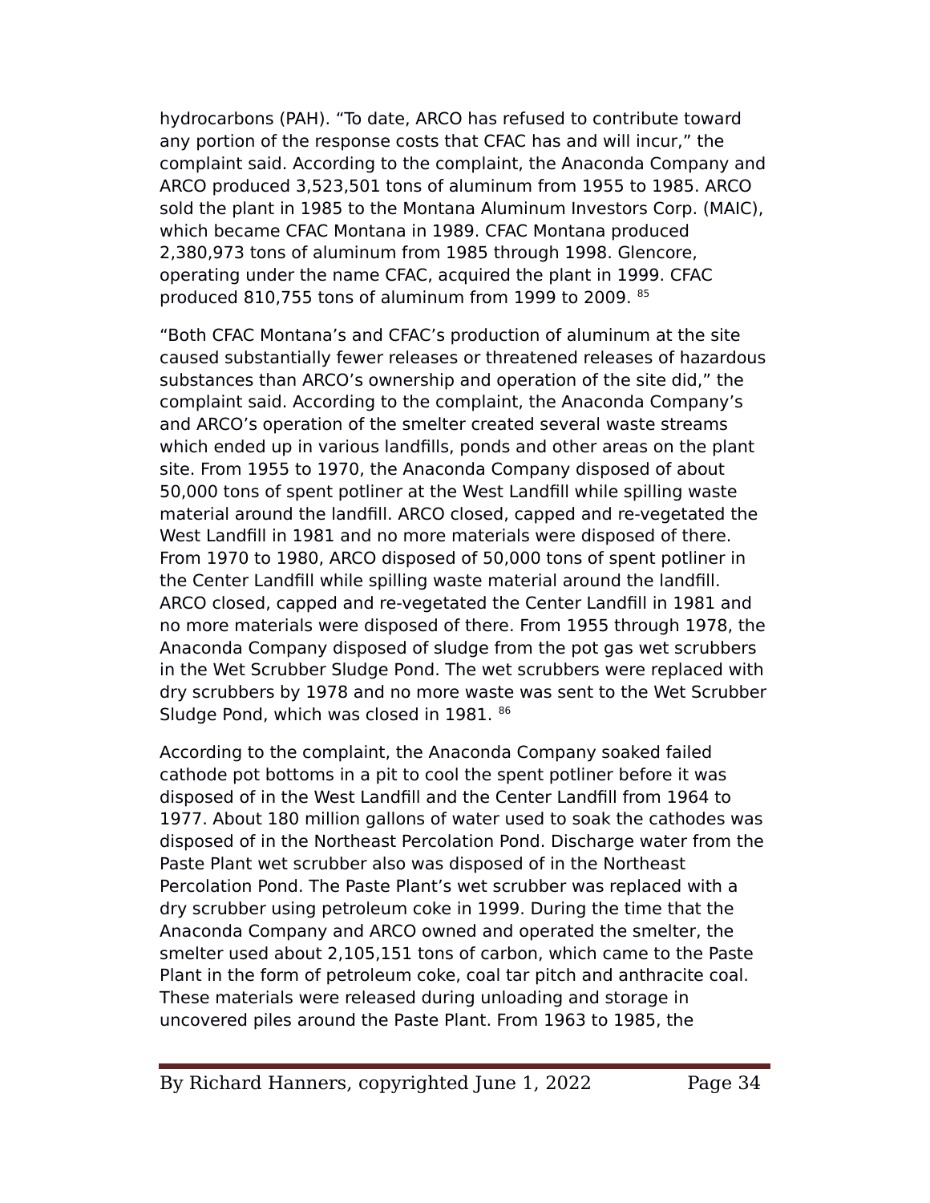hydrocarbons (PAH). “To date, ARCO has refused to contribute toward any portion of the response costs that CFAC has and will incur,” the complaint said. According to the complaint, the Anaconda Company and ARCO produced 3,523,501 tons of aluminum from 1955 to 1985. ARCO sold the plant in 1985 to the Montana Aluminum Investors Corp. (MAIC), which became CFAC Montana in 1989. CFAC Montana produced 2,380,973 tons of aluminum from 1985 through 1998. Glencore, operating under the name CFAC, acquired the plant in 1999. CFAC produced 810,755 tons of aluminum from 1999 to 2009. [85]

“Both CFAC Montana’s and CFAC’s production of aluminum at the site caused substantially fewer releases or threatened releases of hazardous substances than ARCO’s ownership and operation of the site did,” the complaint said. According to the complaint, the Anaconda Company’s and ARCO’s operation of the smelter created several waste streams which ended up in various landfills, ponds and other areas on the plant site. From 1955 to 1970, the Anaconda Company disposed of about 50,000 tons of spent potliner at the West Landfill while spilling waste material around the landfill. ARCO closed, capped and re-vegetated the West Landfill in 1981 and no more materials were disposed of there. From 1970 to 1980, ARCO disposed of 50,000 tons of spent potliner in the Center Landfill while spilling waste material around the landfill. ARCO closed, capped and re-vegetated the Center Landfill in 1981 and no more materials were disposed of there. From 1955 through 1978, the Anaconda Company disposed of sludge from the pot gas wet scrubbers in the Wet Scrubber Sludge Pond. The wet scrubbers were replaced with dry scrubbers by 1978 and no more waste was sent to the Wet Scrubber Sludge Pond, which was closed in 1981. [86]

According to the complaint, the Anaconda Company soaked failed cathode pot bottoms in a pit to cool the spent potliner before it was disposed of in the West Landfill and the Center Landfill from 1964 to 1977. About 180 million gallons of water used to soak the cathodes was disposed of in the Northeast Percolation Pond. Discharge water from the Paste Plant wet scrubber also was disposed of in the Northeast Percolation Pond. The Paste Plant’s wet scrubber was replaced with a dry scrubber using petroleum coke in 1999. During the time that the Anaconda Company and ARCO owned and operated the smelter, the smelter used about 2,105,151 tons of carbon, which came to the Paste Plant in the form of petroleum coke, coal tar pitch and anthracite coal. These materials were released during unloading and storage in uncovered piles around the Paste Plant. From 1963 to 1985, the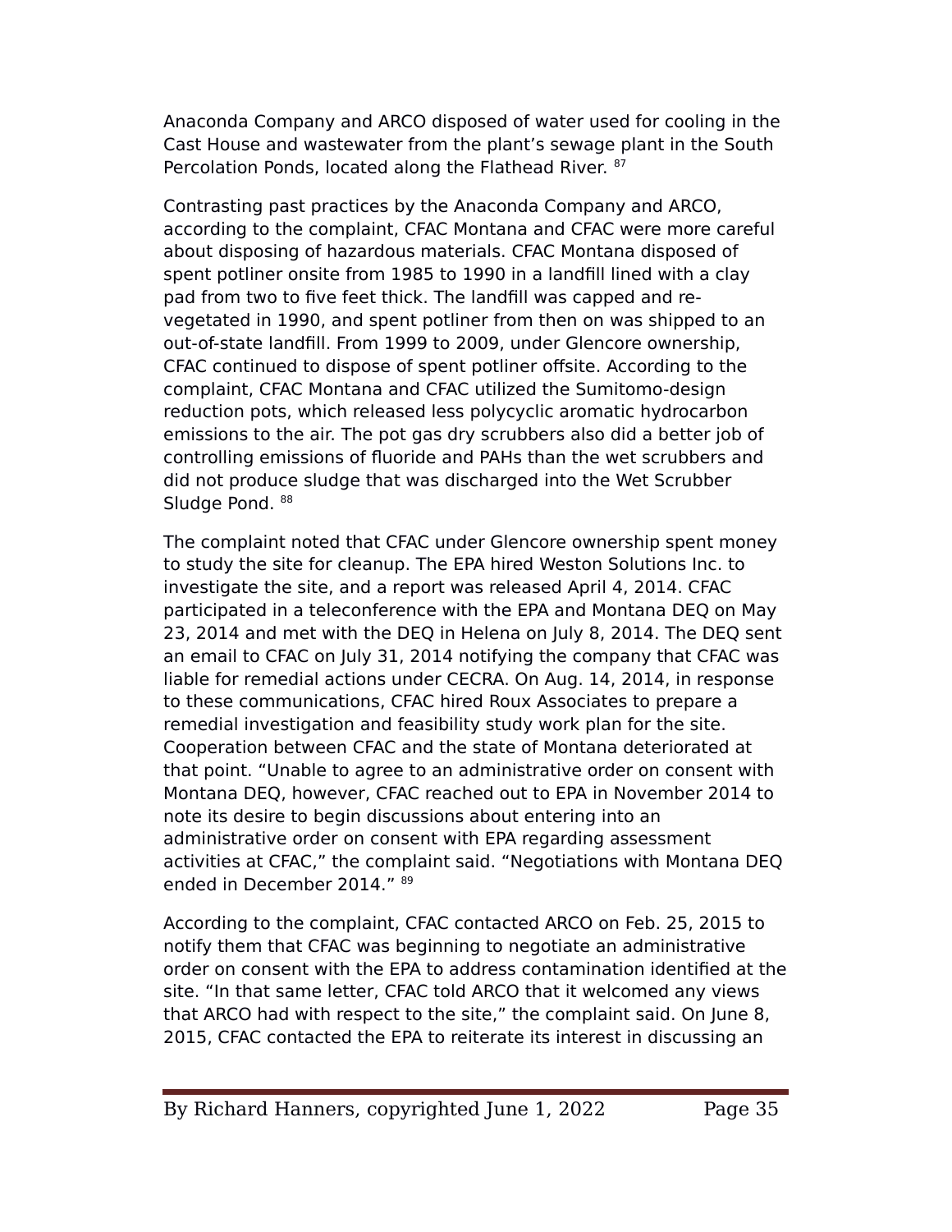Anaconda Company and ARCO disposed of water used for cooling in the Cast House and wastewater from the plant's sewage plant in the South Percolation Ponds, located along the Flathead River. [87]

Contrasting past practices by the Anaconda Company and ARCO, according to the complaint, CFAC Montana and CFAC were more careful about disposing of hazardous materials. CFAC Montana disposed of spent potliner onsite from 1985 to 1990 in a landfill lined with a clay pad from two to five feet thick. The landfill was capped and re-vegetated in 1990, and spent potliner from then on was shipped to an out-of-state landfill. From 1999 to 2009, under Glencore ownership, CFAC continued to dispose of spent potliner offsite. According to the complaint, CFAC Montana and CFAC utilized the Sumitomo-design reduction pots, which released less polycyclic aromatic hydrocarbon emissions to the air. The pot gas dry scrubbers also did a better job of controlling emissions of fluoride and PAHs than the wet scrubbers and did not produce sludge that was discharged into the Wet Scrubber Sludge Pond. [88]

The complaint noted that CFAC under Glencore ownership spent money to study the site for cleanup. The EPA hired Weston Solutions Inc. to investigate the site, and a report was released April 4, 2014. CFAC participated in a teleconference with the EPA and Montana DEQ on May 23, 2014 and met with the DEQ in Helena on July 8, 2014. The DEQ sent an email to CFAC on July 31, 2014 notifying the company that CFAC was liable for remedial actions under CECRA. On Aug. 14, 2014, in response to these communications, CFAC hired Roux Associates to prepare a remedial investigation and feasibility study work plan for the site. Cooperation between CFAC and the state of Montana deteriorated at that point. "Unable to agree to an administrative order on consent with Montana DEQ, however, CFAC reached out to EPA in November 2014 to note its desire to begin discussions about entering into an administrative order on consent with EPA regarding assessment activities at CFAC," the complaint said. "Negotiations with Montana DEQ ended in December 2014." [89]

According to the complaint, CFAC contacted ARCO on Feb. 25, 2015 to notify them that CFAC was beginning to negotiate an administrative order on consent with the EPA to address contamination identified at the site. "In that same letter, CFAC told ARCO that it welcomed any views that ARCO had with respect to the site," the complaint said. On June 8, 2015, CFAC contacted the EPA to reiterate its interest in discussing an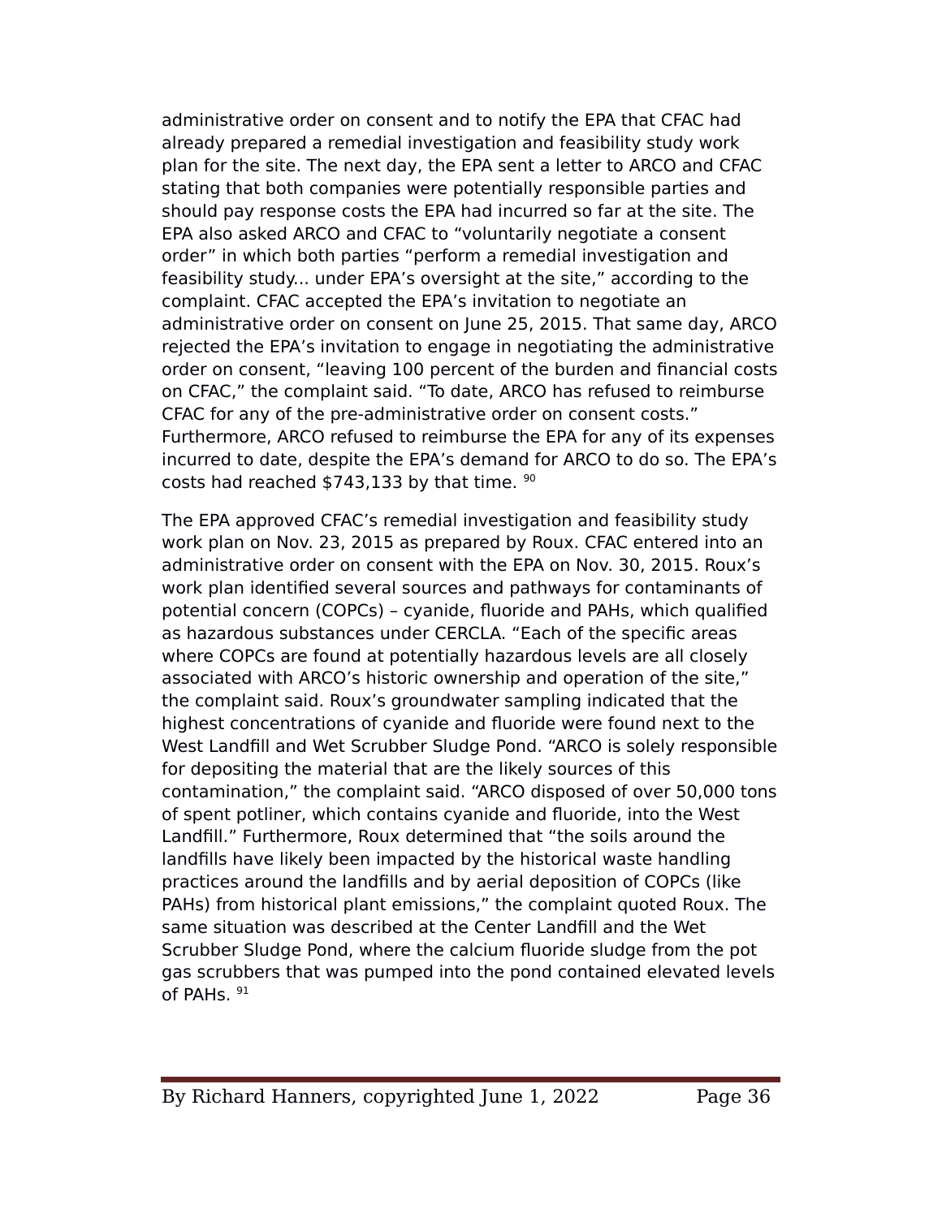administrative order on consent and to notify the EPA that CFAC had already prepared a remedial investigation and feasibility study work plan for the site. The next day, the EPA sent a letter to ARCO and CFAC stating that both companies were potentially responsible parties and should pay response costs the EPA had incurred so far at the site. The EPA also asked ARCO and CFAC to "voluntarily negotiate a consent order" in which both parties "perform a remedial investigation and feasibility study... under EPA's oversight at the site," according to the complaint. CFAC accepted the EPA's invitation to negotiate an administrative order on consent on June 25, 2015. That same day, ARCO rejected the EPA's invitation to engage in negotiating the administrative order on consent, "leaving 100 percent of the burden and financial costs on CFAC," the complaint said. "To date, ARCO has refused to reimburse CFAC for any of the pre-administrative order on consent costs." Furthermore, ARCO refused to reimburse the EPA for any of its expenses incurred to date, despite the EPA's demand for ARCO to do so. The EPA's costs had reached $743,133 by that time. [90]

The EPA approved CFAC's remedial investigation and feasibility study work plan on Nov. 23, 2015 as prepared by Roux. CFAC entered into an administrative order on consent with the EPA on Nov. 30, 2015. Roux's work plan identified several sources and pathways for contaminants of potential concern (COPCs) – cyanide, fluoride and PAHs, which qualified as hazardous substances under CERCLA. "Each of the specific areas where COPCs are found at potentially hazardous levels are all closely associated with ARCO's historic ownership and operation of the site," the complaint said. Roux's groundwater sampling indicated that the highest concentrations of cyanide and fluoride were found next to the West Landfill and Wet Scrubber Sludge Pond. "ARCO is solely responsible for depositing the material that are the likely sources of this contamination," the complaint said. "ARCO disposed of over 50,000 tons of spent potliner, which contains cyanide and fluoride, into the West Landfill." Furthermore, Roux determined that "the soils around the landfills have likely been impacted by the historical waste handling practices around the landfills and by aerial deposition of COPCs (like PAHs) from historical plant emissions," the complaint quoted Roux. The same situation was described at the Center Landfill and the Wet Scrubber Sludge Pond, where the calcium fluoride sludge from the pot gas scrubbers that was pumped into the pond contained elevated levels of PAHs. [91]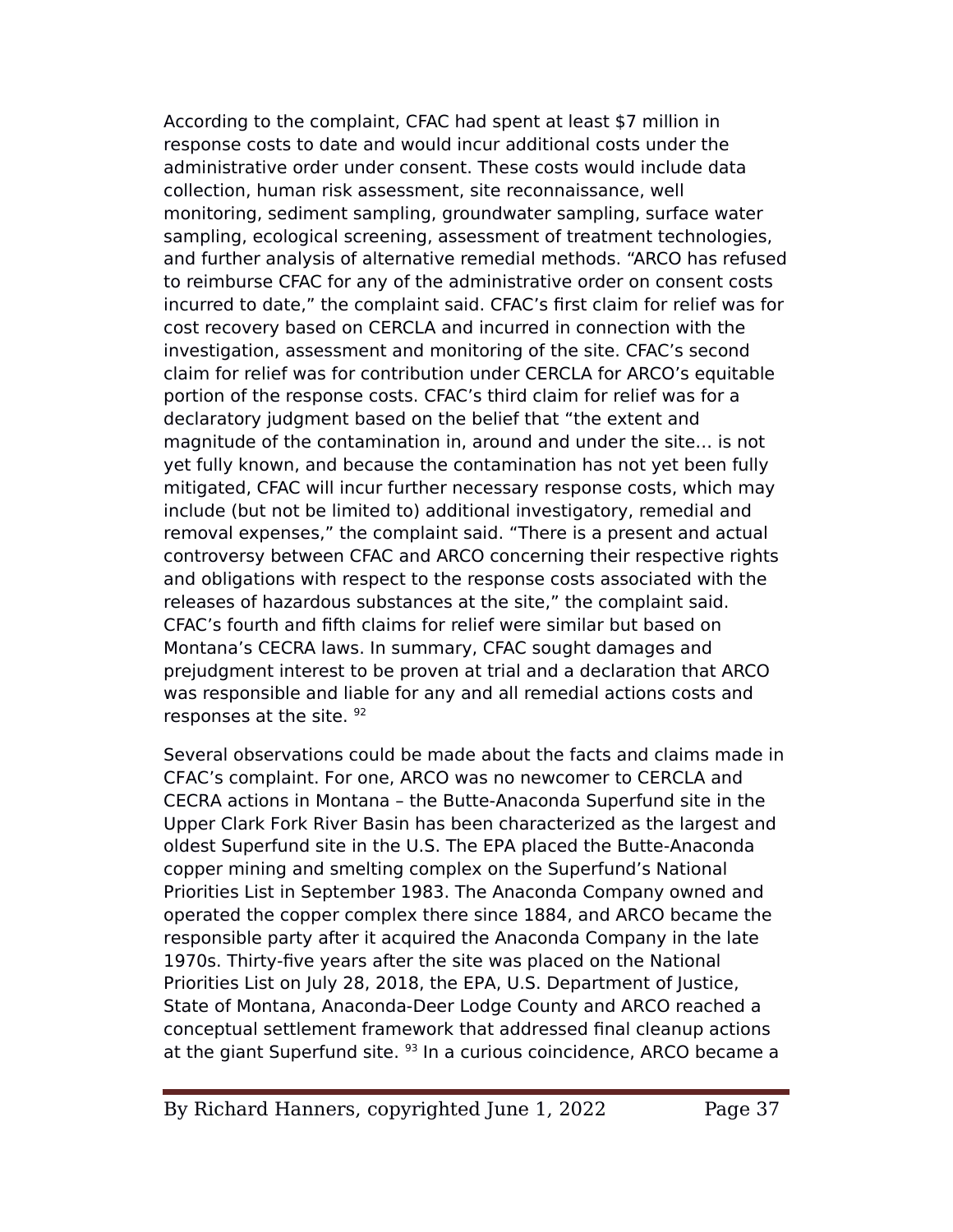According to the complaint, CFAC had spent at least $7 million in response costs to date and would incur additional costs under the administrative order under consent. These costs would include data collection, human risk assessment, site reconnaissance, well monitoring, sediment sampling, groundwater sampling, surface water sampling, ecological screening, assessment of treatment technologies, and further analysis of alternative remedial methods. "ARCO has refused to reimburse CFAC for any of the administrative order on consent costs incurred to date," the complaint said. CFAC's first claim for relief was for cost recovery based on CERCLA and incurred in connection with the investigation, assessment and monitoring of the site. CFAC's second claim for relief was for contribution under CERCLA for ARCO's equitable portion of the response costs. CFAC's third claim for relief was for a declaratory judgment based on the belief that "the extent and magnitude of the contamination in, around and under the site… is not yet fully known, and because the contamination has not yet been fully mitigated, CFAC will incur further necessary response costs, which may include (but not be limited to) additional investigatory, remedial and removal expenses," the complaint said. "There is a present and actual controversy between CFAC and ARCO concerning their respective rights and obligations with respect to the response costs associated with the releases of hazardous substances at the site," the complaint said. CFAC's fourth and fifth claims for relief were similar but based on Montana's CECRA laws. In summary, CFAC sought damages and prejudgment interest to be proven at trial and a declaration that ARCO was responsible and liable for any and all remedial actions costs and responses at the site. [92]

Several observations could be made about the facts and claims made in CFAC's complaint. For one, ARCO was no newcomer to CERCLA and CECRA actions in Montana – the Butte-Anaconda Superfund site in the Upper Clark Fork River Basin has been characterized as the largest and oldest Superfund site in the U.S. The EPA placed the Butte-Anaconda copper mining and smelting complex on the Superfund's National Priorities List in September 1983. The Anaconda Company owned and operated the copper complex there since 1884, and ARCO became the responsible party after it acquired the Anaconda Company in the late 1970s. Thirty-five years after the site was placed on the National Priorities List on July 28, 2018, the EPA, U.S. Department of Justice, State of Montana, Anaconda-Deer Lodge County and ARCO reached a conceptual settlement framework that addressed final cleanup actions at the giant Superfund site. [93] In a curious coincidence, ARCO became a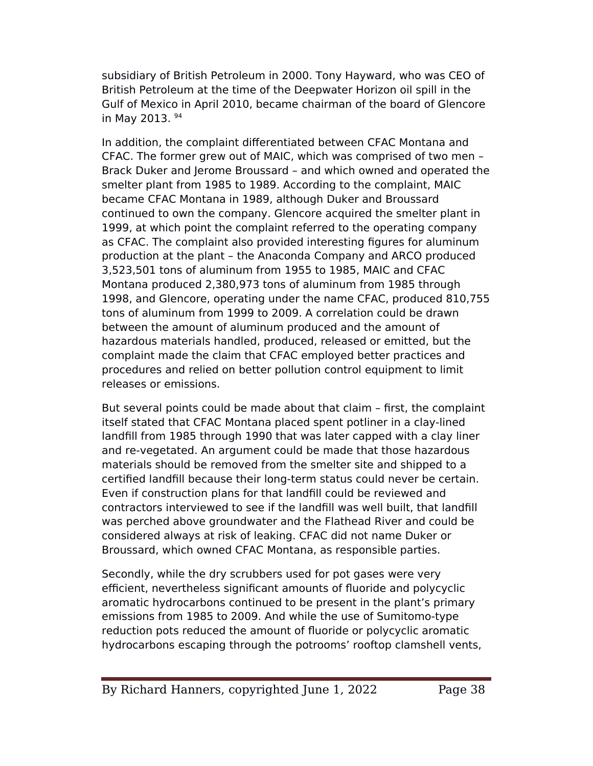subsidiary of British Petroleum in 2000. Tony Hayward, who was CEO of British Petroleum at the time of the Deepwater Horizon oil spill in the Gulf of Mexico in April 2010, became chairman of the board of Glencore in May 2013. [94]

In addition, the complaint differentiated between CFAC Montana and CFAC. The former grew out of MAIC, which was comprised of two men – Brack Duker and Jerome Broussard – and which owned and operated the smelter plant from 1985 to 1989. According to the complaint, MAIC became CFAC Montana in 1989, although Duker and Broussard continued to own the company. Glencore acquired the smelter plant in 1999, at which point the complaint referred to the operating company as CFAC. The complaint also provided interesting figures for aluminum production at the plant – the Anaconda Company and ARCO produced 3,523,501 tons of aluminum from 1955 to 1985, MAIC and CFAC Montana produced 2,380,973 tons of aluminum from 1985 through 1998, and Glencore, operating under the name CFAC, produced 810,755 tons of aluminum from 1999 to 2009. A correlation could be drawn between the amount of aluminum produced and the amount of hazardous materials handled, produced, released or emitted, but the complaint made the claim that CFAC employed better practices and procedures and relied on better pollution control equipment to limit releases or emissions.

But several points could be made about that claim – first, the complaint itself stated that CFAC Montana placed spent potliner in a clay-lined landfill from 1985 through 1990 that was later capped with a clay liner and re-vegetated. An argument could be made that those hazardous materials should be removed from the smelter site and shipped to a certified landfill because their long-term status could never be certain. Even if construction plans for that landfill could be reviewed and contractors interviewed to see if the landfill was well built, that landfill was perched above groundwater and the Flathead River and could be considered always at risk of leaking. CFAC did not name Duker or Broussard, which owned CFAC Montana, as responsible parties.

Secondly, while the dry scrubbers used for pot gases were very efficient, nevertheless significant amounts of fluoride and polycyclic aromatic hydrocarbons continued to be present in the plant's primary emissions from 1985 to 2009. And while the use of Sumitomo-type reduction pots reduced the amount of fluoride or polycyclic aromatic hydrocarbons escaping through the potrooms' rooftop clamshell vents,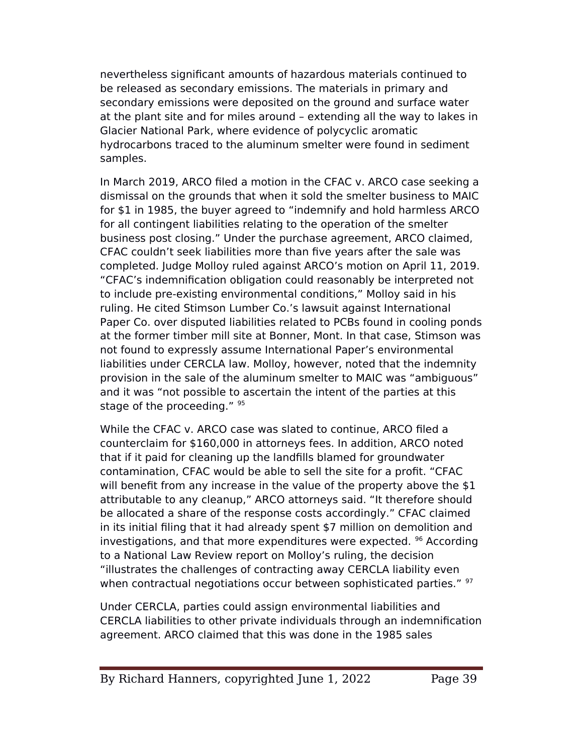nevertheless significant amounts of hazardous materials continued to be released as secondary emissions. The materials in primary and secondary emissions were deposited on the ground and surface water at the plant site and for miles around – extending all the way to lakes in Glacier National Park, where evidence of polycyclic aromatic hydrocarbons traced to the aluminum smelter were found in sediment samples.

In March 2019, ARCO filed a motion in the CFAC v. ARCO case seeking a dismissal on the grounds that when it sold the smelter business to MAIC for $1 in 1985, the buyer agreed to "indemnify and hold harmless ARCO for all contingent liabilities relating to the operation of the smelter business post closing." Under the purchase agreement, ARCO claimed, CFAC couldn't seek liabilities more than five years after the sale was completed. Judge Molloy ruled against ARCO's motion on April 11, 2019. "CFAC's indemnification obligation could reasonably be interpreted not to include pre-existing environmental conditions," Molloy said in his ruling. He cited Stimson Lumber Co.'s lawsuit against International Paper Co. over disputed liabilities related to PCBs found in cooling ponds at the former timber mill site at Bonner, Mont. In that case, Stimson was not found to expressly assume International Paper's environmental liabilities under CERCLA law. Molloy, however, noted that the indemnity provision in the sale of the aluminum smelter to MAIC was "ambiguous" and it was "not possible to ascertain the intent of the parties at this stage of the proceeding." [95]

While the CFAC v. ARCO case was slated to continue, ARCO filed a counterclaim for $160,000 in attorneys fees. In addition, ARCO noted that if it paid for cleaning up the landfills blamed for groundwater contamination, CFAC would be able to sell the site for a profit. "CFAC will benefit from any increase in the value of the property above the $1 attributable to any cleanup," ARCO attorneys said. "It therefore should be allocated a share of the response costs accordingly." CFAC claimed in its initial filing that it had already spent $7 million on demolition and investigations, and that more expenditures were expected. [96] According to a National Law Review report on Molloy's ruling, the decision "illustrates the challenges of contracting away CERCLA liability even when contractual negotiations occur between sophisticated parties." [97]

Under CERCLA, parties could assign environmental liabilities and CERCLA liabilities to other private individuals through an indemnification agreement. ARCO claimed that this was done in the 1985 sales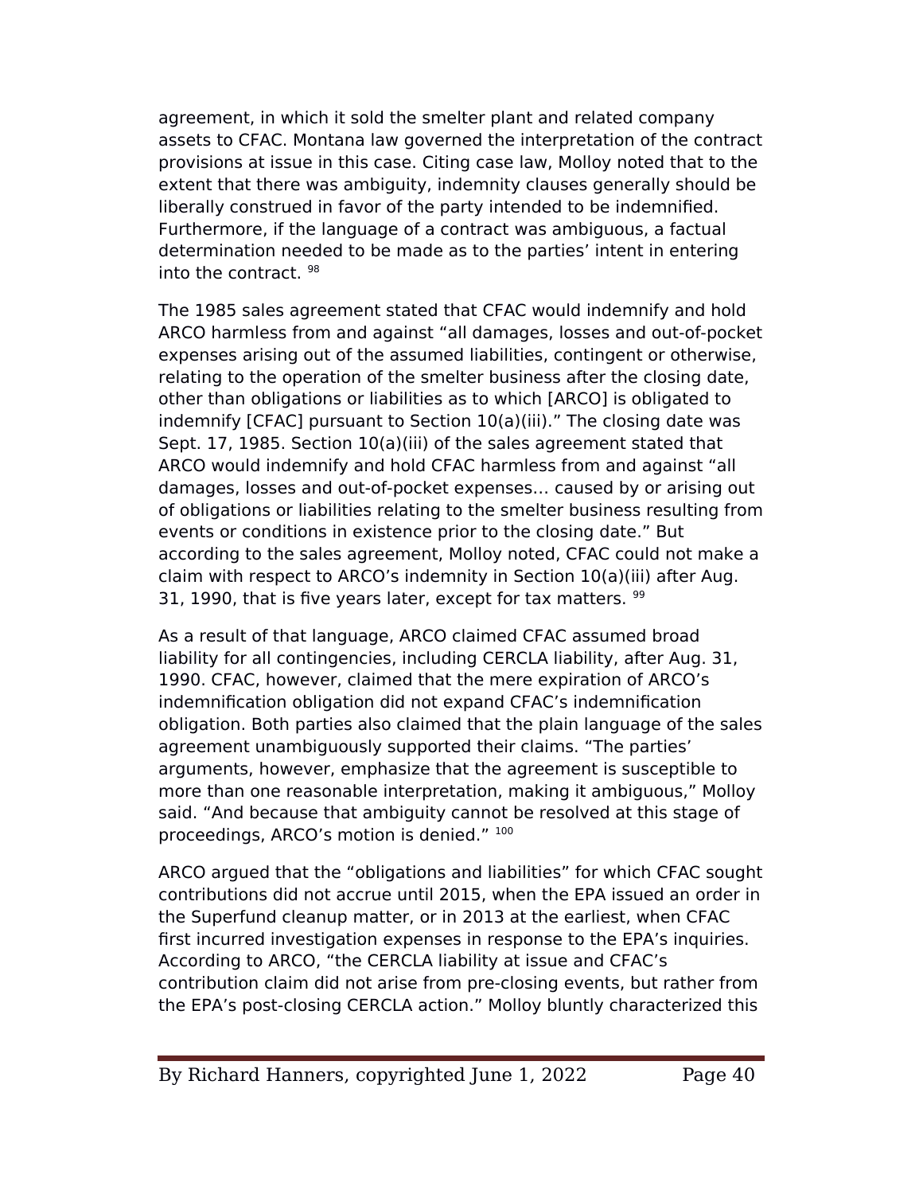agreement, in which it sold the smelter plant and related company assets to CFAC. Montana law governed the interpretation of the contract provisions at issue in this case. Citing case law, Molloy noted that to the extent that there was ambiguity, indemnity clauses generally should be liberally construed in favor of the party intended to be indemnified. Furthermore, if the language of a contract was ambiguous, a factual determination needed to be made as to the parties' intent in entering into the contract. [98]

The 1985 sales agreement stated that CFAC would indemnify and hold ARCO harmless from and against "all damages, losses and out-of-pocket expenses arising out of the assumed liabilities, contingent or otherwise, relating to the operation of the smelter business after the closing date, other than obligations or liabilities as to which [ARCO] is obligated to indemnify [CFAC] pursuant to Section 10(a)(iii)." The closing date was Sept. 17, 1985. Section 10(a)(iii) of the sales agreement stated that ARCO would indemnify and hold CFAC harmless from and against "all damages, losses and out-of-pocket expenses… caused by or arising out of obligations or liabilities relating to the smelter business resulting from events or conditions in existence prior to the closing date." But according to the sales agreement, Molloy noted, CFAC could not make a claim with respect to ARCO's indemnity in Section 10(a)(iii) after Aug. 31, 1990, that is five years later, except for tax matters. [99]

As a result of that language, ARCO claimed CFAC assumed broad liability for all contingencies, including CERCLA liability, after Aug. 31, 1990. CFAC, however, claimed that the mere expiration of ARCO's indemnification obligation did not expand CFAC's indemnification obligation. Both parties also claimed that the plain language of the sales agreement unambiguously supported their claims. "The parties' arguments, however, emphasize that the agreement is susceptible to more than one reasonable interpretation, making it ambiguous," Molloy said. "And because that ambiguity cannot be resolved at this stage of proceedings, ARCO's motion is denied." [100]

ARCO argued that the "obligations and liabilities" for which CFAC sought contributions did not accrue until 2015, when the EPA issued an order in the Superfund cleanup matter, or in 2013 at the earliest, when CFAC first incurred investigation expenses in response to the EPA's inquiries. According to ARCO, "the CERCLA liability at issue and CFAC's contribution claim did not arise from pre-closing events, but rather from the EPA's post-closing CERCLA action." Molloy bluntly characterized this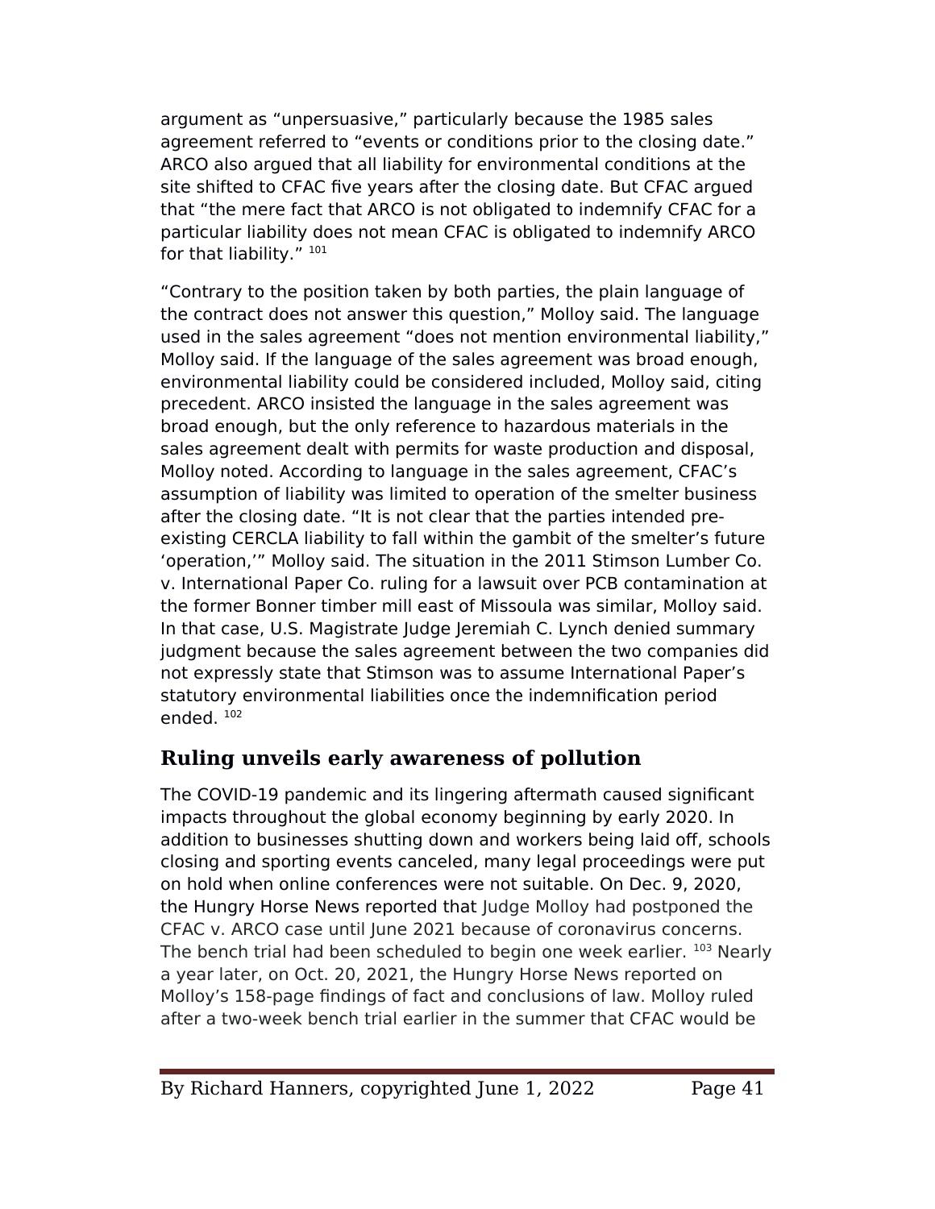argument as “unpersuasive,” particularly because the 1985 sales agreement referred to “events or conditions prior to the closing date.” ARCO also argued that all liability for environmental conditions at the site shifted to CFAC five years after the closing date. But CFAC argued that “the mere fact that ARCO is not obligated to indemnify CFAC for a particular liability does not mean CFAC is obligated to indemnify ARCO for that liability.” [101]

“Contrary to the position taken by both parties, the plain language of the contract does not answer this question,” Molloy said. The language used in the sales agreement “does not mention environmental liability,” Molloy said. If the language of the sales agreement was broad enough, environmental liability could be considered included, Molloy said, citing precedent. ARCO insisted the language in the sales agreement was broad enough, but the only reference to hazardous materials in the sales agreement dealt with permits for waste production and disposal, Molloy noted. According to language in the sales agreement, CFAC’s assumption of liability was limited to operation of the smelter business after the closing date. “It is not clear that the parties intended pre-existing CERCLA liability to fall within the gambit of the smelter’s future ‘operation,’” Molloy said. The situation in the 2011 Stimson Lumber Co. v. International Paper Co. ruling for a lawsuit over PCB contamination at the former Bonner timber mill east of Missoula was similar, Molloy said. In that case, U.S. Magistrate Judge Jeremiah C. Lynch denied summary judgment because the sales agreement between the two companies did not expressly state that Stimson was to assume International Paper’s statutory environmental liabilities once the indemnification period ended. [102]

## Ruling unveils early awareness of pollution

The COVID-19 pandemic and its lingering aftermath caused significant impacts throughout the global economy beginning by early 2020. In addition to businesses shutting down and workers being laid off, schools closing and sporting events canceled, many legal proceedings were put on hold when online conferences were not suitable. On Dec. 9, 2020, the Hungry Horse News reported that Judge Molloy had postponed the CFAC v. ARCO case until June 2021 because of coronavirus concerns. The bench trial had been scheduled to begin one week earlier. [103] Nearly a year later, on Oct. 20, 2021, the Hungry Horse News reported on Molloy’s 158-page findings of fact and conclusions of law. Molloy ruled after a two-week bench trial earlier in the summer that CFAC would be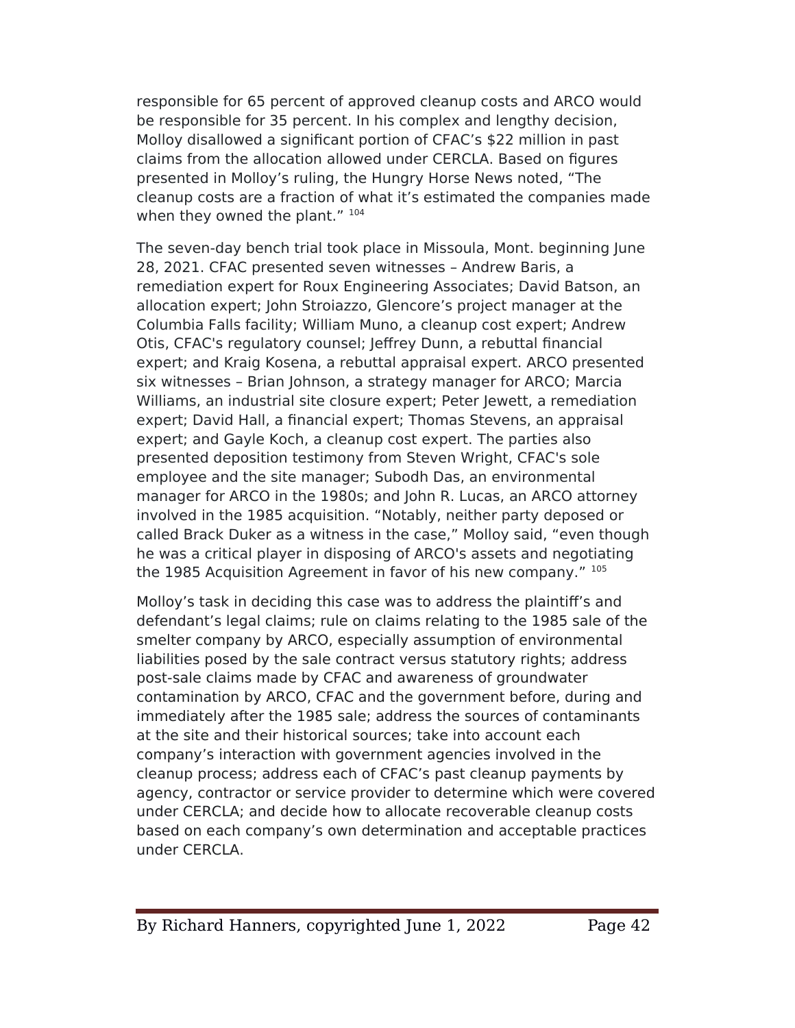responsible for 65 percent of approved cleanup costs and ARCO would be responsible for 35 percent. In his complex and lengthy decision, Molloy disallowed a significant portion of CFAC's $22 million in past claims from the allocation allowed under CERCLA. Based on figures presented in Molloy's ruling, the Hungry Horse News noted, "The cleanup costs are a fraction of what it's estimated the companies made when they owned the plant." [104]

The seven-day bench trial took place in Missoula, Mont. beginning June 28, 2021. CFAC presented seven witnesses – Andrew Baris, a remediation expert for Roux Engineering Associates; David Batson, an allocation expert; John Stroiazzo, Glencore's project manager at the Columbia Falls facility; William Muno, a cleanup cost expert; Andrew Otis, CFAC's regulatory counsel; Jeffrey Dunn, a rebuttal financial expert; and Kraig Kosena, a rebuttal appraisal expert. ARCO presented six witnesses – Brian Johnson, a strategy manager for ARCO; Marcia Williams, an industrial site closure expert; Peter Jewett, a remediation expert; David Hall, a financial expert; Thomas Stevens, an appraisal expert; and Gayle Koch, a cleanup cost expert. The parties also presented deposition testimony from Steven Wright, CFAC's sole employee and the site manager; Subodh Das, an environmental manager for ARCO in the 1980s; and John R. Lucas, an ARCO attorney involved in the 1985 acquisition. "Notably, neither party deposed or called Brack Duker as a witness in the case," Molloy said, "even though he was a critical player in disposing of ARCO's assets and negotiating the 1985 Acquisition Agreement in favor of his new company." [105]

Molloy's task in deciding this case was to address the plaintiff's and defendant's legal claims; rule on claims relating to the 1985 sale of the smelter company by ARCO, especially assumption of environmental liabilities posed by the sale contract versus statutory rights; address post-sale claims made by CFAC and awareness of groundwater contamination by ARCO, CFAC and the government before, during and immediately after the 1985 sale; address the sources of contaminants at the site and their historical sources; take into account each company's interaction with government agencies involved in the cleanup process; address each of CFAC's past cleanup payments by agency, contractor or service provider to determine which were covered under CERCLA; and decide how to allocate recoverable cleanup costs based on each company's own determination and acceptable practices under CERCLA.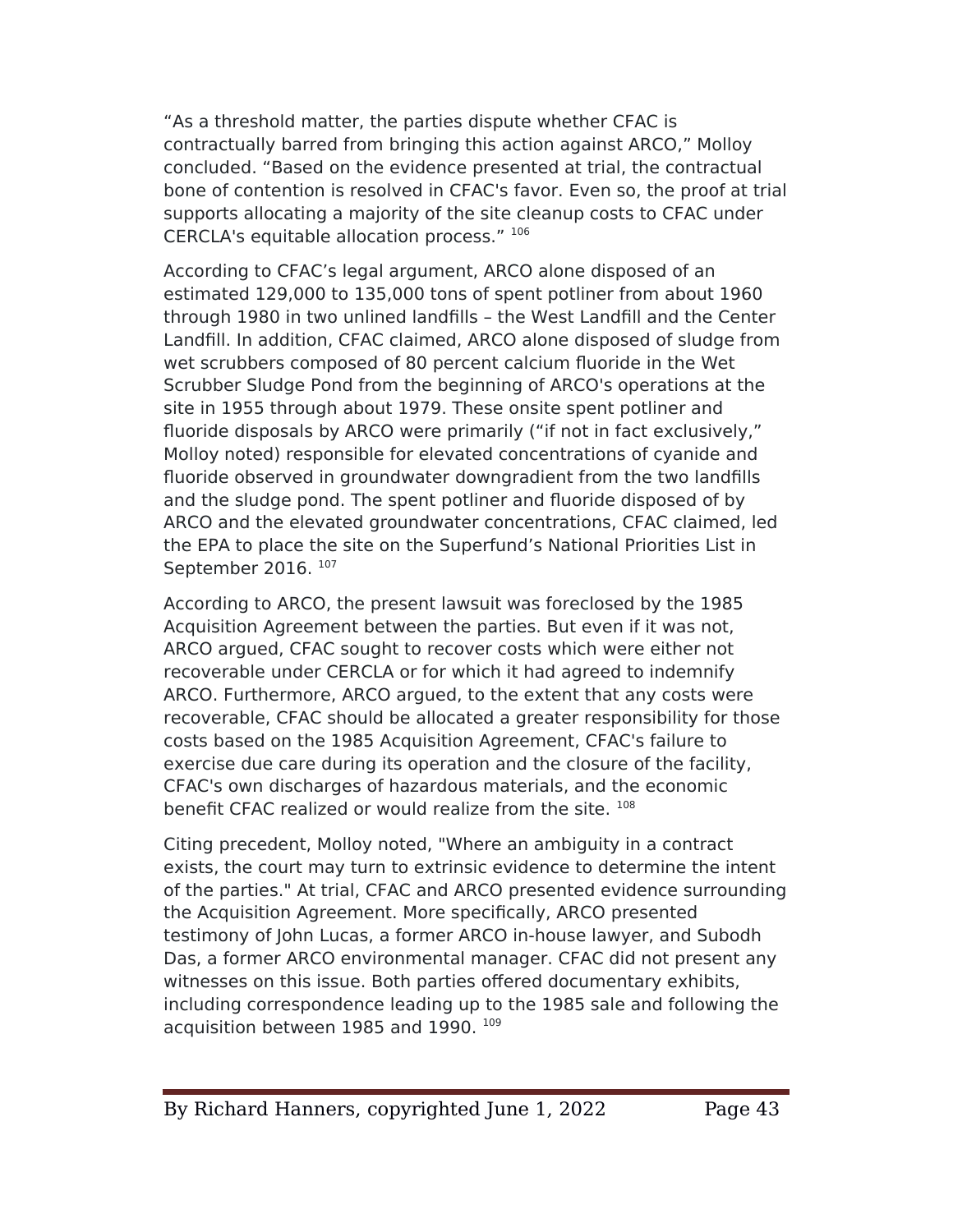"As a threshold matter, the parties dispute whether CFAC is contractually barred from bringing this action against ARCO," Molloy concluded. "Based on the evidence presented at trial, the contractual bone of contention is resolved in CFAC's favor. Even so, the proof at trial supports allocating a majority of the site cleanup costs to CFAC under CERCLA's equitable allocation process." [106]

According to CFAC's legal argument, ARCO alone disposed of an estimated 129,000 to 135,000 tons of spent potliner from about 1960 through 1980 in two unlined landfills – the West Landfill and the Center Landfill. In addition, CFAC claimed, ARCO alone disposed of sludge from wet scrubbers composed of 80 percent calcium fluoride in the Wet Scrubber Sludge Pond from the beginning of ARCO's operations at the site in 1955 through about 1979. These onsite spent potliner and fluoride disposals by ARCO were primarily ("if not in fact exclusively," Molloy noted) responsible for elevated concentrations of cyanide and fluoride observed in groundwater downgradient from the two landfills and the sludge pond. The spent potliner and fluoride disposed of by ARCO and the elevated groundwater concentrations, CFAC claimed, led the EPA to place the site on the Superfund's National Priorities List in September 2016. [107]

According to ARCO, the present lawsuit was foreclosed by the 1985 Acquisition Agreement between the parties. But even if it was not, ARCO argued, CFAC sought to recover costs which were either not recoverable under CERCLA or for which it had agreed to indemnify ARCO. Furthermore, ARCO argued, to the extent that any costs were recoverable, CFAC should be allocated a greater responsibility for those costs based on the 1985 Acquisition Agreement, CFAC's failure to exercise due care during its operation and the closure of the facility, CFAC's own discharges of hazardous materials, and the economic benefit CFAC realized or would realize from the site. [108]

Citing precedent, Molloy noted, "Where an ambiguity in a contract exists, the court may turn to extrinsic evidence to determine the intent of the parties." At trial, CFAC and ARCO presented evidence surrounding the Acquisition Agreement. More specifically, ARCO presented testimony of John Lucas, a former ARCO in-house lawyer, and Subodh Das, a former ARCO environmental manager. CFAC did not present any witnesses on this issue. Both parties offered documentary exhibits, including correspondence leading up to the 1985 sale and following the acquisition between 1985 and 1990. [109]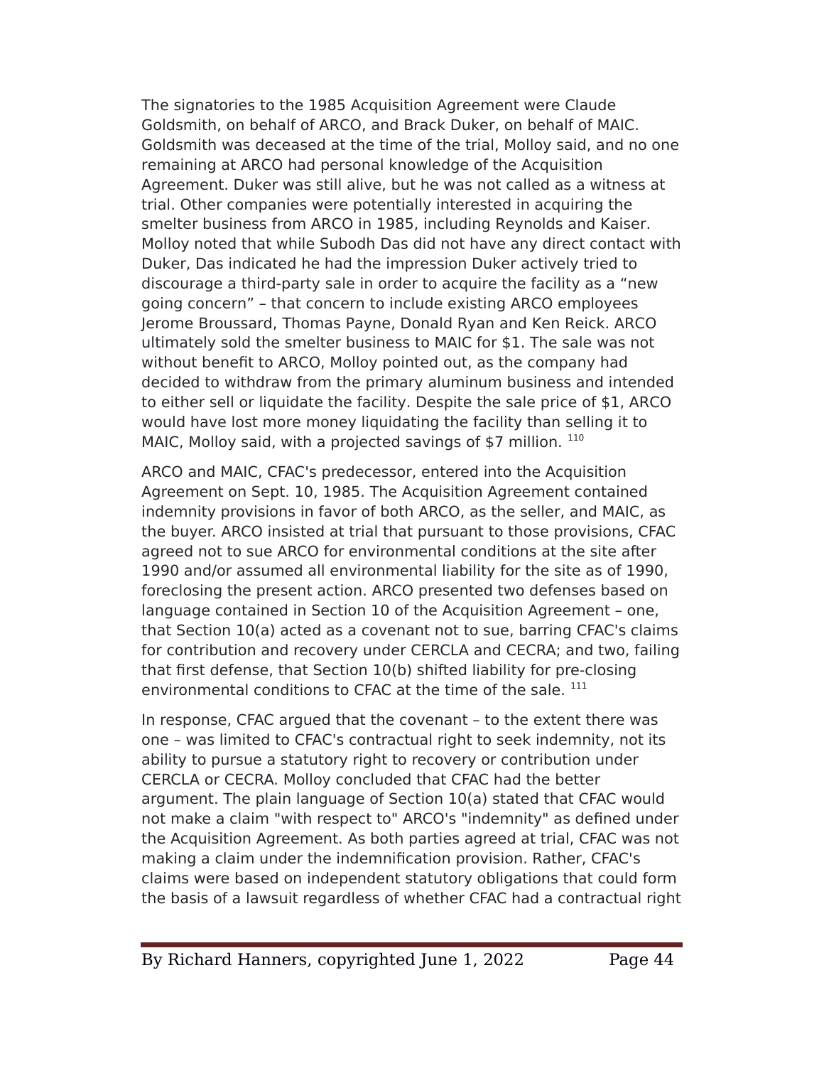The signatories to the 1985 Acquisition Agreement were Claude Goldsmith, on behalf of ARCO, and Brack Duker, on behalf of MAIC. Goldsmith was deceased at the time of the trial, Molloy said, and no one remaining at ARCO had personal knowledge of the Acquisition Agreement. Duker was still alive, but he was not called as a witness at trial. Other companies were potentially interested in acquiring the smelter business from ARCO in 1985, including Reynolds and Kaiser. Molloy noted that while Subodh Das did not have any direct contact with Duker, Das indicated he had the impression Duker actively tried to discourage a third-party sale in order to acquire the facility as a "new going concern" – that concern to include existing ARCO employees Jerome Broussard, Thomas Payne, Donald Ryan and Ken Reick. ARCO ultimately sold the smelter business to MAIC for $1. The sale was not without benefit to ARCO, Molloy pointed out, as the company had decided to withdraw from the primary aluminum business and intended to either sell or liquidate the facility. Despite the sale price of $1, ARCO would have lost more money liquidating the facility than selling it to MAIC, Molloy said, with a projected savings of $7 million. [110]

ARCO and MAIC, CFAC's predecessor, entered into the Acquisition Agreement on Sept. 10, 1985. The Acquisition Agreement contained indemnity provisions in favor of both ARCO, as the seller, and MAIC, as the buyer. ARCO insisted at trial that pursuant to those provisions, CFAC agreed not to sue ARCO for environmental conditions at the site after 1990 and/or assumed all environmental liability for the site as of 1990, foreclosing the present action. ARCO presented two defenses based on language contained in Section 10 of the Acquisition Agreement – one, that Section 10(a) acted as a covenant not to sue, barring CFAC's claims for contribution and recovery under CERCLA and CECRA; and two, failing that first defense, that Section 10(b) shifted liability for pre-closing environmental conditions to CFAC at the time of the sale. [111]

In response, CFAC argued that the covenant – to the extent there was one – was limited to CFAC's contractual right to seek indemnity, not its ability to pursue a statutory right to recovery or contribution under CERCLA or CECRA. Molloy concluded that CFAC had the better argument. The plain language of Section 10(a) stated that CFAC would not make a claim "with respect to" ARCO's "indemnity" as defined under the Acquisition Agreement. As both parties agreed at trial, CFAC was not making a claim under the indemnification provision. Rather, CFAC's claims were based on independent statutory obligations that could form the basis of a lawsuit regardless of whether CFAC had a contractual right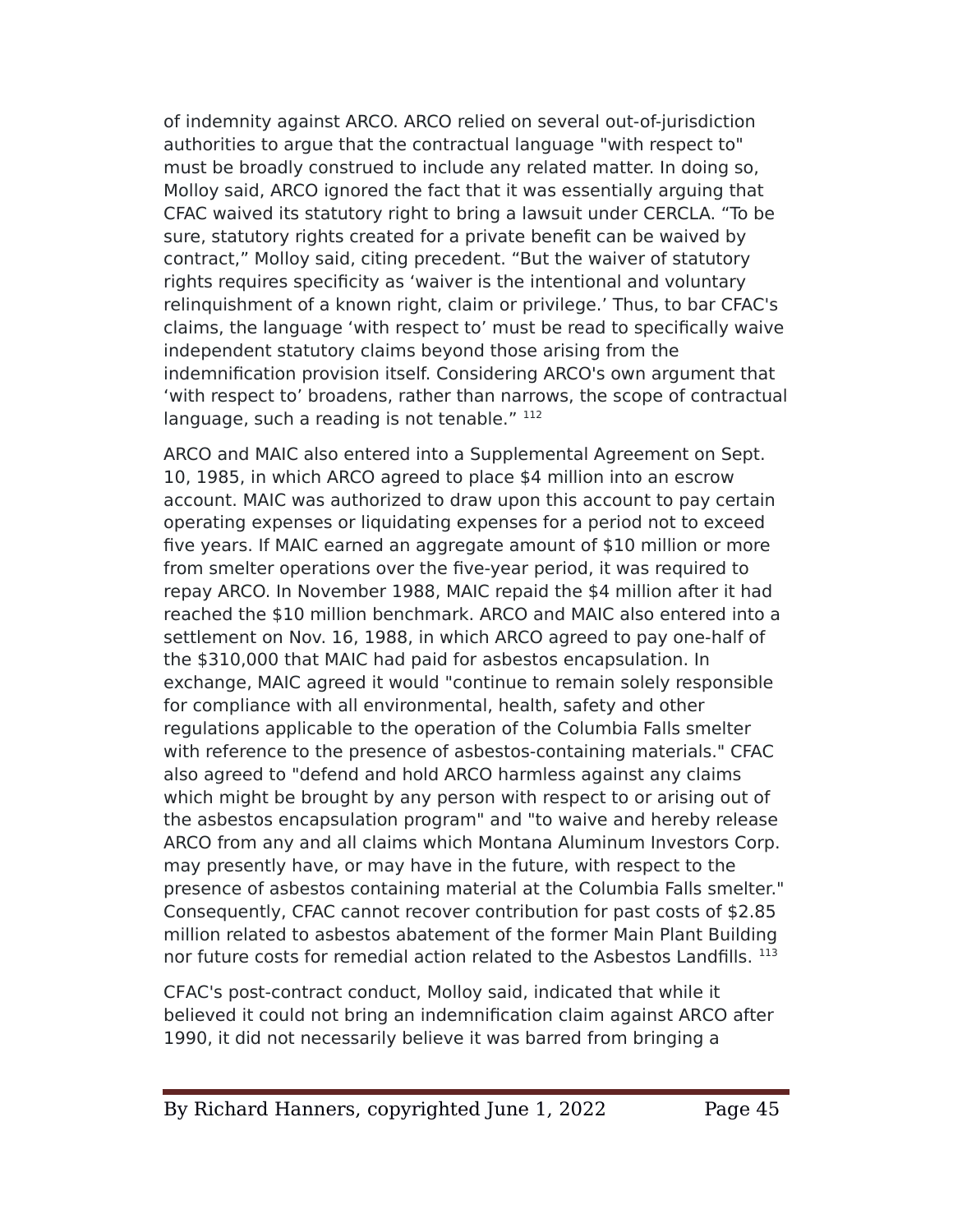of indemnity against ARCO. ARCO relied on several out-of-jurisdiction authorities to argue that the contractual language "with respect to" must be broadly construed to include any related matter. In doing so, Molloy said, ARCO ignored the fact that it was essentially arguing that CFAC waived its statutory right to bring a lawsuit under CERCLA. “To be sure, statutory rights created for a private benefit can be waived by contract,” Molloy said, citing precedent. “But the waiver of statutory rights requires specificity as ‘waiver is the intentional and voluntary relinquishment of a known right, claim or privilege.’ Thus, to bar CFAC's claims, the language ‘with respect to’ must be read to specifically waive independent statutory claims beyond those arising from the indemnification provision itself. Considering ARCO's own argument that ‘with respect to’ broadens, rather than narrows, the scope of contractual language, such a reading is not tenable.” [112]

ARCO and MAIC also entered into a Supplemental Agreement on Sept. 10, 1985, in which ARCO agreed to place $4 million into an escrow account. MAIC was authorized to draw upon this account to pay certain operating expenses or liquidating expenses for a period not to exceed five years. If MAIC earned an aggregate amount of $10 million or more from smelter operations over the five-year period, it was required to repay ARCO. In November 1988, MAIC repaid the $4 million after it had reached the $10 million benchmark. ARCO and MAIC also entered into a settlement on Nov. 16, 1988, in which ARCO agreed to pay one-half of the $310,000 that MAIC had paid for asbestos encapsulation. In exchange, MAIC agreed it would "continue to remain solely responsible for compliance with all environmental, health, safety and other regulations applicable to the operation of the Columbia Falls smelter with reference to the presence of asbestos-containing materials." CFAC also agreed to "defend and hold ARCO harmless against any claims which might be brought by any person with respect to or arising out of the asbestos encapsulation program" and "to waive and hereby release ARCO from any and all claims which Montana Aluminum Investors Corp. may presently have, or may have in the future, with respect to the presence of asbestos containing material at the Columbia Falls smelter." Consequently, CFAC cannot recover contribution for past costs of $2.85 million related to asbestos abatement of the former Main Plant Building nor future costs for remedial action related to the Asbestos Landfills. [113]

CFAC's post-contract conduct, Molloy said, indicated that while it believed it could not bring an indemnification claim against ARCO after 1990, it did not necessarily believe it was barred from bringing a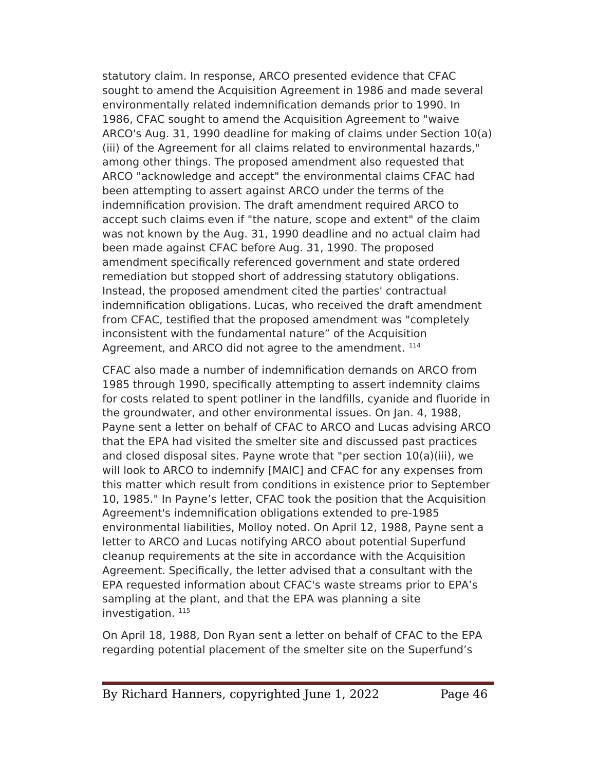statutory claim. In response, ARCO presented evidence that CFAC sought to amend the Acquisition Agreement in 1986 and made several environmentally related indemnification demands prior to 1990. In 1986, CFAC sought to amend the Acquisition Agreement to "waive ARCO's Aug. 31, 1990 deadline for making of claims under Section 10(a)(iii) of the Agreement for all claims related to environmental hazards," among other things. The proposed amendment also requested that ARCO "acknowledge and accept" the environmental claims CFAC had been attempting to assert against ARCO under the terms of the indemnification provision. The draft amendment required ARCO to accept such claims even if "the nature, scope and extent" of the claim was not known by the Aug. 31, 1990 deadline and no actual claim had been made against CFAC before Aug. 31, 1990. The proposed amendment specifically referenced government and state ordered remediation but stopped short of addressing statutory obligations. Instead, the proposed amendment cited the parties' contractual indemnification obligations. Lucas, who received the draft amendment from CFAC, testified that the proposed amendment was "completely inconsistent with the fundamental nature" of the Acquisition Agreement, and ARCO did not agree to the amendment. [114]

CFAC also made a number of indemnification demands on ARCO from 1985 through 1990, specifically attempting to assert indemnity claims for costs related to spent potliner in the landfills, cyanide and fluoride in the groundwater, and other environmental issues. On Jan. 4, 1988, Payne sent a letter on behalf of CFAC to ARCO and Lucas advising ARCO that the EPA had visited the smelter site and discussed past practices and closed disposal sites. Payne wrote that "per section 10(a)(iii), we will look to ARCO to indemnify [MAIC] and CFAC for any expenses from this matter which result from conditions in existence prior to September 10, 1985." In Payne's letter, CFAC took the position that the Acquisition Agreement's indemnification obligations extended to pre-1985 environmental liabilities, Molloy noted. On April 12, 1988, Payne sent a letter to ARCO and Lucas notifying ARCO about potential Superfund cleanup requirements at the site in accordance with the Acquisition Agreement. Specifically, the letter advised that a consultant with the EPA requested information about CFAC's waste streams prior to EPA's sampling at the plant, and that the EPA was planning a site investigation. [115]

On April 18, 1988, Don Ryan sent a letter on behalf of CFAC to the EPA regarding potential placement of the smelter site on the Superfund's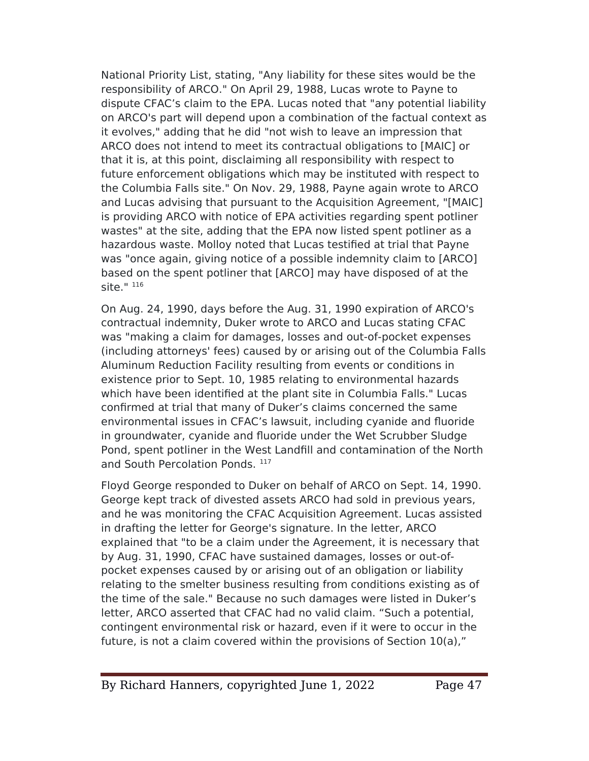National Priority List, stating, "Any liability for these sites would be the responsibility of ARCO." On April 29, 1988, Lucas wrote to Payne to dispute CFAC's claim to the EPA. Lucas noted that "any potential liability on ARCO's part will depend upon a combination of the factual context as it evolves," adding that he did "not wish to leave an impression that ARCO does not intend to meet its contractual obligations to [MAIC] or that it is, at this point, disclaiming all responsibility with respect to future enforcement obligations which may be instituted with respect to the Columbia Falls site." On Nov. 29, 1988, Payne again wrote to ARCO and Lucas advising that pursuant to the Acquisition Agreement, "[MAIC] is providing ARCO with notice of EPA activities regarding spent potliner wastes" at the site, adding that the EPA now listed spent potliner as a hazardous waste. Molloy noted that Lucas testified at trial that Payne was "once again, giving notice of a possible indemnity claim to [ARCO] based on the spent potliner that [ARCO] may have disposed of at the site." [116]

On Aug. 24, 1990, days before the Aug. 31, 1990 expiration of ARCO's contractual indemnity, Duker wrote to ARCO and Lucas stating CFAC was "making a claim for damages, losses and out-of-pocket expenses (including attorneys' fees) caused by or arising out of the Columbia Falls Aluminum Reduction Facility resulting from events or conditions in existence prior to Sept. 10, 1985 relating to environmental hazards which have been identified at the plant site in Columbia Falls." Lucas confirmed at trial that many of Duker's claims concerned the same environmental issues in CFAC's lawsuit, including cyanide and fluoride in groundwater, cyanide and fluoride under the Wet Scrubber Sludge Pond, spent potliner in the West Landfill and contamination of the North and South Percolation Ponds. [117]

Floyd George responded to Duker on behalf of ARCO on Sept. 14, 1990. George kept track of divested assets ARCO had sold in previous years, and he was monitoring the CFAC Acquisition Agreement. Lucas assisted in drafting the letter for George's signature. In the letter, ARCO explained that "to be a claim under the Agreement, it is necessary that by Aug. 31, 1990, CFAC have sustained damages, losses or out-of-pocket expenses caused by or arising out of an obligation or liability relating to the smelter business resulting from conditions existing as of the time of the sale." Because no such damages were listed in Duker's letter, ARCO asserted that CFAC had no valid claim. "Such a potential, contingent environmental risk or hazard, even if it were to occur in the future, is not a claim covered within the provisions of Section 10(a),"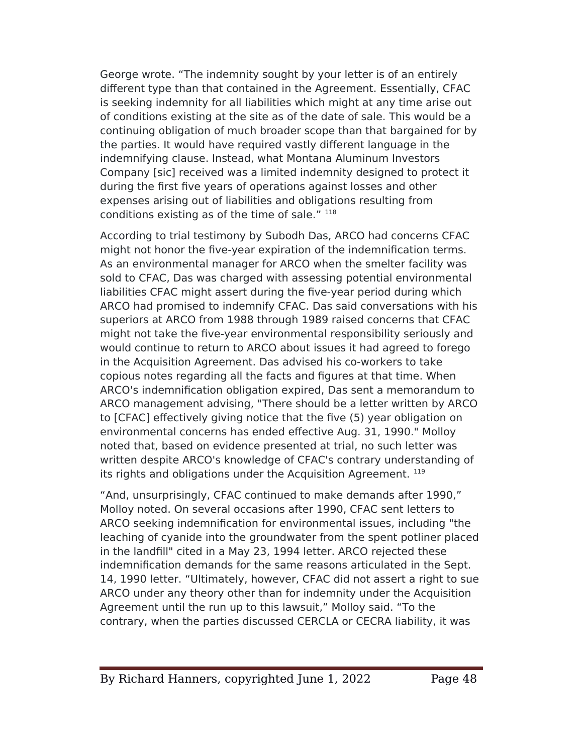George wrote. “The indemnity sought by your letter is of an entirely different type than that contained in the Agreement. Essentially, CFAC is seeking indemnity for all liabilities which might at any time arise out of conditions existing at the site as of the date of sale. This would be a continuing obligation of much broader scope than that bargained for by the parties. It would have required vastly different language in the indemnifying clause. Instead, what Montana Aluminum Investors Company [sic] received was a limited indemnity designed to protect it during the first five years of operations against losses and other expenses arising out of liabilities and obligations resulting from conditions existing as of the time of sale.” [118]

According to trial testimony by Subodh Das, ARCO had concerns CFAC might not honor the five-year expiration of the indemnification terms. As an environmental manager for ARCO when the smelter facility was sold to CFAC, Das was charged with assessing potential environmental liabilities CFAC might assert during the five-year period during which ARCO had promised to indemnify CFAC. Das said conversations with his superiors at ARCO from 1988 through 1989 raised concerns that CFAC might not take the five-year environmental responsibility seriously and would continue to return to ARCO about issues it had agreed to forego in the Acquisition Agreement. Das advised his co-workers to take copious notes regarding all the facts and figures at that time. When ARCO's indemnification obligation expired, Das sent a memorandum to ARCO management advising, "There should be a letter written by ARCO to [CFAC] effectively giving notice that the five (5) year obligation on environmental concerns has ended effective Aug. 31, 1990." Molloy noted that, based on evidence presented at trial, no such letter was written despite ARCO's knowledge of CFAC's contrary understanding of its rights and obligations under the Acquisition Agreement. [119]

“And, unsurprisingly, CFAC continued to make demands after 1990,” Molloy noted. On several occasions after 1990, CFAC sent letters to ARCO seeking indemnification for environmental issues, including "the leaching of cyanide into the groundwater from the spent potliner placed in the landfill" cited in a May 23, 1994 letter. ARCO rejected these indemnification demands for the same reasons articulated in the Sept. 14, 1990 letter. “Ultimately, however, CFAC did not assert a right to sue ARCO under any theory other than for indemnity under the Acquisition Agreement until the run up to this lawsuit,” Molloy said. “To the contrary, when the parties discussed CERCLA or CECRA liability, it was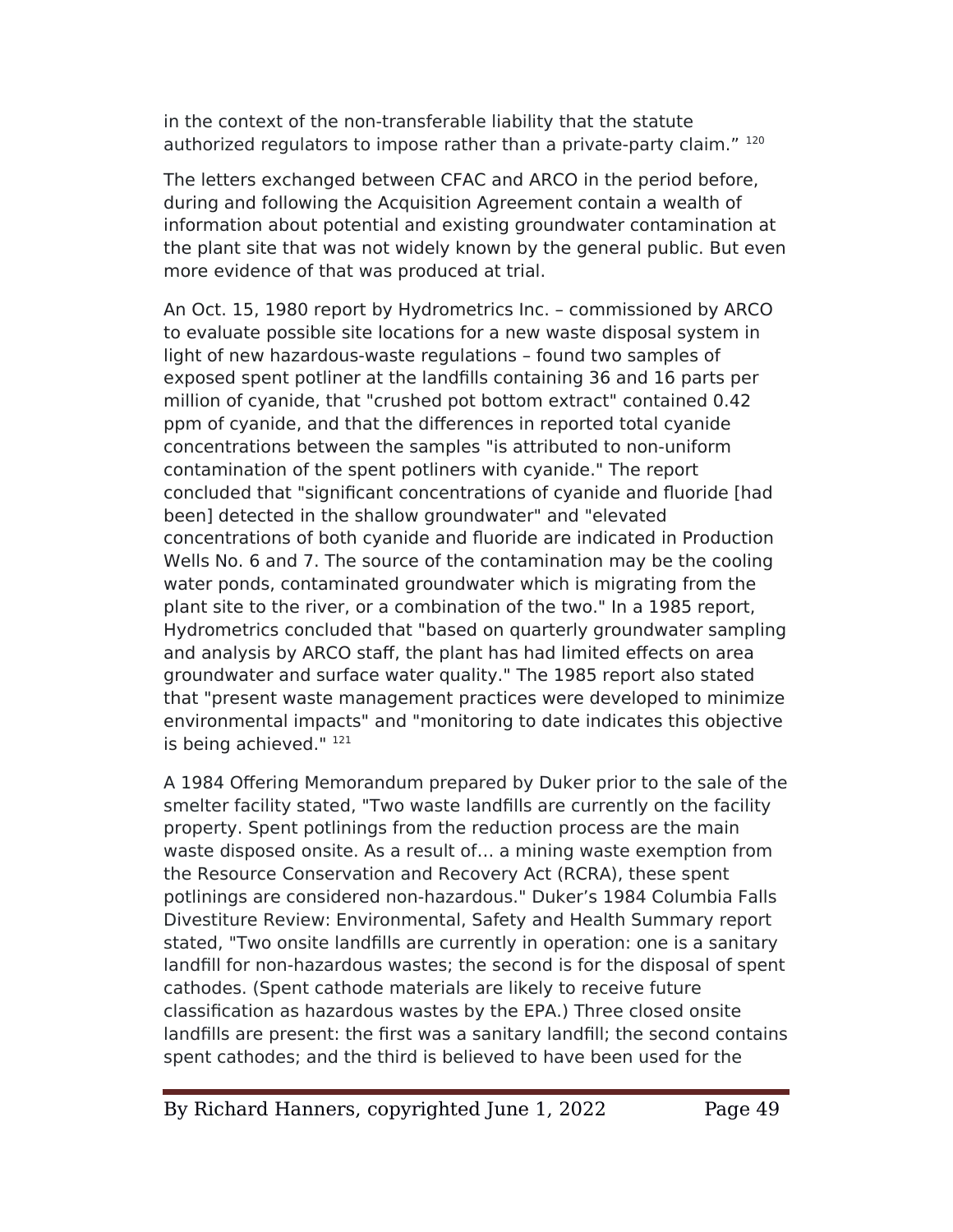in the context of the non-transferable liability that the statute authorized regulators to impose rather than a private-party claim.” [120]

The letters exchanged between CFAC and ARCO in the period before, during and following the Acquisition Agreement contain a wealth of information about potential and existing groundwater contamination at the plant site that was not widely known by the general public. But even more evidence of that was produced at trial.

An Oct. 15, 1980 report by Hydrometrics Inc. – commissioned by ARCO to evaluate possible site locations for a new waste disposal system in light of new hazardous-waste regulations – found two samples of exposed spent potliner at the landfills containing 36 and 16 parts per million of cyanide, that "crushed pot bottom extract" contained 0.42 ppm of cyanide, and that the differences in reported total cyanide concentrations between the samples "is attributed to non-uniform contamination of the spent potliners with cyanide." The report concluded that "significant concentrations of cyanide and fluoride [had been] detected in the shallow groundwater" and "elevated concentrations of both cyanide and fluoride are indicated in Production Wells No. 6 and 7. The source of the contamination may be the cooling water ponds, contaminated groundwater which is migrating from the plant site to the river, or a combination of the two." In a 1985 report, Hydrometrics concluded that "based on quarterly groundwater sampling and analysis by ARCO staff, the plant has had limited effects on area groundwater and surface water quality." The 1985 report also stated that "present waste management practices were developed to minimize environmental impacts" and "monitoring to date indicates this objective is being achieved." [121]

A 1984 Offering Memorandum prepared by Duker prior to the sale of the smelter facility stated, "Two waste landfills are currently on the facility property. Spent potlinings from the reduction process are the main waste disposed onsite. As a result of… a mining waste exemption from the Resource Conservation and Recovery Act (RCRA), these spent potlinings are considered non-hazardous." Duker’s 1984 Columbia Falls Divestiture Review: Environmental, Safety and Health Summary report stated, "Two onsite landfills are currently in operation: one is a sanitary landfill for non-hazardous wastes; the second is for the disposal of spent cathodes. (Spent cathode materials are likely to receive future classification as hazardous wastes by the EPA.) Three closed onsite landfills are present: the first was a sanitary landfill; the second contains spent cathodes; and the third is believed to have been used for the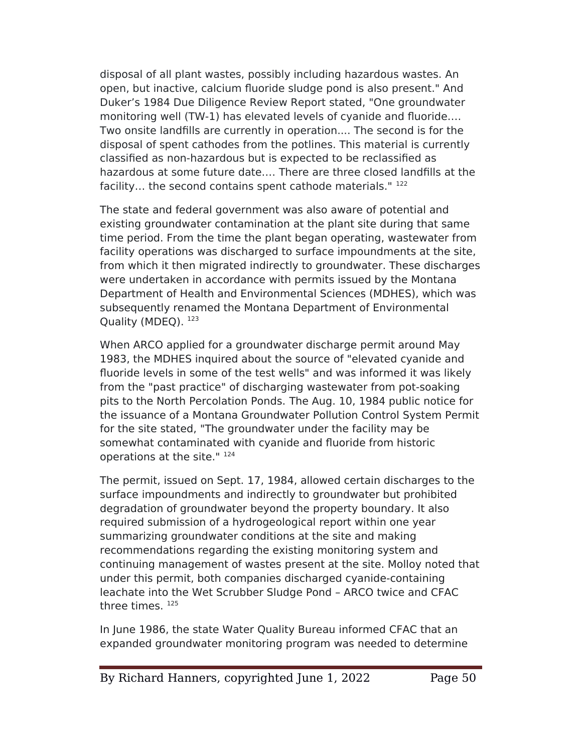disposal of all plant wastes, possibly including hazardous wastes. An open, but inactive, calcium fluoride sludge pond is also present." And Duker's 1984 Due Diligence Review Report stated, "One groundwater monitoring well (TW-1) has elevated levels of cyanide and fluoride.... Two onsite landfills are currently in operation.... The second is for the disposal of spent cathodes from the potlines. This material is currently classified as non-hazardous but is expected to be reclassified as hazardous at some future date.... There are three closed landfills at the facility… the second contains spent cathode materials." [122]

The state and federal government was also aware of potential and existing groundwater contamination at the plant site during that same time period. From the time the plant began operating, wastewater from facility operations was discharged to surface impoundments at the site, from which it then migrated indirectly to groundwater. These discharges were undertaken in accordance with permits issued by the Montana Department of Health and Environmental Sciences (MDHES), which was subsequently renamed the Montana Department of Environmental Quality (MDEQ). [123]

When ARCO applied for a groundwater discharge permit around May 1983, the MDHES inquired about the source of "elevated cyanide and fluoride levels in some of the test wells" and was informed it was likely from the "past practice" of discharging wastewater from pot-soaking pits to the North Percolation Ponds. The Aug. 10, 1984 public notice for the issuance of a Montana Groundwater Pollution Control System Permit for the site stated, "The groundwater under the facility may be somewhat contaminated with cyanide and fluoride from historic operations at the site." [124]

The permit, issued on Sept. 17, 1984, allowed certain discharges to the surface impoundments and indirectly to groundwater but prohibited degradation of groundwater beyond the property boundary. It also required submission of a hydrogeological report within one year summarizing groundwater conditions at the site and making recommendations regarding the existing monitoring system and continuing management of wastes present at the site. Molloy noted that under this permit, both companies discharged cyanide-containing leachate into the Wet Scrubber Sludge Pond – ARCO twice and CFAC three times. [125]

In June 1986, the state Water Quality Bureau informed CFAC that an expanded groundwater monitoring program was needed to determine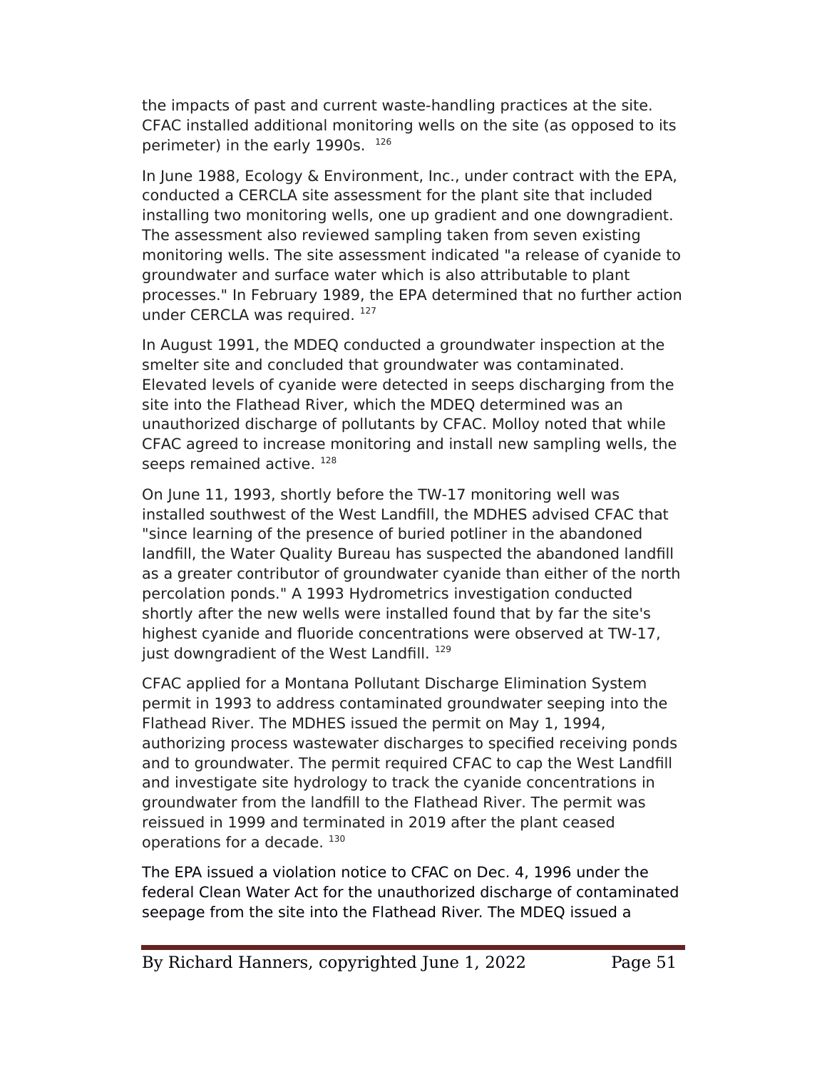the impacts of past and current waste-handling practices at the site. CFAC installed additional monitoring wells on the site (as opposed to its perimeter) in the early 1990s. [126]

In June 1988, Ecology & Environment, Inc., under contract with the EPA, conducted a CERCLA site assessment for the plant site that included installing two monitoring wells, one up gradient and one downgradient. The assessment also reviewed sampling taken from seven existing monitoring wells. The site assessment indicated "a release of cyanide to groundwater and surface water which is also attributable to plant processes." In February 1989, the EPA determined that no further action under CERCLA was required. [127]

In August 1991, the MDEQ conducted a groundwater inspection at the smelter site and concluded that groundwater was contaminated. Elevated levels of cyanide were detected in seeps discharging from the site into the Flathead River, which the MDEQ determined was an unauthorized discharge of pollutants by CFAC. Molloy noted that while CFAC agreed to increase monitoring and install new sampling wells, the seeps remained active. [128]

On June 11, 1993, shortly before the TW-17 monitoring well was installed southwest of the West Landfill, the MDHES advised CFAC that "since learning of the presence of buried potliner in the abandoned landfill, the Water Quality Bureau has suspected the abandoned landfill as a greater contributor of groundwater cyanide than either of the north percolation ponds." A 1993 Hydrometrics investigation conducted shortly after the new wells were installed found that by far the site's highest cyanide and fluoride concentrations were observed at TW-17, just downgradient of the West Landfill. [129]

CFAC applied for a Montana Pollutant Discharge Elimination System permit in 1993 to address contaminated groundwater seeping into the Flathead River. The MDHES issued the permit on May 1, 1994, authorizing process wastewater discharges to specified receiving ponds and to groundwater. The permit required CFAC to cap the West Landfill and investigate site hydrology to track the cyanide concentrations in groundwater from the landfill to the Flathead River. The permit was reissued in 1999 and terminated in 2019 after the plant ceased operations for a decade. [130]

The EPA issued a violation notice to CFAC on Dec. 4, 1996 under the federal Clean Water Act for the unauthorized discharge of contaminated seepage from the site into the Flathead River. The MDEQ issued a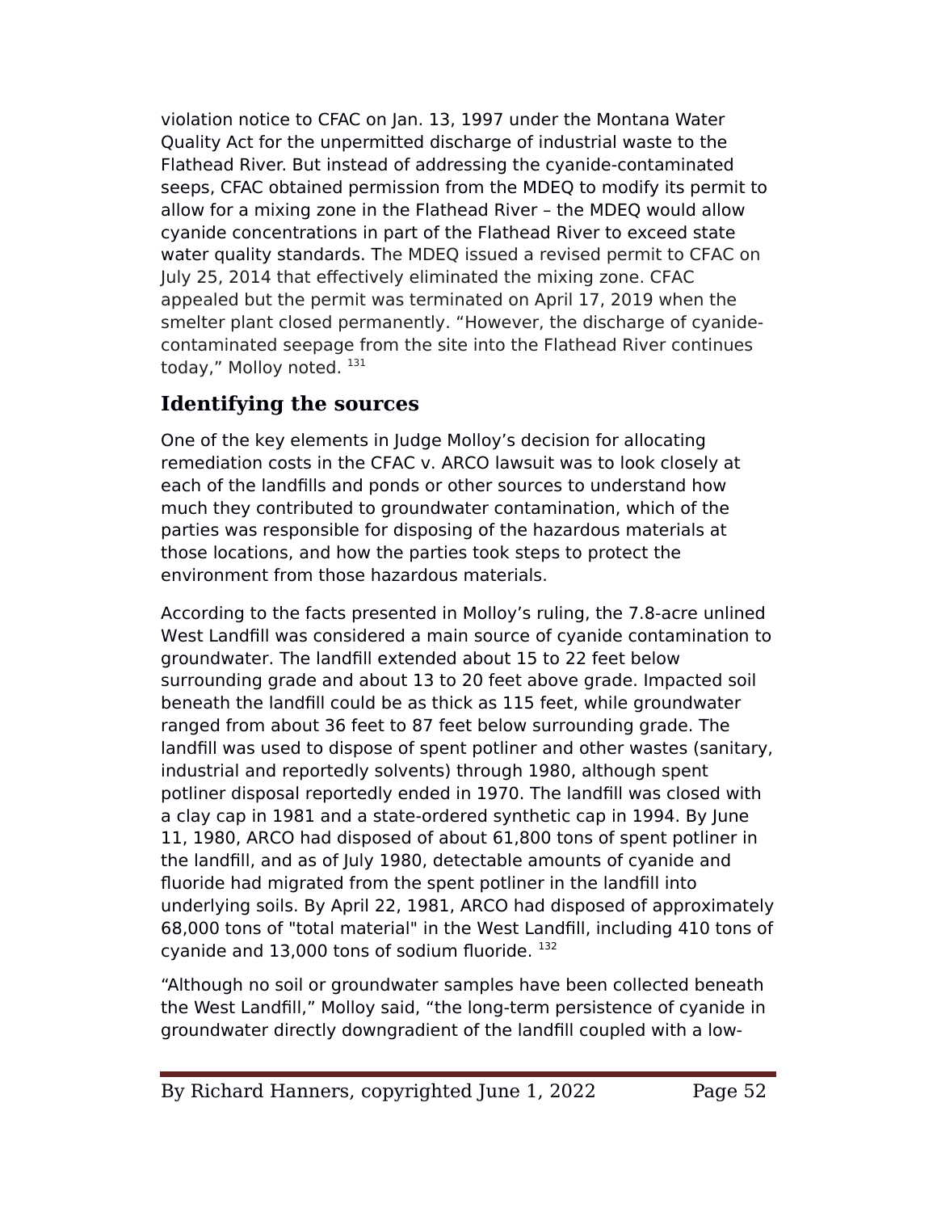violation notice to CFAC on Jan. 13, 1997 under the Montana Water Quality Act for the unpermitted discharge of industrial waste to the Flathead River. But instead of addressing the cyanide-contaminated seeps, CFAC obtained permission from the MDEQ to modify its permit to allow for a mixing zone in the Flathead River – the MDEQ would allow cyanide concentrations in part of the Flathead River to exceed state water quality standards. The MDEQ issued a revised permit to CFAC on July 25, 2014 that effectively eliminated the mixing zone. CFAC appealed but the permit was terminated on April 17, 2019 when the smelter plant closed permanently. "However, the discharge of cyanide-contaminated seepage from the site into the Flathead River continues today," Molloy noted. [131]

## Identifying the sources

One of the key elements in Judge Molloy's decision for allocating remediation costs in the CFAC v. ARCO lawsuit was to look closely at each of the landfills and ponds or other sources to understand how much they contributed to groundwater contamination, which of the parties was responsible for disposing of the hazardous materials at those locations, and how the parties took steps to protect the environment from those hazardous materials.

According to the facts presented in Molloy's ruling, the 7.8-acre unlined West Landfill was considered a main source of cyanide contamination to groundwater. The landfill extended about 15 to 22 feet below surrounding grade and about 13 to 20 feet above grade. Impacted soil beneath the landfill could be as thick as 115 feet, while groundwater ranged from about 36 feet to 87 feet below surrounding grade. The landfill was used to dispose of spent potliner and other wastes (sanitary, industrial and reportedly solvents) through 1980, although spent potliner disposal reportedly ended in 1970. The landfill was closed with a clay cap in 1981 and a state-ordered synthetic cap in 1994. By June 11, 1980, ARCO had disposed of about 61,800 tons of spent potliner in the landfill, and as of July 1980, detectable amounts of cyanide and fluoride had migrated from the spent potliner in the landfill into underlying soils. By April 22, 1981, ARCO had disposed of approximately 68,000 tons of "total material" in the West Landfill, including 410 tons of cyanide and 13,000 tons of sodium fluoride. [132]

"Although no soil or groundwater samples have been collected beneath the West Landfill," Molloy said, "the long-term persistence of cyanide in groundwater directly downgradient of the landfill coupled with a low-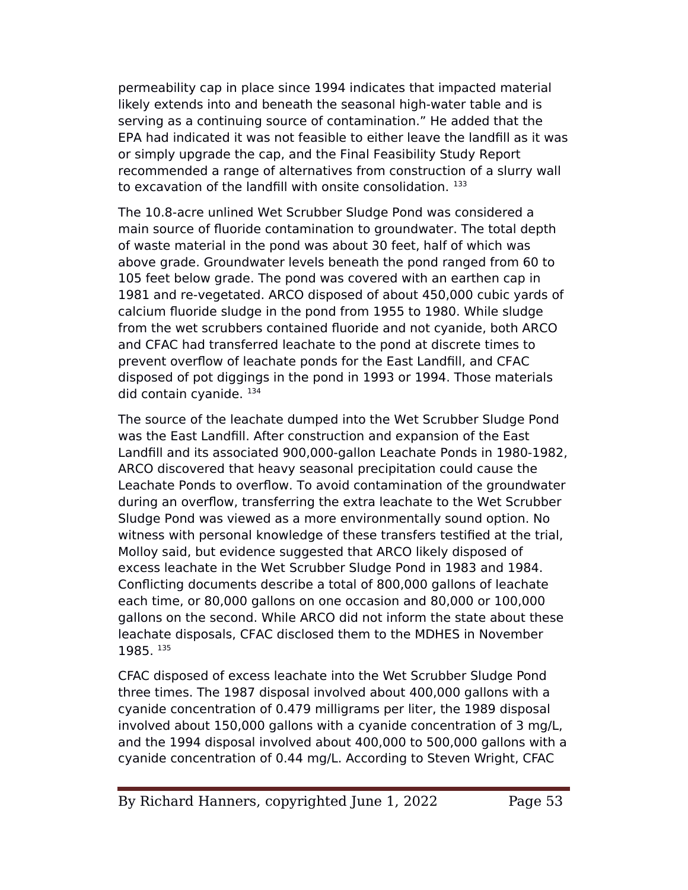permeability cap in place since 1994 indicates that impacted material likely extends into and beneath the seasonal high-water table and is serving as a continuing source of contamination.” He added that the EPA had indicated it was not feasible to either leave the landfill as it was or simply upgrade the cap, and the Final Feasibility Study Report recommended a range of alternatives from construction of a slurry wall to excavation of the landfill with onsite consolidation. [133]

The 10.8-acre unlined Wet Scrubber Sludge Pond was considered a main source of fluoride contamination to groundwater. The total depth of waste material in the pond was about 30 feet, half of which was above grade. Groundwater levels beneath the pond ranged from 60 to 105 feet below grade. The pond was covered with an earthen cap in 1981 and re-vegetated. ARCO disposed of about 450,000 cubic yards of calcium fluoride sludge in the pond from 1955 to 1980. While sludge from the wet scrubbers contained fluoride and not cyanide, both ARCO and CFAC had transferred leachate to the pond at discrete times to prevent overflow of leachate ponds for the East Landfill, and CFAC disposed of pot diggings in the pond in 1993 or 1994. Those materials did contain cyanide. [134]

The source of the leachate dumped into the Wet Scrubber Sludge Pond was the East Landfill. After construction and expansion of the East Landfill and its associated 900,000-gallon Leachate Ponds in 1980-1982, ARCO discovered that heavy seasonal precipitation could cause the Leachate Ponds to overflow. To avoid contamination of the groundwater during an overflow, transferring the extra leachate to the Wet Scrubber Sludge Pond was viewed as a more environmentally sound option. No witness with personal knowledge of these transfers testified at the trial, Molloy said, but evidence suggested that ARCO likely disposed of excess leachate in the Wet Scrubber Sludge Pond in 1983 and 1984. Conflicting documents describe a total of 800,000 gallons of leachate each time, or 80,000 gallons on one occasion and 80,000 or 100,000 gallons on the second. While ARCO did not inform the state about these leachate disposals, CFAC disclosed them to the MDHES in November 1985. [135]

CFAC disposed of excess leachate into the Wet Scrubber Sludge Pond three times. The 1987 disposal involved about 400,000 gallons with a cyanide concentration of 0.479 milligrams per liter, the 1989 disposal involved about 150,000 gallons with a cyanide concentration of 3 mg/L, and the 1994 disposal involved about 400,000 to 500,000 gallons with a cyanide concentration of 0.44 mg/L. According to Steven Wright, CFAC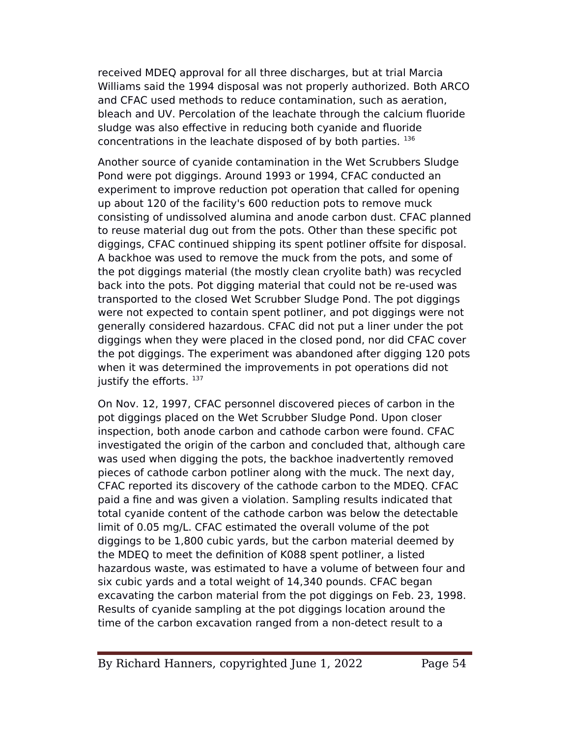received MDEQ approval for all three discharges, but at trial Marcia Williams said the 1994 disposal was not properly authorized. Both ARCO and CFAC used methods to reduce contamination, such as aeration, bleach and UV. Percolation of the leachate through the calcium fluoride sludge was also effective in reducing both cyanide and fluoride concentrations in the leachate disposed of by both parties. [136]

Another source of cyanide contamination in the Wet Scrubbers Sludge Pond were pot diggings. Around 1993 or 1994, CFAC conducted an experiment to improve reduction pot operation that called for opening up about 120 of the facility's 600 reduction pots to remove muck consisting of undissolved alumina and anode carbon dust. CFAC planned to reuse material dug out from the pots. Other than these specific pot diggings, CFAC continued shipping its spent potliner offsite for disposal. A backhoe was used to remove the muck from the pots, and some of the pot diggings material (the mostly clean cryolite bath) was recycled back into the pots. Pot digging material that could not be re-used was transported to the closed Wet Scrubber Sludge Pond. The pot diggings were not expected to contain spent potliner, and pot diggings were not generally considered hazardous. CFAC did not put a liner under the pot diggings when they were placed in the closed pond, nor did CFAC cover the pot diggings. The experiment was abandoned after digging 120 pots when it was determined the improvements in pot operations did not justify the efforts. [137]

On Nov. 12, 1997, CFAC personnel discovered pieces of carbon in the pot diggings placed on the Wet Scrubber Sludge Pond. Upon closer inspection, both anode carbon and cathode carbon were found. CFAC investigated the origin of the carbon and concluded that, although care was used when digging the pots, the backhoe inadvertently removed pieces of cathode carbon potliner along with the muck. The next day, CFAC reported its discovery of the cathode carbon to the MDEQ. CFAC paid a fine and was given a violation. Sampling results indicated that total cyanide content of the cathode carbon was below the detectable limit of 0.05 mg/L. CFAC estimated the overall volume of the pot diggings to be 1,800 cubic yards, but the carbon material deemed by the MDEQ to meet the definition of K088 spent potliner, a listed hazardous waste, was estimated to have a volume of between four and six cubic yards and a total weight of 14,340 pounds. CFAC began excavating the carbon material from the pot diggings on Feb. 23, 1998. Results of cyanide sampling at the pot diggings location around the time of the carbon excavation ranged from a non-detect result to a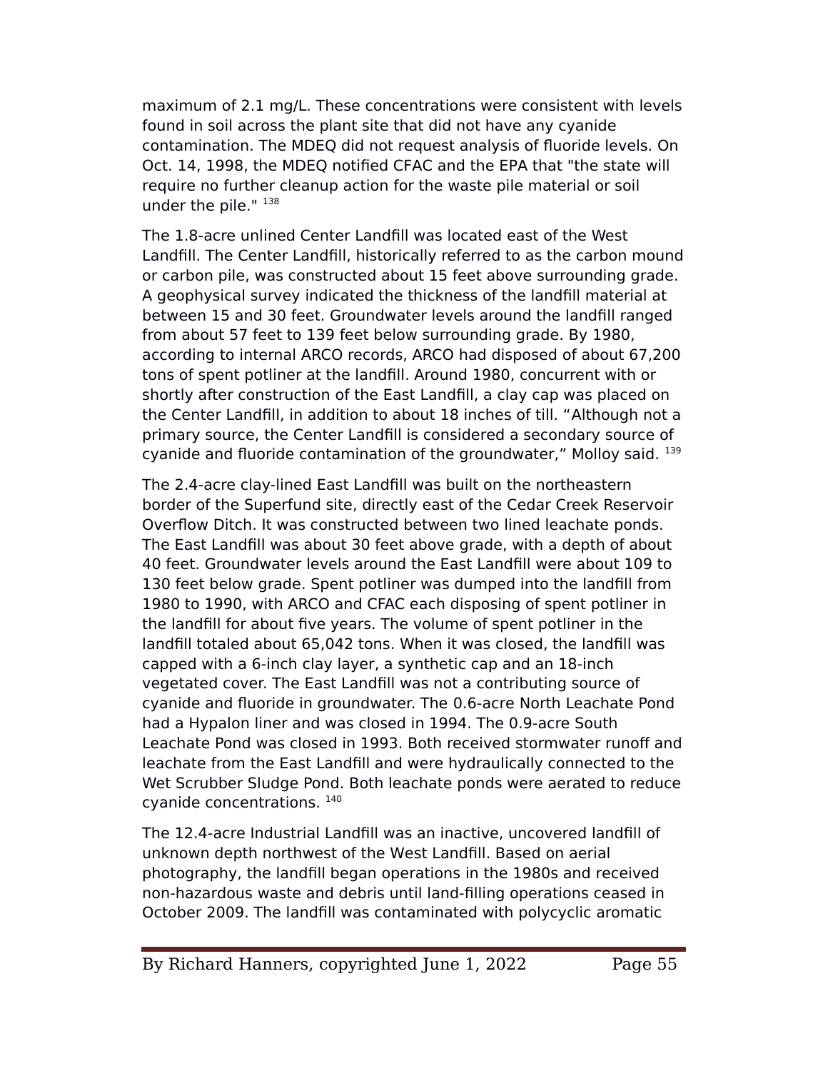maximum of 2.1 mg/L. These concentrations were consistent with levels found in soil across the plant site that did not have any cyanide contamination. The MDEQ did not request analysis of fluoride levels. On Oct. 14, 1998, the MDEQ notified CFAC and the EPA that "the state will require no further cleanup action for the waste pile material or soil under the pile." [138]

The 1.8-acre unlined Center Landfill was located east of the West Landfill. The Center Landfill, historically referred to as the carbon mound or carbon pile, was constructed about 15 feet above surrounding grade. A geophysical survey indicated the thickness of the landfill material at between 15 and 30 feet. Groundwater levels around the landfill ranged from about 57 feet to 139 feet below surrounding grade. By 1980, according to internal ARCO records, ARCO had disposed of about 67,200 tons of spent potliner at the landfill. Around 1980, concurrent with or shortly after construction of the East Landfill, a clay cap was placed on the Center Landfill, in addition to about 18 inches of till. "Although not a primary source, the Center Landfill is considered a secondary source of cyanide and fluoride contamination of the groundwater," Molloy said. [139]

The 2.4-acre clay-lined East Landfill was built on the northeastern border of the Superfund site, directly east of the Cedar Creek Reservoir Overflow Ditch. It was constructed between two lined leachate ponds. The East Landfill was about 30 feet above grade, with a depth of about 40 feet. Groundwater levels around the East Landfill were about 109 to 130 feet below grade. Spent potliner was dumped into the landfill from 1980 to 1990, with ARCO and CFAC each disposing of spent potliner in the landfill for about five years. The volume of spent potliner in the landfill totaled about 65,042 tons. When it was closed, the landfill was capped with a 6-inch clay layer, a synthetic cap and an 18-inch vegetated cover. The East Landfill was not a contributing source of cyanide and fluoride in groundwater. The 0.6-acre North Leachate Pond had a Hypalon liner and was closed in 1994. The 0.9-acre South Leachate Pond was closed in 1993. Both received stormwater runoff and leachate from the East Landfill and were hydraulically connected to the Wet Scrubber Sludge Pond. Both leachate ponds were aerated to reduce cyanide concentrations. [140]

The 12.4-acre Industrial Landfill was an inactive, uncovered landfill of unknown depth northwest of the West Landfill. Based on aerial photography, the landfill began operations in the 1980s and received non-hazardous waste and debris until land-filling operations ceased in October 2009. The landfill was contaminated with polycyclic aromatic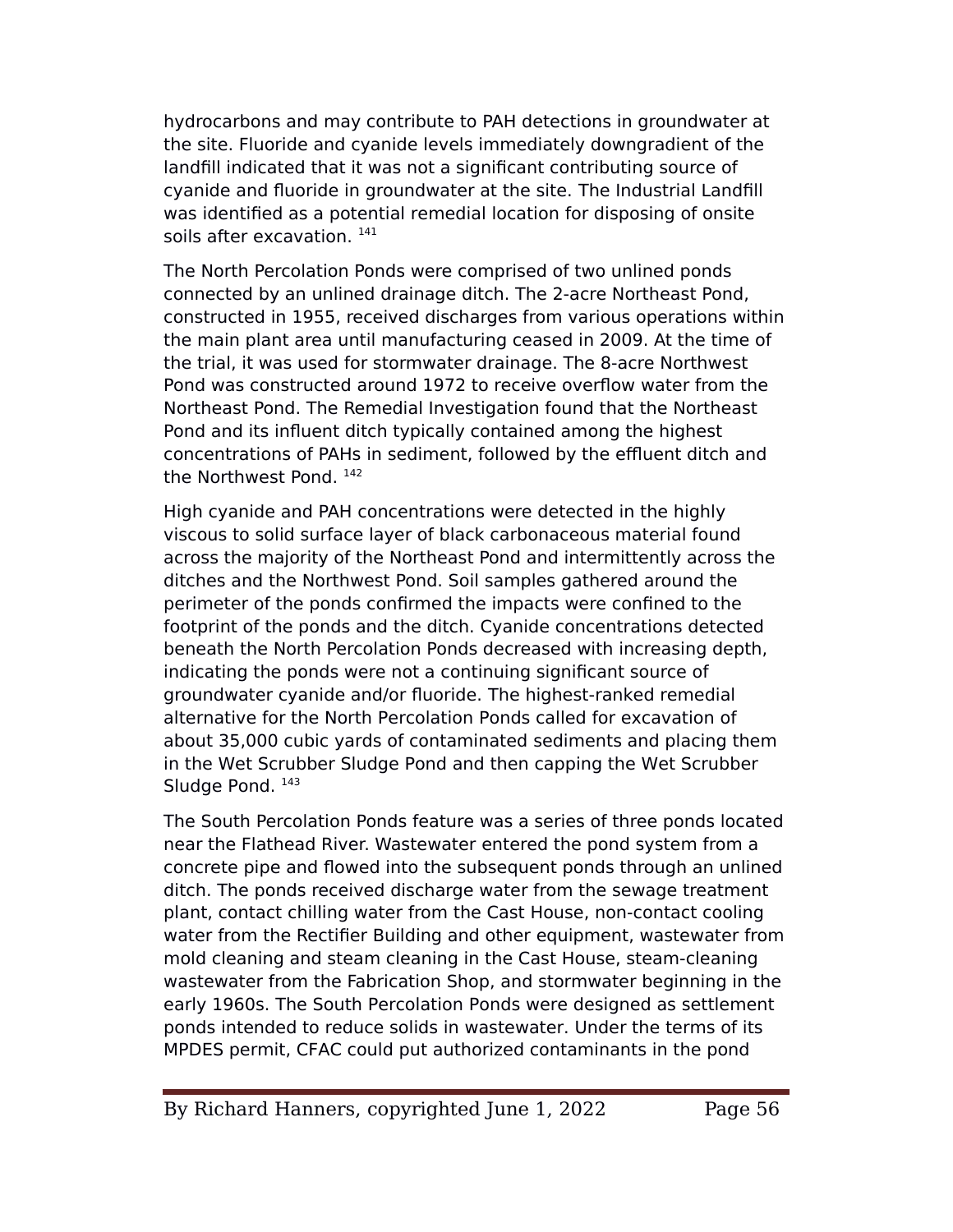hydrocarbons and may contribute to PAH detections in groundwater at the site. Fluoride and cyanide levels immediately downgradient of the landfill indicated that it was not a significant contributing source of cyanide and fluoride in groundwater at the site. The Industrial Landfill was identified as a potential remedial location for disposing of onsite soils after excavation. [141]

The North Percolation Ponds were comprised of two unlined ponds connected by an unlined drainage ditch. The 2-acre Northeast Pond, constructed in 1955, received discharges from various operations within the main plant area until manufacturing ceased in 2009. At the time of the trial, it was used for stormwater drainage. The 8-acre Northwest Pond was constructed around 1972 to receive overflow water from the Northeast Pond. The Remedial Investigation found that the Northeast Pond and its influent ditch typically contained among the highest concentrations of PAHs in sediment, followed by the effluent ditch and the Northwest Pond. [142]

High cyanide and PAH concentrations were detected in the highly viscous to solid surface layer of black carbonaceous material found across the majority of the Northeast Pond and intermittently across the ditches and the Northwest Pond. Soil samples gathered around the perimeter of the ponds confirmed the impacts were confined to the footprint of the ponds and the ditch. Cyanide concentrations detected beneath the North Percolation Ponds decreased with increasing depth, indicating the ponds were not a continuing significant source of groundwater cyanide and/or fluoride. The highest-ranked remedial alternative for the North Percolation Ponds called for excavation of about 35,000 cubic yards of contaminated sediments and placing them in the Wet Scrubber Sludge Pond and then capping the Wet Scrubber Sludge Pond. [143]

The South Percolation Ponds feature was a series of three ponds located near the Flathead River. Wastewater entered the pond system from a concrete pipe and flowed into the subsequent ponds through an unlined ditch. The ponds received discharge water from the sewage treatment plant, contact chilling water from the Cast House, non-contact cooling water from the Rectifier Building and other equipment, wastewater from mold cleaning and steam cleaning in the Cast House, steam-cleaning wastewater from the Fabrication Shop, and stormwater beginning in the early 1960s. The South Percolation Ponds were designed as settlement ponds intended to reduce solids in wastewater. Under the terms of its MPDES permit, CFAC could put authorized contaminants in the pond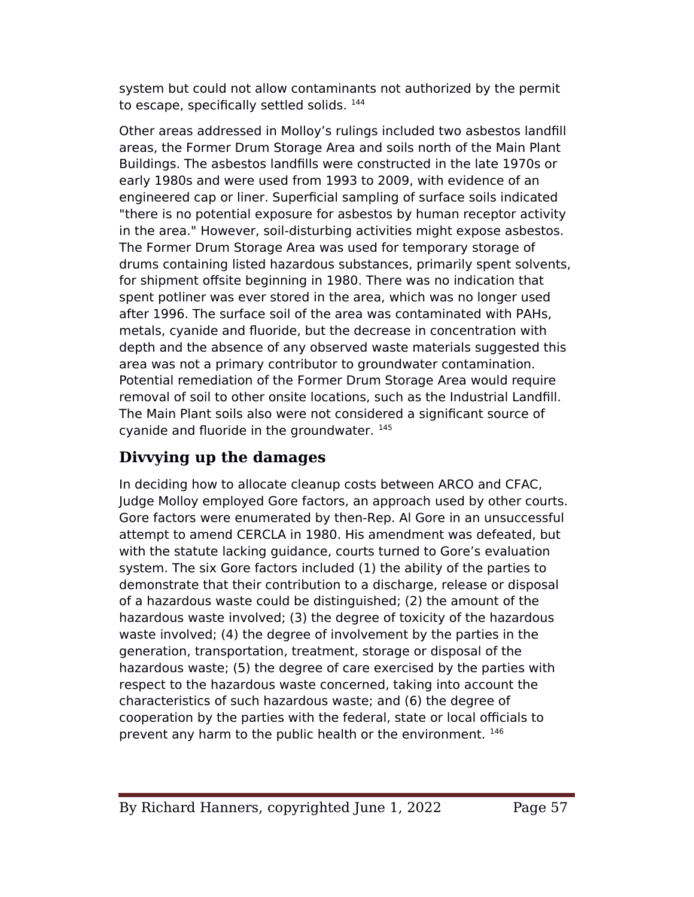system but could not allow contaminants not authorized by the permit to escape, specifically settled solids. [144]

Other areas addressed in Molloy's rulings included two asbestos landfill areas, the Former Drum Storage Area and soils north of the Main Plant Buildings. The asbestos landfills were constructed in the late 1970s or early 1980s and were used from 1993 to 2009, with evidence of an engineered cap or liner. Superficial sampling of surface soils indicated "there is no potential exposure for asbestos by human receptor activity in the area." However, soil-disturbing activities might expose asbestos. The Former Drum Storage Area was used for temporary storage of drums containing listed hazardous substances, primarily spent solvents, for shipment offsite beginning in 1980. There was no indication that spent potliner was ever stored in the area, which was no longer used after 1996. The surface soil of the area was contaminated with PAHs, metals, cyanide and fluoride, but the decrease in concentration with depth and the absence of any observed waste materials suggested this area was not a primary contributor to groundwater contamination. Potential remediation of the Former Drum Storage Area would require removal of soil to other onsite locations, such as the Industrial Landfill. The Main Plant soils also were not considered a significant source of cyanide and fluoride in the groundwater. [145]

## Divvying up the damages

In deciding how to allocate cleanup costs between ARCO and CFAC, Judge Molloy employed Gore factors, an approach used by other courts. Gore factors were enumerated by then-Rep. Al Gore in an unsuccessful attempt to amend CERCLA in 1980. His amendment was defeated, but with the statute lacking guidance, courts turned to Gore's evaluation system. The six Gore factors included (1) the ability of the parties to demonstrate that their contribution to a discharge, release or disposal of a hazardous waste could be distinguished; (2) the amount of the hazardous waste involved; (3) the degree of toxicity of the hazardous waste involved; (4) the degree of involvement by the parties in the generation, transportation, treatment, storage or disposal of the hazardous waste; (5) the degree of care exercised by the parties with respect to the hazardous waste concerned, taking into account the characteristics of such hazardous waste; and (6) the degree of cooperation by the parties with the federal, state or local officials to prevent any harm to the public health or the environment. [146]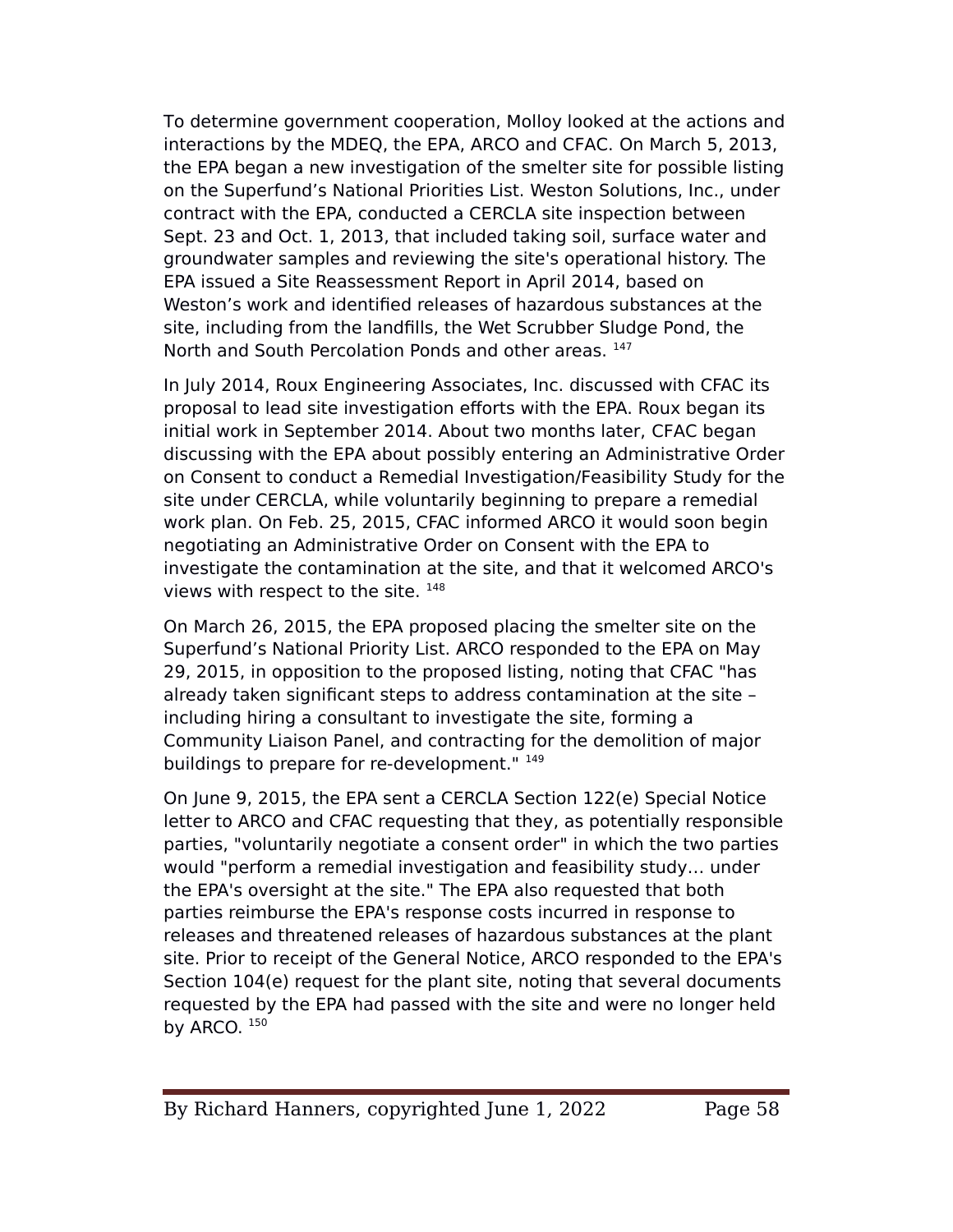To determine government cooperation, Molloy looked at the actions and interactions by the MDEQ, the EPA, ARCO and CFAC. On March 5, 2013, the EPA began a new investigation of the smelter site for possible listing on the Superfund's National Priorities List. Weston Solutions, Inc., under contract with the EPA, conducted a CERCLA site inspection between Sept. 23 and Oct. 1, 2013, that included taking soil, surface water and groundwater samples and reviewing the site's operational history. The EPA issued a Site Reassessment Report in April 2014, based on Weston's work and identified releases of hazardous substances at the site, including from the landfills, the Wet Scrubber Sludge Pond, the North and South Percolation Ponds and other areas. [147]

In July 2014, Roux Engineering Associates, Inc. discussed with CFAC its proposal to lead site investigation efforts with the EPA. Roux began its initial work in September 2014. About two months later, CFAC began discussing with the EPA about possibly entering an Administrative Order on Consent to conduct a Remedial Investigation/Feasibility Study for the site under CERCLA, while voluntarily beginning to prepare a remedial work plan. On Feb. 25, 2015, CFAC informed ARCO it would soon begin negotiating an Administrative Order on Consent with the EPA to investigate the contamination at the site, and that it welcomed ARCO's views with respect to the site. [148]

On March 26, 2015, the EPA proposed placing the smelter site on the Superfund's National Priority List. ARCO responded to the EPA on May 29, 2015, in opposition to the proposed listing, noting that CFAC "has already taken significant steps to address contamination at the site – including hiring a consultant to investigate the site, forming a Community Liaison Panel, and contracting for the demolition of major buildings to prepare for re-development." [149]

On June 9, 2015, the EPA sent a CERCLA Section 122(e) Special Notice letter to ARCO and CFAC requesting that they, as potentially responsible parties, "voluntarily negotiate a consent order" in which the two parties would "perform a remedial investigation and feasibility study... under the EPA's oversight at the site." The EPA also requested that both parties reimburse the EPA's response costs incurred in response to releases and threatened releases of hazardous substances at the plant site. Prior to receipt of the General Notice, ARCO responded to the EPA's Section 104(e) request for the plant site, noting that several documents requested by the EPA had passed with the site and were no longer held by ARCO. [150]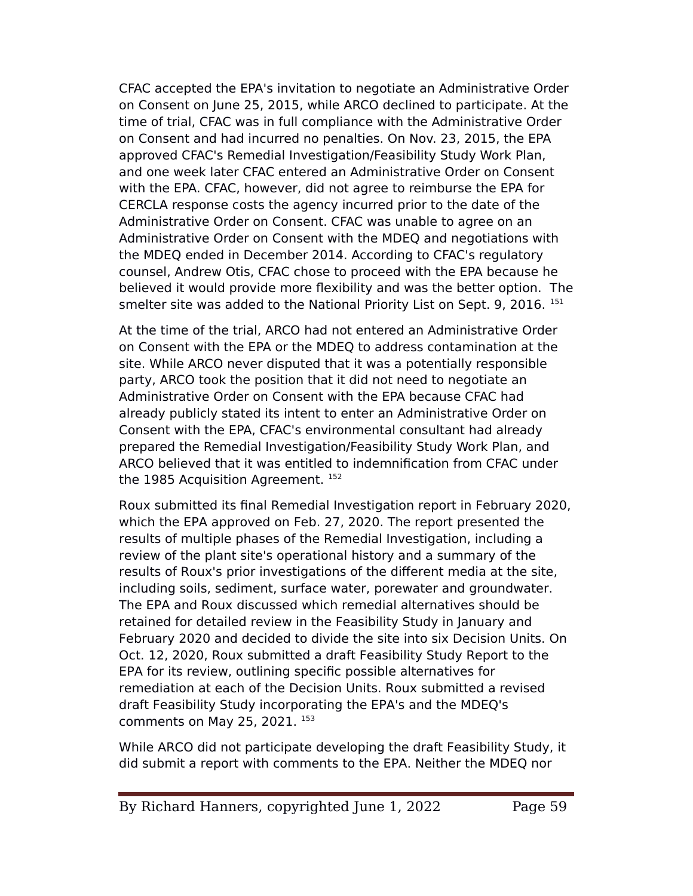CFAC accepted the EPA's invitation to negotiate an Administrative Order on Consent on June 25, 2015, while ARCO declined to participate. At the time of trial, CFAC was in full compliance with the Administrative Order on Consent and had incurred no penalties. On Nov. 23, 2015, the EPA approved CFAC's Remedial Investigation/Feasibility Study Work Plan, and one week later CFAC entered an Administrative Order on Consent with the EPA. CFAC, however, did not agree to reimburse the EPA for CERCLA response costs the agency incurred prior to the date of the Administrative Order on Consent. CFAC was unable to agree on an Administrative Order on Consent with the MDEQ and negotiations with the MDEQ ended in December 2014. According to CFAC's regulatory counsel, Andrew Otis, CFAC chose to proceed with the EPA because he believed it would provide more flexibility and was the better option. The smelter site was added to the National Priority List on Sept. 9, 2016. [151]

At the time of the trial, ARCO had not entered an Administrative Order on Consent with the EPA or the MDEQ to address contamination at the site. While ARCO never disputed that it was a potentially responsible party, ARCO took the position that it did not need to negotiate an Administrative Order on Consent with the EPA because CFAC had already publicly stated its intent to enter an Administrative Order on Consent with the EPA, CFAC's environmental consultant had already prepared the Remedial Investigation/Feasibility Study Work Plan, and ARCO believed that it was entitled to indemnification from CFAC under the 1985 Acquisition Agreement. [152]

Roux submitted its final Remedial Investigation report in February 2020, which the EPA approved on Feb. 27, 2020. The report presented the results of multiple phases of the Remedial Investigation, including a review of the plant site's operational history and a summary of the results of Roux's prior investigations of the different media at the site, including soils, sediment, surface water, porewater and groundwater. The EPA and Roux discussed which remedial alternatives should be retained for detailed review in the Feasibility Study in January and February 2020 and decided to divide the site into six Decision Units. On Oct. 12, 2020, Roux submitted a draft Feasibility Study Report to the EPA for its review, outlining specific possible alternatives for remediation at each of the Decision Units. Roux submitted a revised draft Feasibility Study incorporating the EPA's and the MDEQ's comments on May 25, 2021. [153]

While ARCO did not participate developing the draft Feasibility Study, it did submit a report with comments to the EPA. Neither the MDEQ nor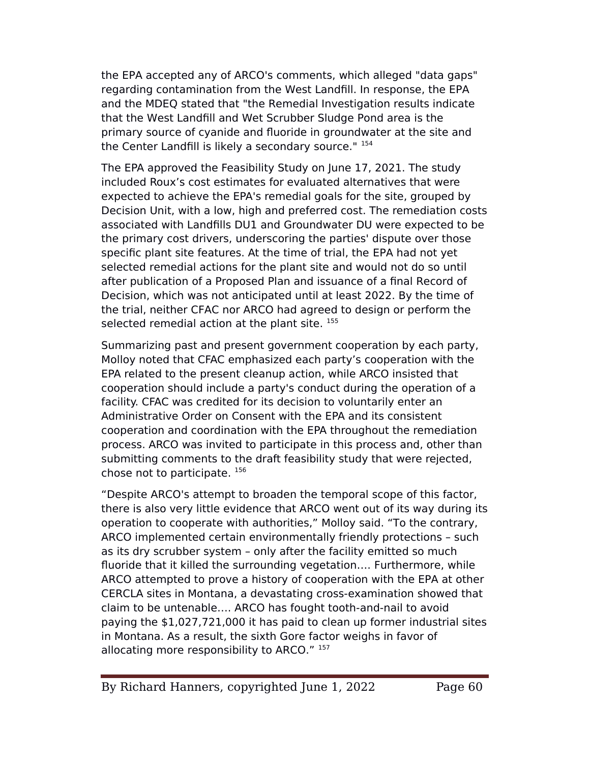the EPA accepted any of ARCO's comments, which alleged "data gaps" regarding contamination from the West Landfill. In response, the EPA and the MDEQ stated that "the Remedial Investigation results indicate that the West Landfill and Wet Scrubber Sludge Pond area is the primary source of cyanide and fluoride in groundwater at the site and the Center Landfill is likely a secondary source." [154]

The EPA approved the Feasibility Study on June 17, 2021. The study included Roux's cost estimates for evaluated alternatives that were expected to achieve the EPA's remedial goals for the site, grouped by Decision Unit, with a low, high and preferred cost. The remediation costs associated with Landfills DU1 and Groundwater DU were expected to be the primary cost drivers, underscoring the parties' dispute over those specific plant site features. At the time of trial, the EPA had not yet selected remedial actions for the plant site and would not do so until after publication of a Proposed Plan and issuance of a final Record of Decision, which was not anticipated until at least 2022. By the time of the trial, neither CFAC nor ARCO had agreed to design or perform the selected remedial action at the plant site. [155]

Summarizing past and present government cooperation by each party, Molloy noted that CFAC emphasized each party's cooperation with the EPA related to the present cleanup action, while ARCO insisted that cooperation should include a party's conduct during the operation of a facility. CFAC was credited for its decision to voluntarily enter an Administrative Order on Consent with the EPA and its consistent cooperation and coordination with the EPA throughout the remediation process. ARCO was invited to participate in this process and, other than submitting comments to the draft feasibility study that were rejected, chose not to participate. [156]

"Despite ARCO's attempt to broaden the temporal scope of this factor, there is also very little evidence that ARCO went out of its way during its operation to cooperate with authorities," Molloy said. "To the contrary, ARCO implemented certain environmentally friendly protections – such as its dry scrubber system – only after the facility emitted so much fluoride that it killed the surrounding vegetation…. Furthermore, while ARCO attempted to prove a history of cooperation with the EPA at other CERCLA sites in Montana, a devastating cross-examination showed that claim to be untenable…. ARCO has fought tooth-and-nail to avoid paying the $1,027,721,000 it has paid to clean up former industrial sites in Montana. As a result, the sixth Gore factor weighs in favor of allocating more responsibility to ARCO." [157]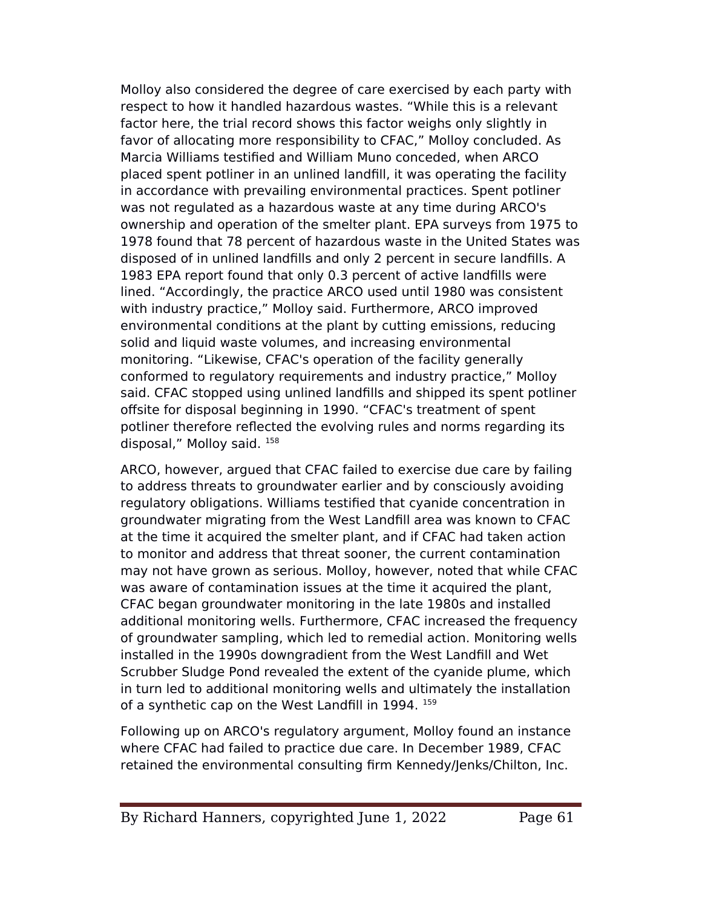Molloy also considered the degree of care exercised by each party with respect to how it handled hazardous wastes. “While this is a relevant factor here, the trial record shows this factor weighs only slightly in favor of allocating more responsibility to CFAC,” Molloy concluded. As Marcia Williams testified and William Muno conceded, when ARCO placed spent potliner in an unlined landfill, it was operating the facility in accordance with prevailing environmental practices. Spent potliner was not regulated as a hazardous waste at any time during ARCO's ownership and operation of the smelter plant. EPA surveys from 1975 to 1978 found that 78 percent of hazardous waste in the United States was disposed of in unlined landfills and only 2 percent in secure landfills. A 1983 EPA report found that only 0.3 percent of active landfills were lined. “Accordingly, the practice ARCO used until 1980 was consistent with industry practice,” Molloy said. Furthermore, ARCO improved environmental conditions at the plant by cutting emissions, reducing solid and liquid waste volumes, and increasing environmental monitoring. “Likewise, CFAC's operation of the facility generally conformed to regulatory requirements and industry practice,” Molloy said. CFAC stopped using unlined landfills and shipped its spent potliner offsite for disposal beginning in 1990. “CFAC's treatment of spent potliner therefore reflected the evolving rules and norms regarding its disposal,” Molloy said. [158]

ARCO, however, argued that CFAC failed to exercise due care by failing to address threats to groundwater earlier and by consciously avoiding regulatory obligations. Williams testified that cyanide concentration in groundwater migrating from the West Landfill area was known to CFAC at the time it acquired the smelter plant, and if CFAC had taken action to monitor and address that threat sooner, the current contamination may not have grown as serious. Molloy, however, noted that while CFAC was aware of contamination issues at the time it acquired the plant, CFAC began groundwater monitoring in the late 1980s and installed additional monitoring wells. Furthermore, CFAC increased the frequency of groundwater sampling, which led to remedial action. Monitoring wells installed in the 1990s downgradient from the West Landfill and Wet Scrubber Sludge Pond revealed the extent of the cyanide plume, which in turn led to additional monitoring wells and ultimately the installation of a synthetic cap on the West Landfill in 1994. [159]

Following up on ARCO's regulatory argument, Molloy found an instance where CFAC had failed to practice due care. In December 1989, CFAC retained the environmental consulting firm Kennedy/Jenks/Chilton, Inc.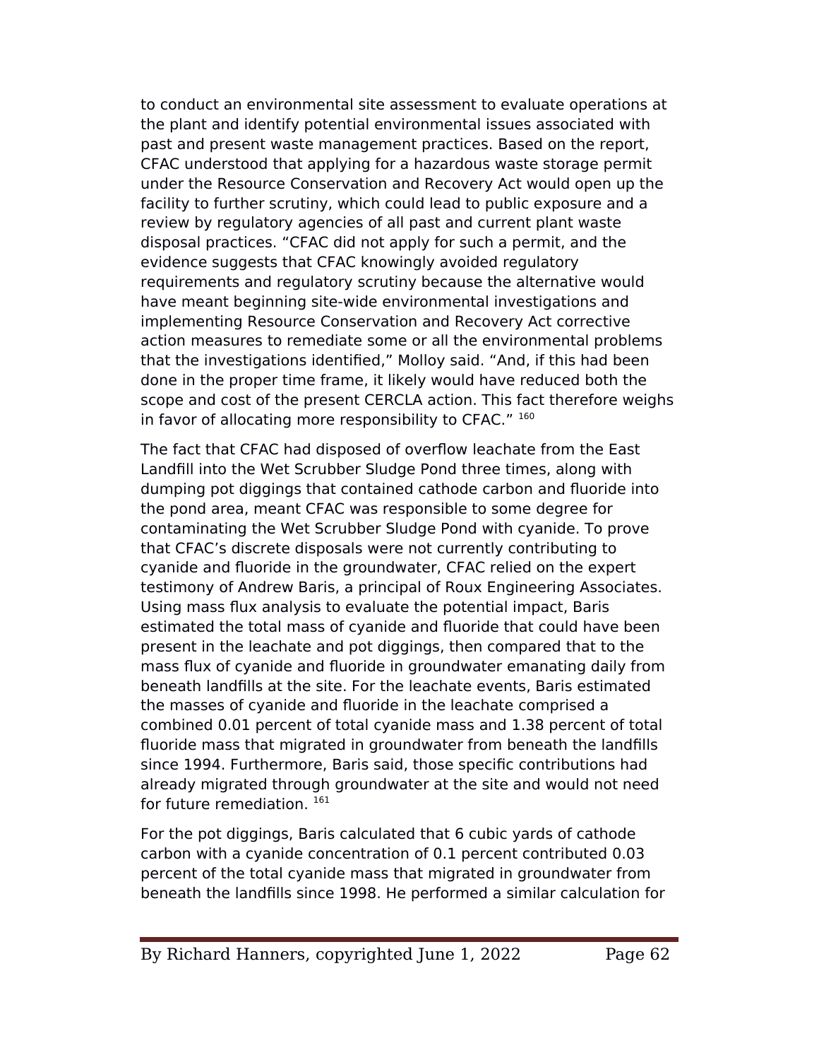to conduct an environmental site assessment to evaluate operations at the plant and identify potential environmental issues associated with past and present waste management practices. Based on the report, CFAC understood that applying for a hazardous waste storage permit under the Resource Conservation and Recovery Act would open up the facility to further scrutiny, which could lead to public exposure and a review by regulatory agencies of all past and current plant waste disposal practices. "CFAC did not apply for such a permit, and the evidence suggests that CFAC knowingly avoided regulatory requirements and regulatory scrutiny because the alternative would have meant beginning site-wide environmental investigations and implementing Resource Conservation and Recovery Act corrective action measures to remediate some or all the environmental problems that the investigations identified," Molloy said. "And, if this had been done in the proper time frame, it likely would have reduced both the scope and cost of the present CERCLA action. This fact therefore weighs in favor of allocating more responsibility to CFAC." [160]

The fact that CFAC had disposed of overflow leachate from the East Landfill into the Wet Scrubber Sludge Pond three times, along with dumping pot diggings that contained cathode carbon and fluoride into the pond area, meant CFAC was responsible to some degree for contaminating the Wet Scrubber Sludge Pond with cyanide. To prove that CFAC's discrete disposals were not currently contributing to cyanide and fluoride in the groundwater, CFAC relied on the expert testimony of Andrew Baris, a principal of Roux Engineering Associates. Using mass flux analysis to evaluate the potential impact, Baris estimated the total mass of cyanide and fluoride that could have been present in the leachate and pot diggings, then compared that to the mass flux of cyanide and fluoride in groundwater emanating daily from beneath landfills at the site. For the leachate events, Baris estimated the masses of cyanide and fluoride in the leachate comprised a combined 0.01 percent of total cyanide mass and 1.38 percent of total fluoride mass that migrated in groundwater from beneath the landfills since 1994. Furthermore, Baris said, those specific contributions had already migrated through groundwater at the site and would not need for future remediation. [161]

For the pot diggings, Baris calculated that 6 cubic yards of cathode carbon with a cyanide concentration of 0.1 percent contributed 0.03 percent of the total cyanide mass that migrated in groundwater from beneath the landfills since 1998. He performed a similar calculation for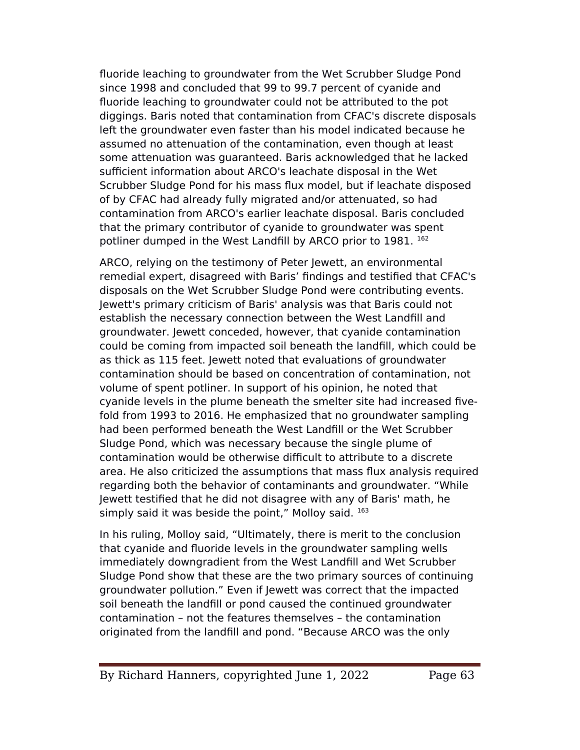fluoride leaching to groundwater from the Wet Scrubber Sludge Pond since 1998 and concluded that 99 to 99.7 percent of cyanide and fluoride leaching to groundwater could not be attributed to the pot diggings. Baris noted that contamination from CFAC's discrete disposals left the groundwater even faster than his model indicated because he assumed no attenuation of the contamination, even though at least some attenuation was guaranteed. Baris acknowledged that he lacked sufficient information about ARCO's leachate disposal in the Wet Scrubber Sludge Pond for his mass flux model, but if leachate disposed of by CFAC had already fully migrated and/or attenuated, so had contamination from ARCO's earlier leachate disposal. Baris concluded that the primary contributor of cyanide to groundwater was spent potliner dumped in the West Landfill by ARCO prior to 1981. [162]

ARCO, relying on the testimony of Peter Jewett, an environmental remedial expert, disagreed with Baris' findings and testified that CFAC's disposals on the Wet Scrubber Sludge Pond were contributing events. Jewett's primary criticism of Baris' analysis was that Baris could not establish the necessary connection between the West Landfill and groundwater. Jewett conceded, however, that cyanide contamination could be coming from impacted soil beneath the landfill, which could be as thick as 115 feet. Jewett noted that evaluations of groundwater contamination should be based on concentration of contamination, not volume of spent potliner. In support of his opinion, he noted that cyanide levels in the plume beneath the smelter site had increased five-fold from 1993 to 2016. He emphasized that no groundwater sampling had been performed beneath the West Landfill or the Wet Scrubber Sludge Pond, which was necessary because the single plume of contamination would be otherwise difficult to attribute to a discrete area. He also criticized the assumptions that mass flux analysis required regarding both the behavior of contaminants and groundwater. "While Jewett testified that he did not disagree with any of Baris' math, he simply said it was beside the point," Molloy said. [163]

In his ruling, Molloy said, "Ultimately, there is merit to the conclusion that cyanide and fluoride levels in the groundwater sampling wells immediately downgradient from the West Landfill and Wet Scrubber Sludge Pond show that these are the two primary sources of continuing groundwater pollution." Even if Jewett was correct that the impacted soil beneath the landfill or pond caused the continued groundwater contamination – not the features themselves – the contamination originated from the landfill and pond. "Because ARCO was the only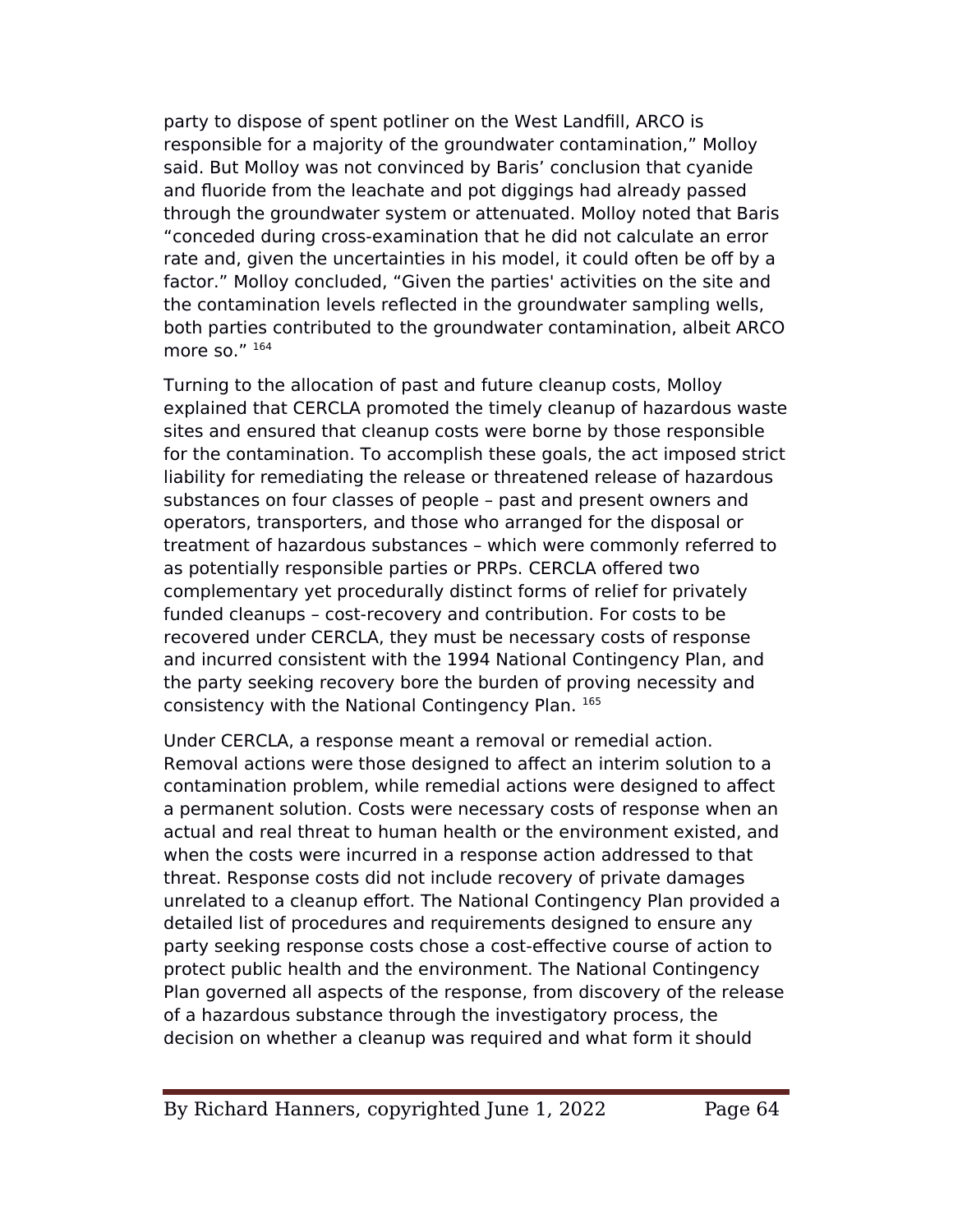party to dispose of spent potliner on the West Landfill, ARCO is responsible for a majority of the groundwater contamination," Molloy said. But Molloy was not convinced by Baris' conclusion that cyanide and fluoride from the leachate and pot diggings had already passed through the groundwater system or attenuated. Molloy noted that Baris "conceded during cross-examination that he did not calculate an error rate and, given the uncertainties in his model, it could often be off by a factor." Molloy concluded, "Given the parties' activities on the site and the contamination levels reflected in the groundwater sampling wells, both parties contributed to the groundwater contamination, albeit ARCO more so." [164]

Turning to the allocation of past and future cleanup costs, Molloy explained that CERCLA promoted the timely cleanup of hazardous waste sites and ensured that cleanup costs were borne by those responsible for the contamination. To accomplish these goals, the act imposed strict liability for remediating the release or threatened release of hazardous substances on four classes of people – past and present owners and operators, transporters, and those who arranged for the disposal or treatment of hazardous substances – which were commonly referred to as potentially responsible parties or PRPs. CERCLA offered two complementary yet procedurally distinct forms of relief for privately funded cleanups – cost-recovery and contribution. For costs to be recovered under CERCLA, they must be necessary costs of response and incurred consistent with the 1994 National Contingency Plan, and the party seeking recovery bore the burden of proving necessity and consistency with the National Contingency Plan. [165]

Under CERCLA, a response meant a removal or remedial action. Removal actions were those designed to affect an interim solution to a contamination problem, while remedial actions were designed to affect a permanent solution. Costs were necessary costs of response when an actual and real threat to human health or the environment existed, and when the costs were incurred in a response action addressed to that threat. Response costs did not include recovery of private damages unrelated to a cleanup effort. The National Contingency Plan provided a detailed list of procedures and requirements designed to ensure any party seeking response costs chose a cost-effective course of action to protect public health and the environment. The National Contingency Plan governed all aspects of the response, from discovery of the release of a hazardous substance through the investigatory process, the decision on whether a cleanup was required and what form it should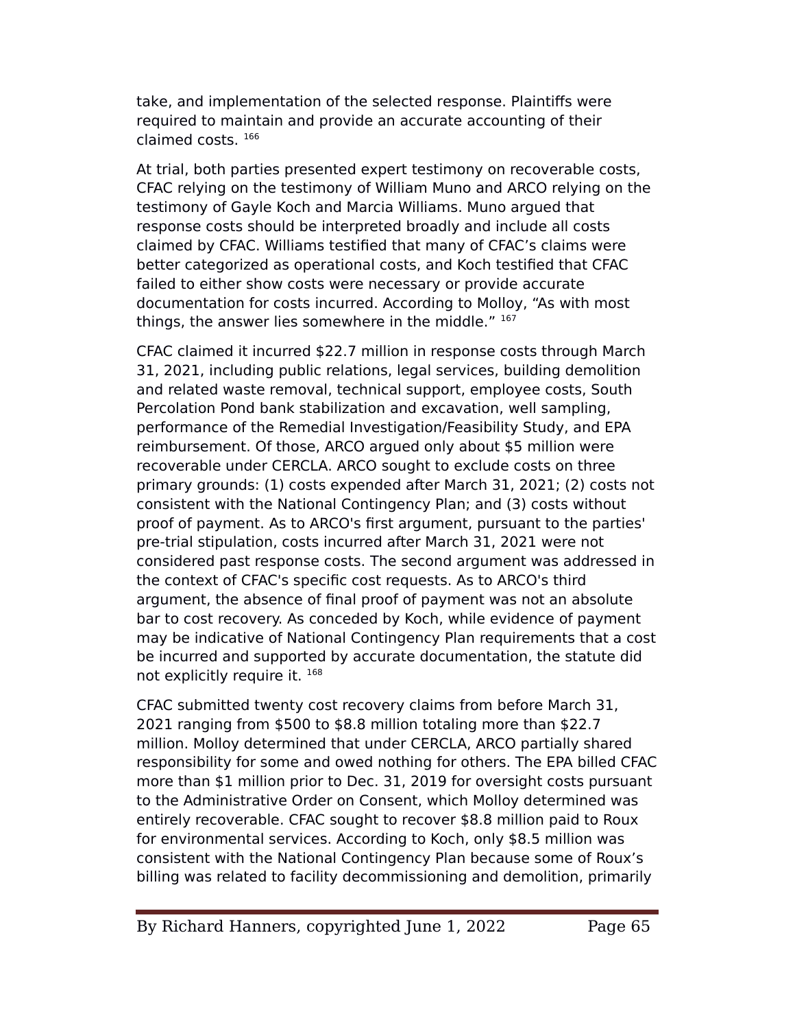take, and implementation of the selected response. Plaintiffs were required to maintain and provide an accurate accounting of their claimed costs. [166]

At trial, both parties presented expert testimony on recoverable costs, CFAC relying on the testimony of William Muno and ARCO relying on the testimony of Gayle Koch and Marcia Williams. Muno argued that response costs should be interpreted broadly and include all costs claimed by CFAC. Williams testified that many of CFAC's claims were better categorized as operational costs, and Koch testified that CFAC failed to either show costs were necessary or provide accurate documentation for costs incurred. According to Molloy, "As with most things, the answer lies somewhere in the middle." [167]

CFAC claimed it incurred $22.7 million in response costs through March 31, 2021, including public relations, legal services, building demolition and related waste removal, technical support, employee costs, South Percolation Pond bank stabilization and excavation, well sampling, performance of the Remedial Investigation/Feasibility Study, and EPA reimbursement. Of those, ARCO argued only about $5 million were recoverable under CERCLA. ARCO sought to exclude costs on three primary grounds: (1) costs expended after March 31, 2021; (2) costs not consistent with the National Contingency Plan; and (3) costs without proof of payment. As to ARCO's first argument, pursuant to the parties' pre-trial stipulation, costs incurred after March 31, 2021 were not considered past response costs. The second argument was addressed in the context of CFAC's specific cost requests. As to ARCO's third argument, the absence of final proof of payment was not an absolute bar to cost recovery. As conceded by Koch, while evidence of payment may be indicative of National Contingency Plan requirements that a cost be incurred and supported by accurate documentation, the statute did not explicitly require it. [168]

CFAC submitted twenty cost recovery claims from before March 31, 2021 ranging from $500 to $8.8 million totaling more than $22.7 million. Molloy determined that under CERCLA, ARCO partially shared responsibility for some and owed nothing for others. The EPA billed CFAC more than $1 million prior to Dec. 31, 2019 for oversight costs pursuant to the Administrative Order on Consent, which Molloy determined was entirely recoverable. CFAC sought to recover $8.8 million paid to Roux for environmental services. According to Koch, only $8.5 million was consistent with the National Contingency Plan because some of Roux's billing was related to facility decommissioning and demolition, primarily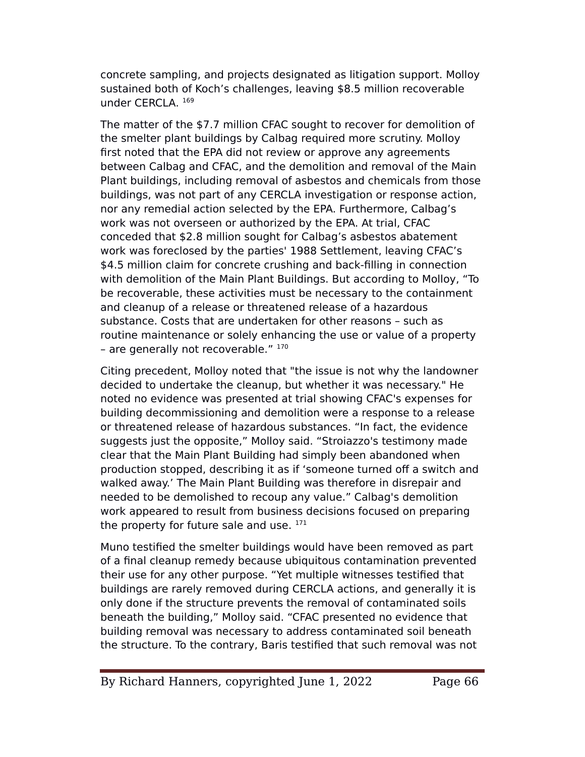concrete sampling, and projects designated as litigation support. Molloy sustained both of Koch's challenges, leaving $8.5 million recoverable under CERCLA. [169]

The matter of the $7.7 million CFAC sought to recover for demolition of the smelter plant buildings by Calbag required more scrutiny. Molloy first noted that the EPA did not review or approve any agreements between Calbag and CFAC, and the demolition and removal of the Main Plant buildings, including removal of asbestos and chemicals from those buildings, was not part of any CERCLA investigation or response action, nor any remedial action selected by the EPA. Furthermore, Calbag's work was not overseen or authorized by the EPA. At trial, CFAC conceded that $2.8 million sought for Calbag's asbestos abatement work was foreclosed by the parties' 1988 Settlement, leaving CFAC's $4.5 million claim for concrete crushing and back-filling in connection with demolition of the Main Plant Buildings. But according to Molloy, "To be recoverable, these activities must be necessary to the containment and cleanup of a release or threatened release of a hazardous substance. Costs that are undertaken for other reasons – such as routine maintenance or solely enhancing the use or value of a property – are generally not recoverable." [170]

Citing precedent, Molloy noted that "the issue is not why the landowner decided to undertake the cleanup, but whether it was necessary." He noted no evidence was presented at trial showing CFAC's expenses for building decommissioning and demolition were a response to a release or threatened release of hazardous substances. "In fact, the evidence suggests just the opposite," Molloy said. "Stroiazzo's testimony made clear that the Main Plant Building had simply been abandoned when production stopped, describing it as if 'someone turned off a switch and walked away.' The Main Plant Building was therefore in disrepair and needed to be demolished to recoup any value." Calbag's demolition work appeared to result from business decisions focused on preparing the property for future sale and use. [171]

Muno testified the smelter buildings would have been removed as part of a final cleanup remedy because ubiquitous contamination prevented their use for any other purpose. "Yet multiple witnesses testified that buildings are rarely removed during CERCLA actions, and generally it is only done if the structure prevents the removal of contaminated soils beneath the building," Molloy said. "CFAC presented no evidence that building removal was necessary to address contaminated soil beneath the structure. To the contrary, Baris testified that such removal was not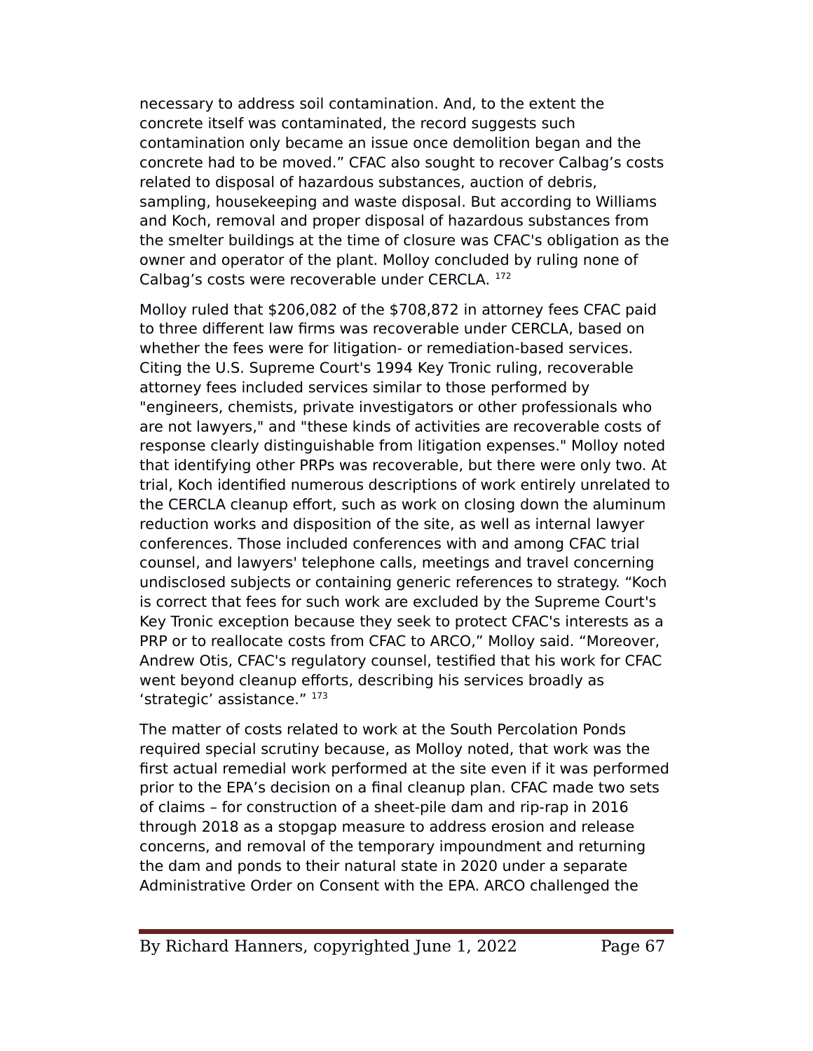necessary to address soil contamination. And, to the extent the concrete itself was contaminated, the record suggests such contamination only became an issue once demolition began and the concrete had to be moved.” CFAC also sought to recover Calbag’s costs related to disposal of hazardous substances, auction of debris, sampling, housekeeping and waste disposal. But according to Williams and Koch, removal and proper disposal of hazardous substances from the smelter buildings at the time of closure was CFAC's obligation as the owner and operator of the plant. Molloy concluded by ruling none of Calbag’s costs were recoverable under CERCLA. [172]

Molloy ruled that $206,082 of the $708,872 in attorney fees CFAC paid to three different law firms was recoverable under CERCLA, based on whether the fees were for litigation- or remediation-based services. Citing the U.S. Supreme Court's 1994 Key Tronic ruling, recoverable attorney fees included services similar to those performed by "engineers, chemists, private investigators or other professionals who are not lawyers," and "these kinds of activities are recoverable costs of response clearly distinguishable from litigation expenses." Molloy noted that identifying other PRPs was recoverable, but there were only two. At trial, Koch identified numerous descriptions of work entirely unrelated to the CERCLA cleanup effort, such as work on closing down the aluminum reduction works and disposition of the site, as well as internal lawyer conferences. Those included conferences with and among CFAC trial counsel, and lawyers' telephone calls, meetings and travel concerning undisclosed subjects or containing generic references to strategy. “Koch is correct that fees for such work are excluded by the Supreme Court's Key Tronic exception because they seek to protect CFAC's interests as a PRP or to reallocate costs from CFAC to ARCO,” Molloy said. “Moreover, Andrew Otis, CFAC's regulatory counsel, testified that his work for CFAC went beyond cleanup efforts, describing his services broadly as ‘strategic’ assistance.” [173]

The matter of costs related to work at the South Percolation Ponds required special scrutiny because, as Molloy noted, that work was the first actual remedial work performed at the site even if it was performed prior to the EPA’s decision on a final cleanup plan. CFAC made two sets of claims – for construction of a sheet-pile dam and rip-rap in 2016 through 2018 as a stopgap measure to address erosion and release concerns, and removal of the temporary impoundment and returning the dam and ponds to their natural state in 2020 under a separate Administrative Order on Consent with the EPA. ARCO challenged the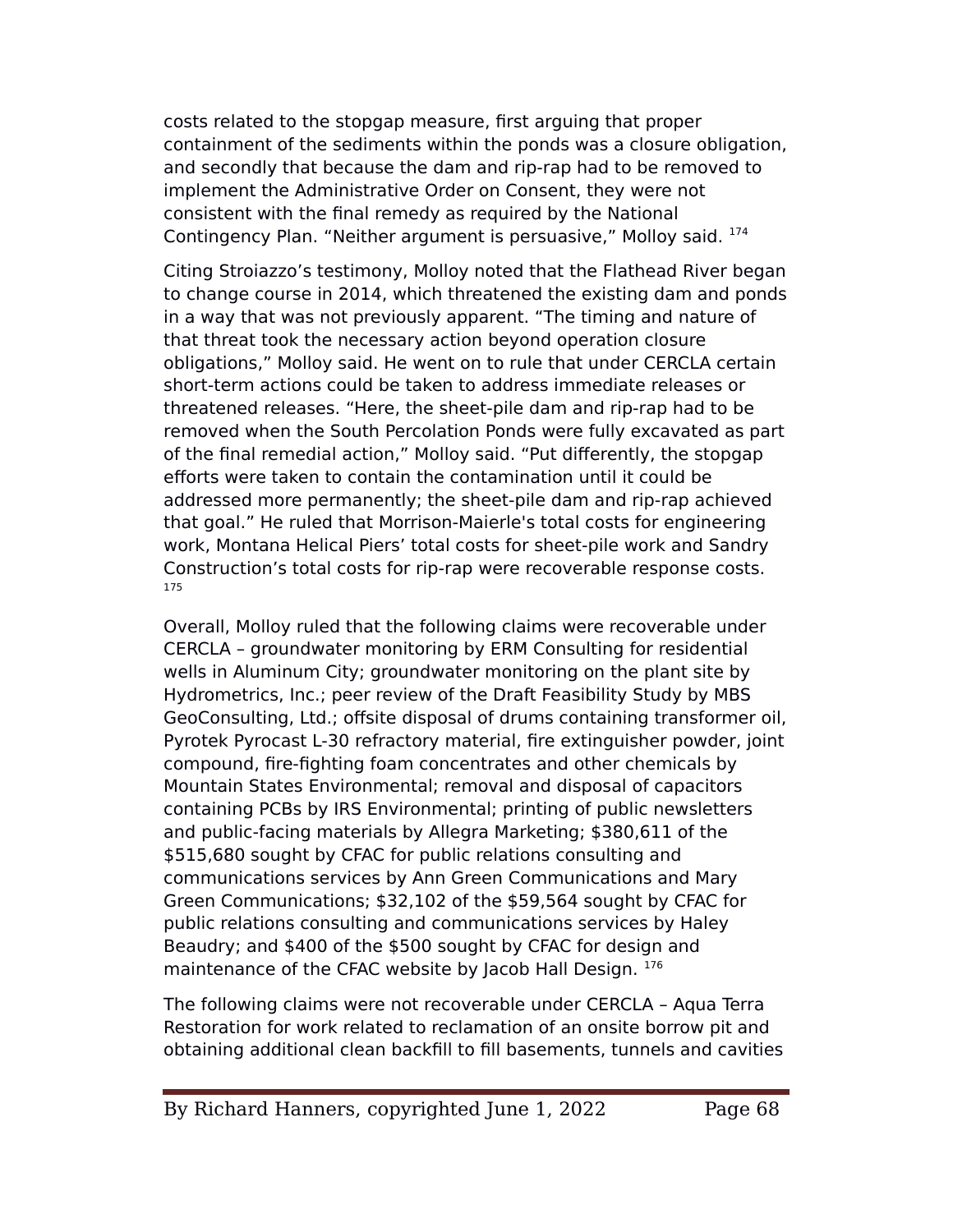costs related to the stopgap measure, first arguing that proper containment of the sediments within the ponds was a closure obligation, and secondly that because the dam and rip-rap had to be removed to implement the Administrative Order on Consent, they were not consistent with the final remedy as required by the National Contingency Plan. “Neither argument is persuasive,” Molloy said. [174]

Citing Stroiazzo’s testimony, Molloy noted that the Flathead River began to change course in 2014, which threatened the existing dam and ponds in a way that was not previously apparent. “The timing and nature of that threat took the necessary action beyond operation closure obligations,” Molloy said. He went on to rule that under CERCLA certain short-term actions could be taken to address immediate releases or threatened releases. “Here, the sheet-pile dam and rip-rap had to be removed when the South Percolation Ponds were fully excavated as part of the final remedial action,” Molloy said. “Put differently, the stopgap efforts were taken to contain the contamination until it could be addressed more permanently; the sheet-pile dam and rip-rap achieved that goal.” He ruled that Morrison-Maierle's total costs for engineering work, Montana Helical Piers’ total costs for sheet-pile work and Sandry Construction’s total costs for rip-rap were recoverable response costs. [175]

Overall, Molloy ruled that the following claims were recoverable under CERCLA – groundwater monitoring by ERM Consulting for residential wells in Aluminum City; groundwater monitoring on the plant site by Hydrometrics, Inc.; peer review of the Draft Feasibility Study by MBS GeoConsulting, Ltd.; offsite disposal of drums containing transformer oil, Pyrotek Pyrocast L-30 refractory material, fire extinguisher powder, joint compound, fire-fighting foam concentrates and other chemicals by Mountain States Environmental; removal and disposal of capacitors containing PCBs by IRS Environmental; printing of public newsletters and public-facing materials by Allegra Marketing; $380,611 of the $515,680 sought by CFAC for public relations consulting and communications services by Ann Green Communications and Mary Green Communications; $32,102 of the $59,564 sought by CFAC for public relations consulting and communications services by Haley Beaudry; and $400 of the $500 sought by CFAC for design and maintenance of the CFAC website by Jacob Hall Design. [176]

The following claims were not recoverable under CERCLA – Aqua Terra Restoration for work related to reclamation of an onsite borrow pit and obtaining additional clean backfill to fill basements, tunnels and cavities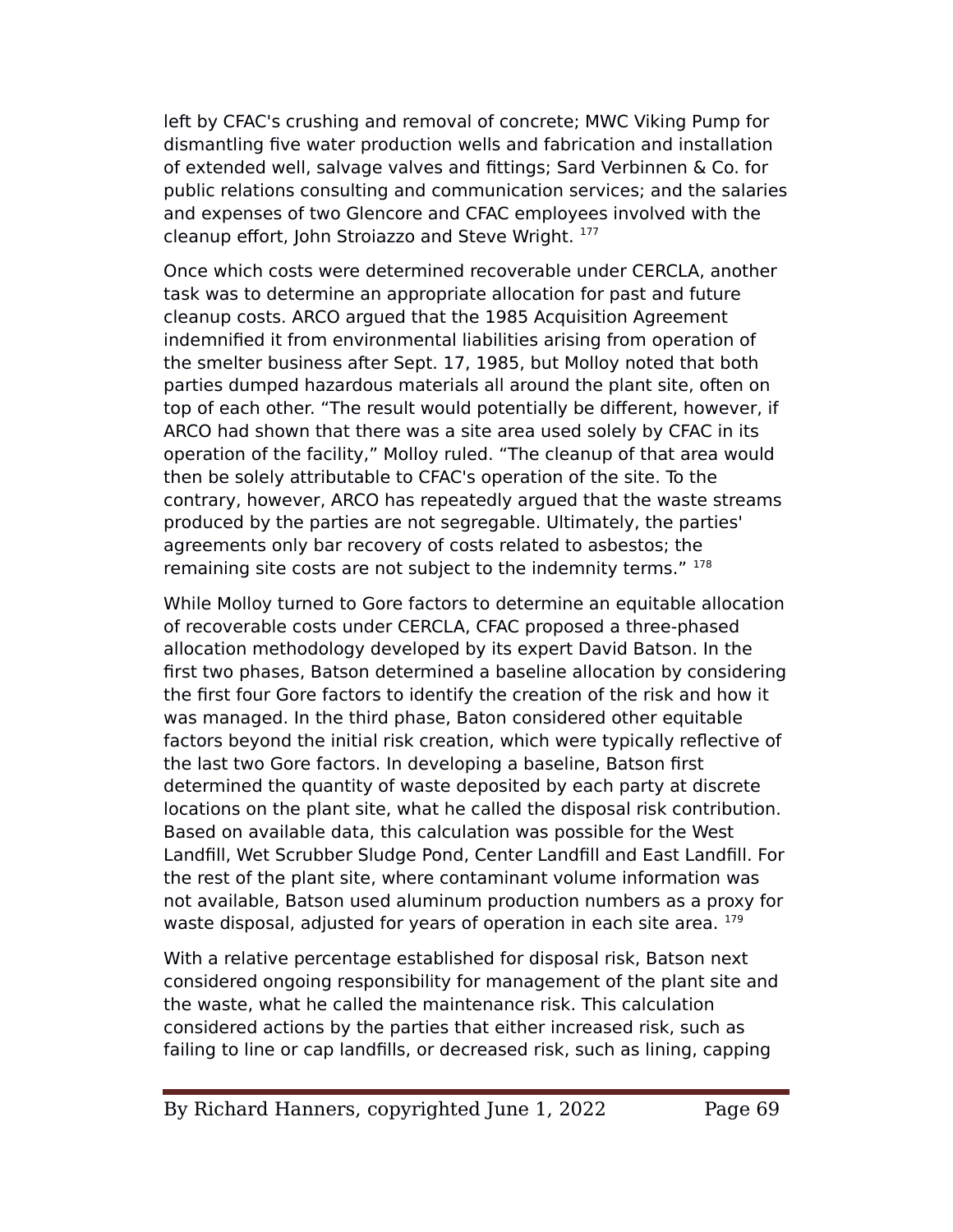left by CFAC's crushing and removal of concrete; MWC Viking Pump for dismantling five water production wells and fabrication and installation of extended well, salvage valves and fittings; Sard Verbinnen & Co. for public relations consulting and communication services; and the salaries and expenses of two Glencore and CFAC employees involved with the cleanup effort, John Stroiazzo and Steve Wright. [177]

Once which costs were determined recoverable under CERCLA, another task was to determine an appropriate allocation for past and future cleanup costs. ARCO argued that the 1985 Acquisition Agreement indemnified it from environmental liabilities arising from operation of the smelter business after Sept. 17, 1985, but Molloy noted that both parties dumped hazardous materials all around the plant site, often on top of each other. “The result would potentially be different, however, if ARCO had shown that there was a site area used solely by CFAC in its operation of the facility,” Molloy ruled. “The cleanup of that area would then be solely attributable to CFAC's operation of the site. To the contrary, however, ARCO has repeatedly argued that the waste streams produced by the parties are not segregable. Ultimately, the parties' agreements only bar recovery of costs related to asbestos; the remaining site costs are not subject to the indemnity terms.” [178]

While Molloy turned to Gore factors to determine an equitable allocation of recoverable costs under CERCLA, CFAC proposed a three-phased allocation methodology developed by its expert David Batson. In the first two phases, Batson determined a baseline allocation by considering the first four Gore factors to identify the creation of the risk and how it was managed. In the third phase, Baton considered other equitable factors beyond the initial risk creation, which were typically reflective of the last two Gore factors. In developing a baseline, Batson first determined the quantity of waste deposited by each party at discrete locations on the plant site, what he called the disposal risk contribution. Based on available data, this calculation was possible for the West Landfill, Wet Scrubber Sludge Pond, Center Landfill and East Landfill. For the rest of the plant site, where contaminant volume information was not available, Batson used aluminum production numbers as a proxy for waste disposal, adjusted for years of operation in each site area. [179]

With a relative percentage established for disposal risk, Batson next considered ongoing responsibility for management of the plant site and the waste, what he called the maintenance risk. This calculation considered actions by the parties that either increased risk, such as failing to line or cap landfills, or decreased risk, such as lining, capping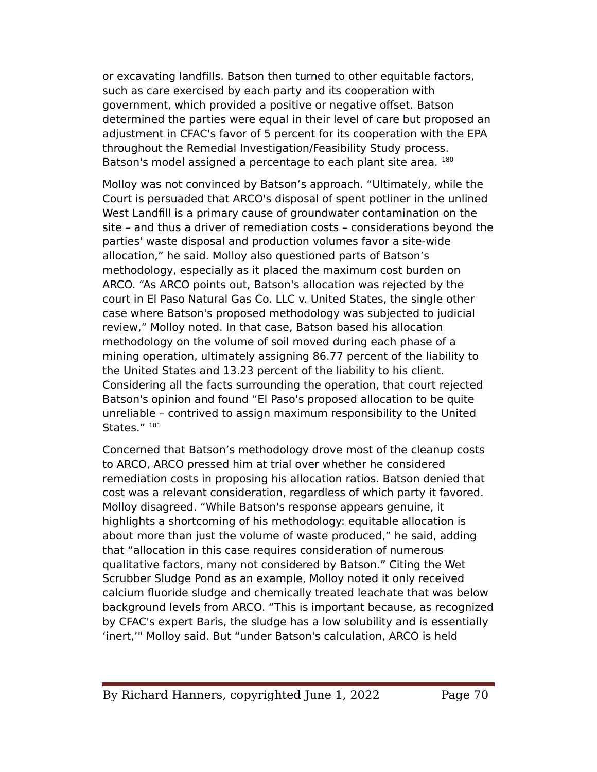or excavating landfills. Batson then turned to other equitable factors, such as care exercised by each party and its cooperation with government, which provided a positive or negative offset. Batson determined the parties were equal in their level of care but proposed an adjustment in CFAC's favor of 5 percent for its cooperation with the EPA throughout the Remedial Investigation/Feasibility Study process. Batson's model assigned a percentage to each plant site area. [180]

Molloy was not convinced by Batson's approach. "Ultimately, while the Court is persuaded that ARCO's disposal of spent potliner in the unlined West Landfill is a primary cause of groundwater contamination on the site – and thus a driver of remediation costs – considerations beyond the parties' waste disposal and production volumes favor a site-wide allocation," he said. Molloy also questioned parts of Batson's methodology, especially as it placed the maximum cost burden on ARCO. "As ARCO points out, Batson's allocation was rejected by the court in El Paso Natural Gas Co. LLC v. United States, the single other case where Batson's proposed methodology was subjected to judicial review," Molloy noted. In that case, Batson based his allocation methodology on the volume of soil moved during each phase of a mining operation, ultimately assigning 86.77 percent of the liability to the United States and 13.23 percent of the liability to his client. Considering all the facts surrounding the operation, that court rejected Batson's opinion and found "El Paso's proposed allocation to be quite unreliable – contrived to assign maximum responsibility to the United States." [181]

Concerned that Batson's methodology drove most of the cleanup costs to ARCO, ARCO pressed him at trial over whether he considered remediation costs in proposing his allocation ratios. Batson denied that cost was a relevant consideration, regardless of which party it favored. Molloy disagreed. "While Batson's response appears genuine, it highlights a shortcoming of his methodology: equitable allocation is about more than just the volume of waste produced," he said, adding that "allocation in this case requires consideration of numerous qualitative factors, many not considered by Batson." Citing the Wet Scrubber Sludge Pond as an example, Molloy noted it only received calcium fluoride sludge and chemically treated leachate that was below background levels from ARCO. "This is important because, as recognized by CFAC's expert Baris, the sludge has a low solubility and is essentially 'inert,'" Molloy said. But "under Batson's calculation, ARCO is held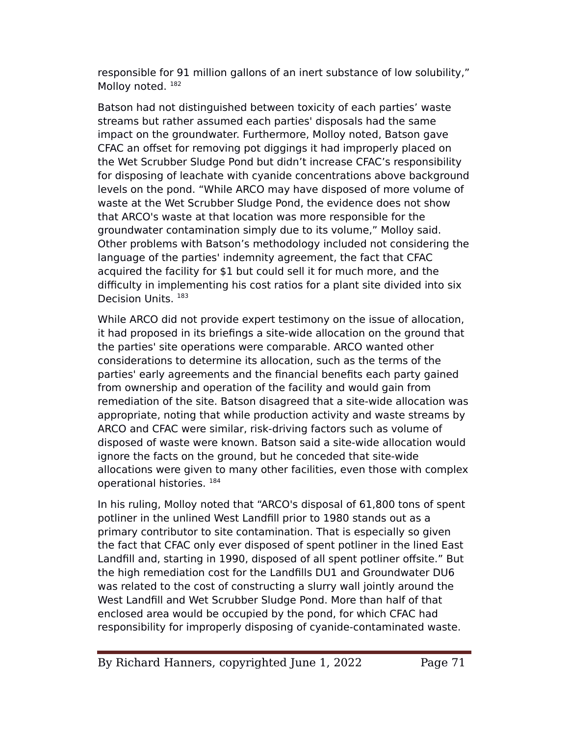responsible for 91 million gallons of an inert substance of low solubility," Molloy noted. [182]

Batson had not distinguished between toxicity of each parties' waste streams but rather assumed each parties' disposals had the same impact on the groundwater. Furthermore, Molloy noted, Batson gave CFAC an offset for removing pot diggings it had improperly placed on the Wet Scrubber Sludge Pond but didn't increase CFAC's responsibility for disposing of leachate with cyanide concentrations above background levels on the pond. "While ARCO may have disposed of more volume of waste at the Wet Scrubber Sludge Pond, the evidence does not show that ARCO's waste at that location was more responsible for the groundwater contamination simply due to its volume," Molloy said. Other problems with Batson's methodology included not considering the language of the parties' indemnity agreement, the fact that CFAC acquired the facility for $1 but could sell it for much more, and the difficulty in implementing his cost ratios for a plant site divided into six Decision Units. [183]

While ARCO did not provide expert testimony on the issue of allocation, it had proposed in its briefings a site-wide allocation on the ground that the parties' site operations were comparable. ARCO wanted other considerations to determine its allocation, such as the terms of the parties' early agreements and the financial benefits each party gained from ownership and operation of the facility and would gain from remediation of the site. Batson disagreed that a site-wide allocation was appropriate, noting that while production activity and waste streams by ARCO and CFAC were similar, risk-driving factors such as volume of disposed of waste were known. Batson said a site-wide allocation would ignore the facts on the ground, but he conceded that site-wide allocations were given to many other facilities, even those with complex operational histories. [184]

In his ruling, Molloy noted that "ARCO's disposal of 61,800 tons of spent potliner in the unlined West Landfill prior to 1980 stands out as a primary contributor to site contamination. That is especially so given the fact that CFAC only ever disposed of spent potliner in the lined East Landfill and, starting in 1990, disposed of all spent potliner offsite." But the high remediation cost for the Landfills DU1 and Groundwater DU6 was related to the cost of constructing a slurry wall jointly around the West Landfill and Wet Scrubber Sludge Pond. More than half of that enclosed area would be occupied by the pond, for which CFAC had responsibility for improperly disposing of cyanide-contaminated waste.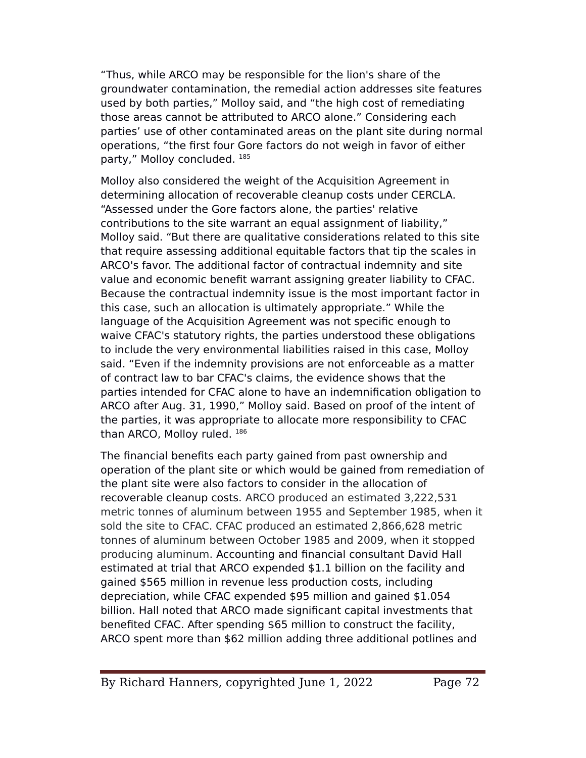“Thus, while ARCO may be responsible for the lion's share of the groundwater contamination, the remedial action addresses site features used by both parties,” Molloy said, and “the high cost of remediating those areas cannot be attributed to ARCO alone.” Considering each parties’ use of other contaminated areas on the plant site during normal operations, “the first four Gore factors do not weigh in favor of either party,” Molloy concluded. [185]

Molloy also considered the weight of the Acquisition Agreement in determining allocation of recoverable cleanup costs under CERCLA. “Assessed under the Gore factors alone, the parties' relative contributions to the site warrant an equal assignment of liability,” Molloy said. “But there are qualitative considerations related to this site that require assessing additional equitable factors that tip the scales in ARCO's favor. The additional factor of contractual indemnity and site value and economic benefit warrant assigning greater liability to CFAC. Because the contractual indemnity issue is the most important factor in this case, such an allocation is ultimately appropriate.” While the language of the Acquisition Agreement was not specific enough to waive CFAC's statutory rights, the parties understood these obligations to include the very environmental liabilities raised in this case, Molloy said. “Even if the indemnity provisions are not enforceable as a matter of contract law to bar CFAC's claims, the evidence shows that the parties intended for CFAC alone to have an indemnification obligation to ARCO after Aug. 31, 1990,” Molloy said. Based on proof of the intent of the parties, it was appropriate to allocate more responsibility to CFAC than ARCO, Molloy ruled. [186]

The financial benefits each party gained from past ownership and operation of the plant site or which would be gained from remediation of the plant site were also factors to consider in the allocation of recoverable cleanup costs. ARCO produced an estimated 3,222,531 metric tonnes of aluminum between 1955 and September 1985, when it sold the site to CFAC. CFAC produced an estimated 2,866,628 metric tonnes of aluminum between October 1985 and 2009, when it stopped producing aluminum. Accounting and financial consultant David Hall estimated at trial that ARCO expended $1.1 billion on the facility and gained $565 million in revenue less production costs, including depreciation, while CFAC expended $95 million and gained $1.054 billion. Hall noted that ARCO made significant capital investments that benefited CFAC. After spending $65 million to construct the facility, ARCO spent more than $62 million adding three additional potlines and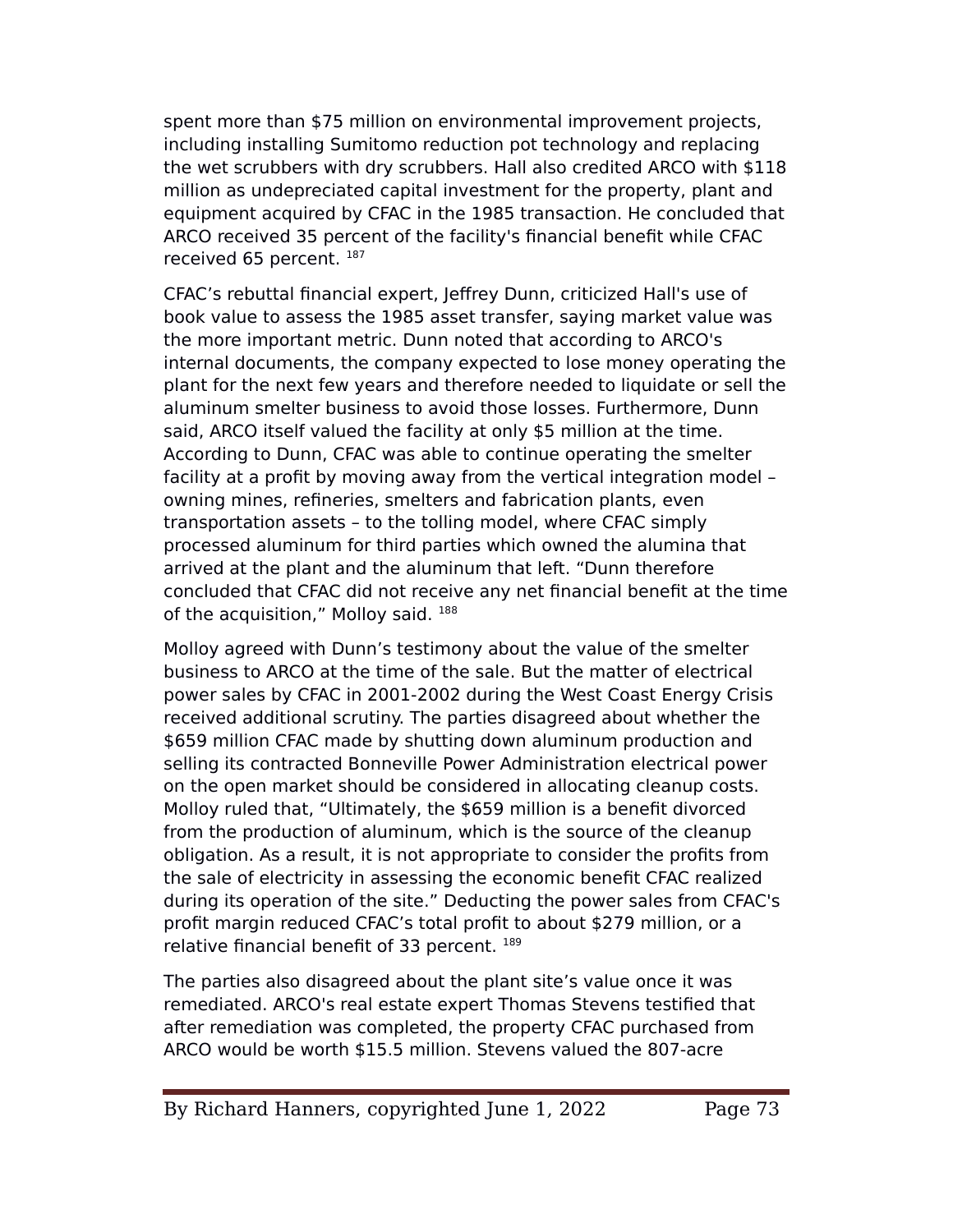spent more than $75 million on environmental improvement projects, including installing Sumitomo reduction pot technology and replacing the wet scrubbers with dry scrubbers. Hall also credited ARCO with $118 million as undepreciated capital investment for the property, plant and equipment acquired by CFAC in the 1985 transaction. He concluded that ARCO received 35 percent of the facility's financial benefit while CFAC received 65 percent. [187]

CFAC's rebuttal financial expert, Jeffrey Dunn, criticized Hall's use of book value to assess the 1985 asset transfer, saying market value was the more important metric. Dunn noted that according to ARCO's internal documents, the company expected to lose money operating the plant for the next few years and therefore needed to liquidate or sell the aluminum smelter business to avoid those losses. Furthermore, Dunn said, ARCO itself valued the facility at only $5 million at the time. According to Dunn, CFAC was able to continue operating the smelter facility at a profit by moving away from the vertical integration model – owning mines, refineries, smelters and fabrication plants, even transportation assets – to the tolling model, where CFAC simply processed aluminum for third parties which owned the alumina that arrived at the plant and the aluminum that left. "Dunn therefore concluded that CFAC did not receive any net financial benefit at the time of the acquisition," Molloy said. [188]

Molloy agreed with Dunn's testimony about the value of the smelter business to ARCO at the time of the sale. But the matter of electrical power sales by CFAC in 2001-2002 during the West Coast Energy Crisis received additional scrutiny. The parties disagreed about whether the $659 million CFAC made by shutting down aluminum production and selling its contracted Bonneville Power Administration electrical power on the open market should be considered in allocating cleanup costs. Molloy ruled that, "Ultimately, the $659 million is a benefit divorced from the production of aluminum, which is the source of the cleanup obligation. As a result, it is not appropriate to consider the profits from the sale of electricity in assessing the economic benefit CFAC realized during its operation of the site." Deducting the power sales from CFAC's profit margin reduced CFAC's total profit to about $279 million, or a relative financial benefit of 33 percent. [189]

The parties also disagreed about the plant site's value once it was remediated. ARCO's real estate expert Thomas Stevens testified that after remediation was completed, the property CFAC purchased from ARCO would be worth $15.5 million. Stevens valued the 807-acre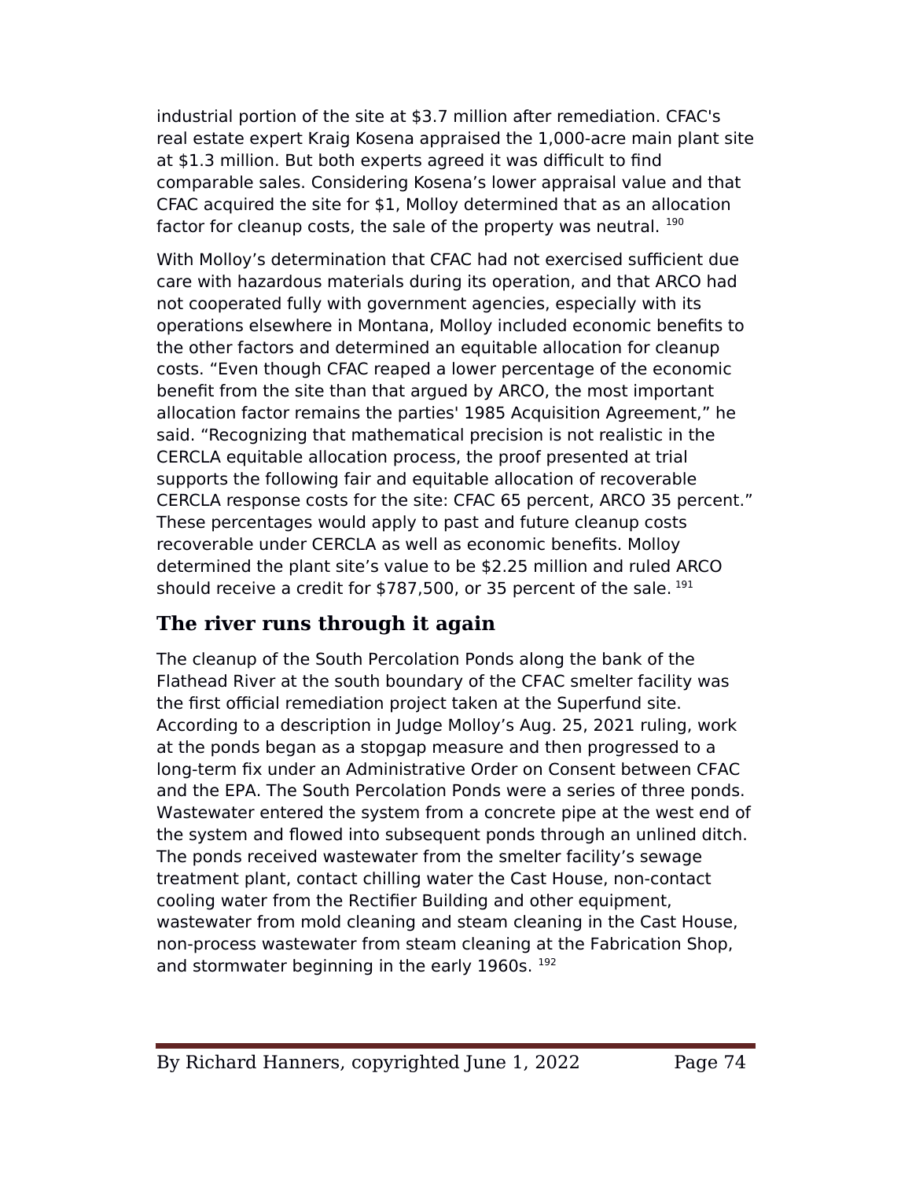industrial portion of the site at $3.7 million after remediation. CFAC's real estate expert Kraig Kosena appraised the 1,000-acre main plant site at $1.3 million. But both experts agreed it was difficult to find comparable sales. Considering Kosena's lower appraisal value and that CFAC acquired the site for $1, Molloy determined that as an allocation factor for cleanup costs, the sale of the property was neutral. [190]

With Molloy's determination that CFAC had not exercised sufficient due care with hazardous materials during its operation, and that ARCO had not cooperated fully with government agencies, especially with its operations elsewhere in Montana, Molloy included economic benefits to the other factors and determined an equitable allocation for cleanup costs. "Even though CFAC reaped a lower percentage of the economic benefit from the site than that argued by ARCO, the most important allocation factor remains the parties' 1985 Acquisition Agreement," he said. "Recognizing that mathematical precision is not realistic in the CERCLA equitable allocation process, the proof presented at trial supports the following fair and equitable allocation of recoverable CERCLA response costs for the site: CFAC 65 percent, ARCO 35 percent." These percentages would apply to past and future cleanup costs recoverable under CERCLA as well as economic benefits. Molloy determined the plant site's value to be $2.25 million and ruled ARCO should receive a credit for $787,500, or 35 percent of the sale. [191]

## The river runs through it again

The cleanup of the South Percolation Ponds along the bank of the Flathead River at the south boundary of the CFAC smelter facility was the first official remediation project taken at the Superfund site. According to a description in Judge Molloy's Aug. 25, 2021 ruling, work at the ponds began as a stopgap measure and then progressed to a long-term fix under an Administrative Order on Consent between CFAC and the EPA. The South Percolation Ponds were a series of three ponds. Wastewater entered the system from a concrete pipe at the west end of the system and flowed into subsequent ponds through an unlined ditch. The ponds received wastewater from the smelter facility's sewage treatment plant, contact chilling water the Cast House, non-contact cooling water from the Rectifier Building and other equipment, wastewater from mold cleaning and steam cleaning in the Cast House, non-process wastewater from steam cleaning at the Fabrication Shop, and stormwater beginning in the early 1960s. [192]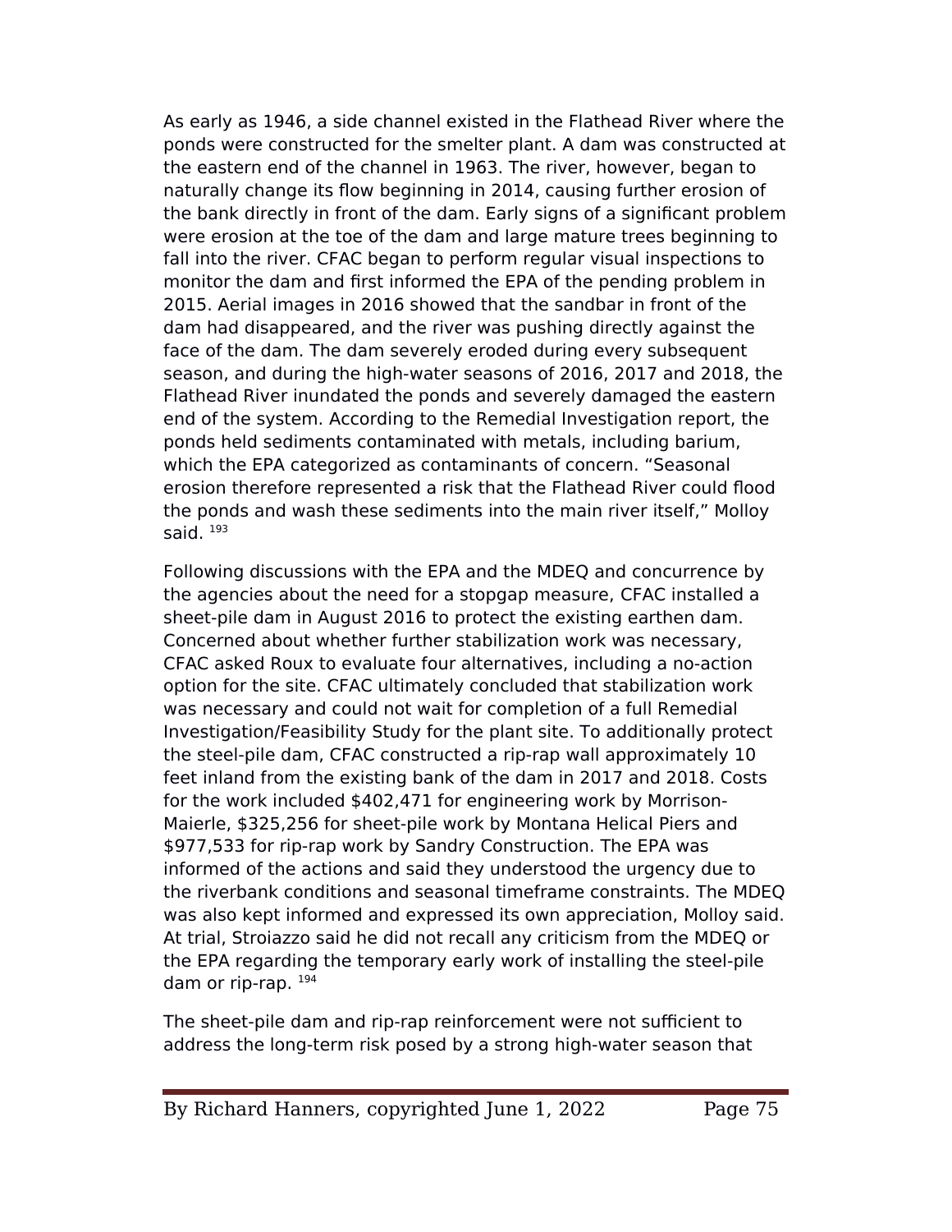As early as 1946, a side channel existed in the Flathead River where the ponds were constructed for the smelter plant. A dam was constructed at the eastern end of the channel in 1963. The river, however, began to naturally change its flow beginning in 2014, causing further erosion of the bank directly in front of the dam. Early signs of a significant problem were erosion at the toe of the dam and large mature trees beginning to fall into the river. CFAC began to perform regular visual inspections to monitor the dam and first informed the EPA of the pending problem in 2015. Aerial images in 2016 showed that the sandbar in front of the dam had disappeared, and the river was pushing directly against the face of the dam. The dam severely eroded during every subsequent season, and during the high-water seasons of 2016, 2017 and 2018, the Flathead River inundated the ponds and severely damaged the eastern end of the system. According to the Remedial Investigation report, the ponds held sediments contaminated with metals, including barium, which the EPA categorized as contaminants of concern. "Seasonal erosion therefore represented a risk that the Flathead River could flood the ponds and wash these sediments into the main river itself," Molloy said. [193]

Following discussions with the EPA and the MDEQ and concurrence by the agencies about the need for a stopgap measure, CFAC installed a sheet-pile dam in August 2016 to protect the existing earthen dam. Concerned about whether further stabilization work was necessary, CFAC asked Roux to evaluate four alternatives, including a no-action option for the site. CFAC ultimately concluded that stabilization work was necessary and could not wait for completion of a full Remedial Investigation/Feasibility Study for the plant site. To additionally protect the steel-pile dam, CFAC constructed a rip-rap wall approximately 10 feet inland from the existing bank of the dam in 2017 and 2018. Costs for the work included $402,471 for engineering work by Morrison-Maierle, $325,256 for sheet-pile work by Montana Helical Piers and $977,533 for rip-rap work by Sandry Construction. The EPA was informed of the actions and said they understood the urgency due to the riverbank conditions and seasonal timeframe constraints. The MDEQ was also kept informed and expressed its own appreciation, Molloy said. At trial, Stroiazzo said he did not recall any criticism from the MDEQ or the EPA regarding the temporary early work of installing the steel-pile dam or rip-rap. [194]

The sheet-pile dam and rip-rap reinforcement were not sufficient to address the long-term risk posed by a strong high-water season that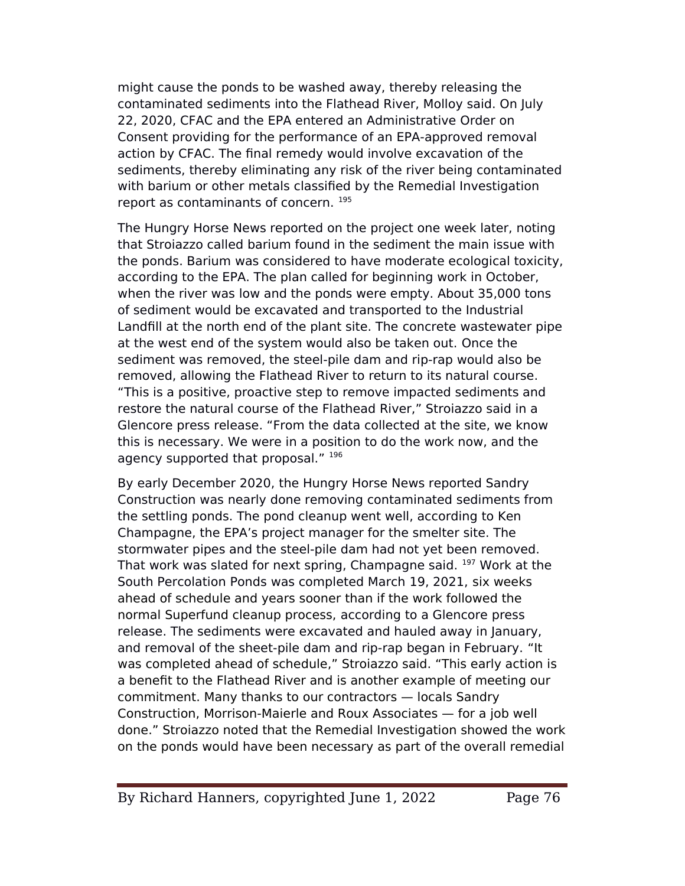might cause the ponds to be washed away, thereby releasing the contaminated sediments into the Flathead River, Molloy said. On July 22, 2020, CFAC and the EPA entered an Administrative Order on Consent providing for the performance of an EPA-approved removal action by CFAC. The final remedy would involve excavation of the sediments, thereby eliminating any risk of the river being contaminated with barium or other metals classified by the Remedial Investigation report as contaminants of concern. [195]

The Hungry Horse News reported on the project one week later, noting that Stroiazzo called barium found in the sediment the main issue with the ponds. Barium was considered to have moderate ecological toxicity, according to the EPA. The plan called for beginning work in October, when the river was low and the ponds were empty. About 35,000 tons of sediment would be excavated and transported to the Industrial Landfill at the north end of the plant site. The concrete wastewater pipe at the west end of the system would also be taken out. Once the sediment was removed, the steel-pile dam and rip-rap would also be removed, allowing the Flathead River to return to its natural course. "This is a positive, proactive step to remove impacted sediments and restore the natural course of the Flathead River," Stroiazzo said in a Glencore press release. "From the data collected at the site, we know this is necessary. We were in a position to do the work now, and the agency supported that proposal." [196]

By early December 2020, the Hungry Horse News reported Sandry Construction was nearly done removing contaminated sediments from the settling ponds. The pond cleanup went well, according to Ken Champagne, the EPA's project manager for the smelter site. The stormwater pipes and the steel-pile dam had not yet been removed. That work was slated for next spring, Champagne said. [197] Work at the South Percolation Ponds was completed March 19, 2021, six weeks ahead of schedule and years sooner than if the work followed the normal Superfund cleanup process, according to a Glencore press release. The sediments were excavated and hauled away in January, and removal of the sheet-pile dam and rip-rap began in February. "It was completed ahead of schedule," Stroiazzo said. "This early action is a benefit to the Flathead River and is another example of meeting our commitment. Many thanks to our contractors — locals Sandry Construction, Morrison-Maierle and Roux Associates — for a job well done." Stroiazzo noted that the Remedial Investigation showed the work on the ponds would have been necessary as part of the overall remedial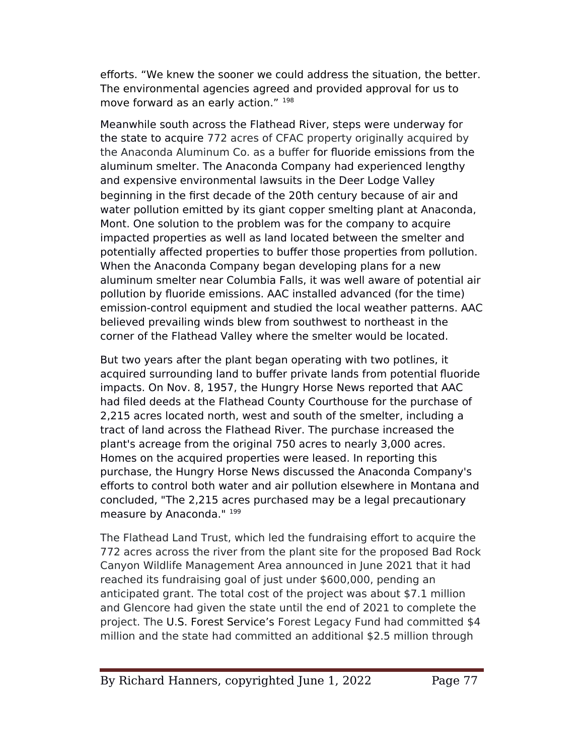efforts. “We knew the sooner we could address the situation, the better. The environmental agencies agreed and provided approval for us to move forward as an early action.” [198]

Meanwhile south across the Flathead River, steps were underway for the state to acquire 772 acres of CFAC property originally acquired by the Anaconda Aluminum Co. as a buffer for fluoride emissions from the aluminum smelter. The Anaconda Company had experienced lengthy and expensive environmental lawsuits in the Deer Lodge Valley beginning in the first decade of the 20th century because of air and water pollution emitted by its giant copper smelting plant at Anaconda, Mont. One solution to the problem was for the company to acquire impacted properties as well as land located between the smelter and potentially affected properties to buffer those properties from pollution. When the Anaconda Company began developing plans for a new aluminum smelter near Columbia Falls, it was well aware of potential air pollution by fluoride emissions. AAC installed advanced (for the time) emission-control equipment and studied the local weather patterns. AAC believed prevailing winds blew from southwest to northeast in the corner of the Flathead Valley where the smelter would be located.

But two years after the plant began operating with two potlines, it acquired surrounding land to buffer private lands from potential fluoride impacts. On Nov. 8, 1957, the Hungry Horse News reported that AAC had filed deeds at the Flathead County Courthouse for the purchase of 2,215 acres located north, west and south of the smelter, including a tract of land across the Flathead River. The purchase increased the plant's acreage from the original 750 acres to nearly 3,000 acres. Homes on the acquired properties were leased. In reporting this purchase, the Hungry Horse News discussed the Anaconda Company's efforts to control both water and air pollution elsewhere in Montana and concluded, "The 2,215 acres purchased may be a legal precautionary measure by Anaconda." [199]

The Flathead Land Trust, which led the fundraising effort to acquire the 772 acres across the river from the plant site for the proposed Bad Rock Canyon Wildlife Management Area announced in June 2021 that it had reached its fundraising goal of just under $600,000, pending an anticipated grant. The total cost of the project was about $7.1 million and Glencore had given the state until the end of 2021 to complete the project. The U.S. Forest Service’s Forest Legacy Fund had committed $4 million and the state had committed an additional $2.5 million through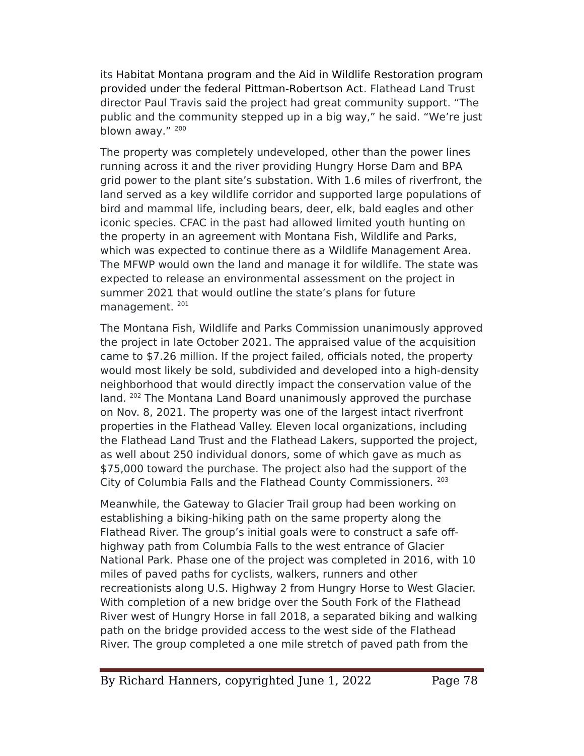its Habitat Montana program and the Aid in Wildlife Restoration program provided under the federal Pittman-Robertson Act. Flathead Land Trust director Paul Travis said the project had great community support. “The public and the community stepped up in a big way,” he said. “We’re just blown away.” [200]

The property was completely undeveloped, other than the power lines running across it and the river providing Hungry Horse Dam and BPA grid power to the plant site’s substation. With 1.6 miles of riverfront, the land served as a key wildlife corridor and supported large populations of bird and mammal life, including bears, deer, elk, bald eagles and other iconic species. CFAC in the past had allowed limited youth hunting on the property in an agreement with Montana Fish, Wildlife and Parks, which was expected to continue there as a Wildlife Management Area. The MFWP would own the land and manage it for wildlife. The state was expected to release an environmental assessment on the project in summer 2021 that would outline the state’s plans for future management. [201]

The Montana Fish, Wildlife and Parks Commission unanimously approved the project in late October 2021. The appraised value of the acquisition came to $7.26 million. If the project failed, officials noted, the property would most likely be sold, subdivided and developed into a high-density neighborhood that would directly impact the conservation value of the land. [202] The Montana Land Board unanimously approved the purchase on Nov. 8, 2021. The property was one of the largest intact riverfront properties in the Flathead Valley. Eleven local organizations, including the Flathead Land Trust and the Flathead Lakers, supported the project, as well about 250 individual donors, some of which gave as much as $75,000 toward the purchase. The project also had the support of the City of Columbia Falls and the Flathead County Commissioners. [203]

Meanwhile, the Gateway to Glacier Trail group had been working on establishing a biking-hiking path on the same property along the Flathead River. The group’s initial goals were to construct a safe off-highway path from Columbia Falls to the west entrance of Glacier National Park. Phase one of the project was completed in 2016, with 10 miles of paved paths for cyclists, walkers, runners and other recreationists along U.S. Highway 2 from Hungry Horse to West Glacier. With completion of a new bridge over the South Fork of the Flathead River west of Hungry Horse in fall 2018, a separated biking and walking path on the bridge provided access to the west side of the Flathead River. The group completed a one mile stretch of paved path from the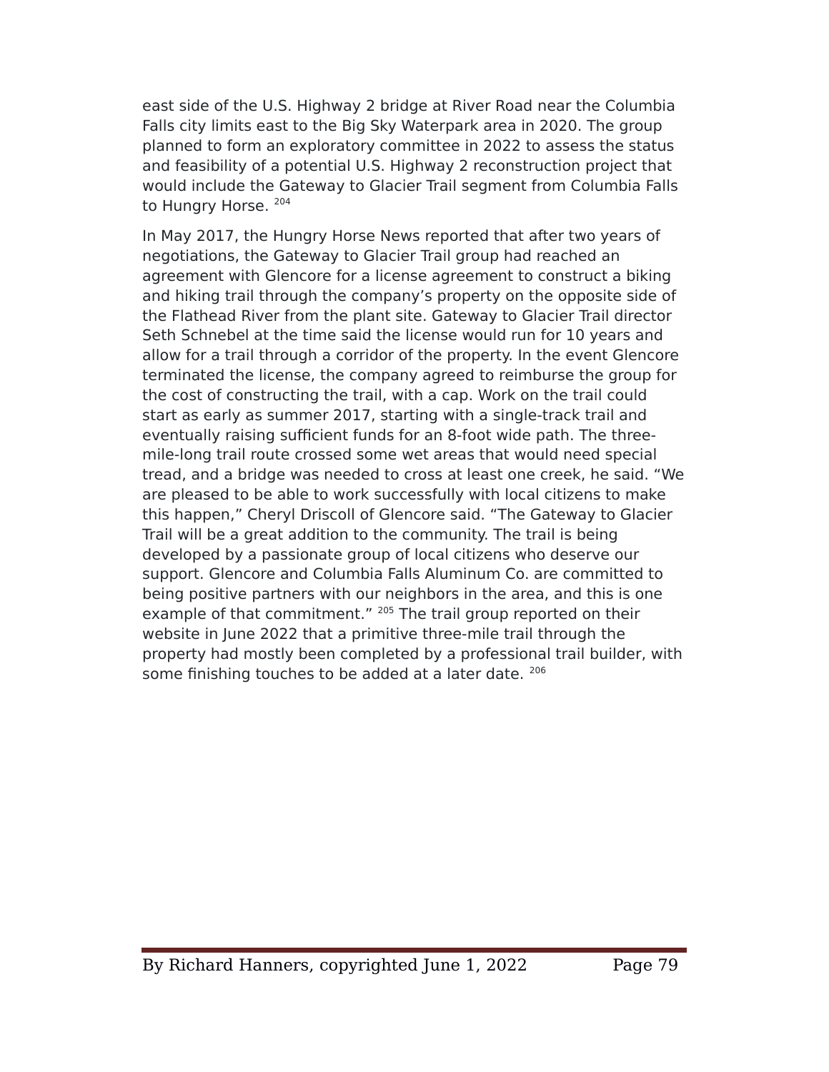east side of the U.S. Highway 2 bridge at River Road near the Columbia Falls city limits east to the Big Sky Waterpark area in 2020. The group planned to form an exploratory committee in 2022 to assess the status and feasibility of a potential U.S. Highway 2 reconstruction project that would include the Gateway to Glacier Trail segment from Columbia Falls to Hungry Horse. [204]

In May 2017, the Hungry Horse News reported that after two years of negotiations, the Gateway to Glacier Trail group had reached an agreement with Glencore for a license agreement to construct a biking and hiking trail through the company's property on the opposite side of the Flathead River from the plant site. Gateway to Glacier Trail director Seth Schnebel at the time said the license would run for 10 years and allow for a trail through a corridor of the property. In the event Glencore terminated the license, the company agreed to reimburse the group for the cost of constructing the trail, with a cap. Work on the trail could start as early as summer 2017, starting with a single-track trail and eventually raising sufficient funds for an 8-foot wide path. The three-mile-long trail route crossed some wet areas that would need special tread, and a bridge was needed to cross at least one creek, he said. "We are pleased to be able to work successfully with local citizens to make this happen," Cheryl Driscoll of Glencore said. "The Gateway to Glacier Trail will be a great addition to the community. The trail is being developed by a passionate group of local citizens who deserve our support. Glencore and Columbia Falls Aluminum Co. are committed to being positive partners with our neighbors in the area, and this is one example of that commitment." [205] The trail group reported on their website in June 2022 that a primitive three-mile trail through the property had mostly been completed by a professional trail builder, with some finishing touches to be added at a later date. [206]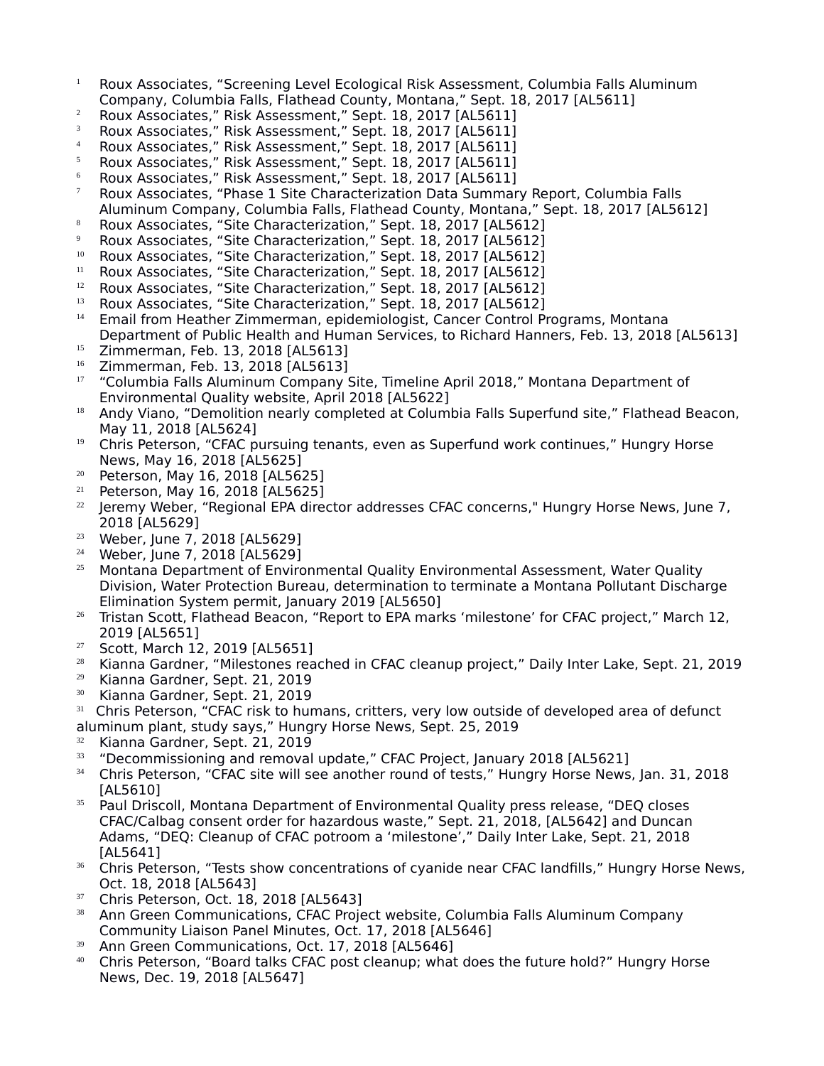1 Roux Associates, “Screening Level Ecological Risk Assessment, Columbia Falls Aluminum Company, Columbia Falls, Flathead County, Montana,” Sept. 18, 2017 [AL5611]
2 Roux Associates,” Risk Assessment,” Sept. 18, 2017 [AL5611]
3 Roux Associates,” Risk Assessment,” Sept. 18, 2017 [AL5611]
4 Roux Associates,” Risk Assessment,” Sept. 18, 2017 [AL5611]
5 Roux Associates,” Risk Assessment,” Sept. 18, 2017 [AL5611]
6 Roux Associates,” Risk Assessment,” Sept. 18, 2017 [AL5611]
7 Roux Associates, “Phase 1 Site Characterization Data Summary Report, Columbia Falls Aluminum Company, Columbia Falls, Flathead County, Montana,” Sept. 18, 2017 [AL5612]
8 Roux Associates, “Site Characterization,” Sept. 18, 2017 [AL5612]
9 Roux Associates, “Site Characterization,” Sept. 18, 2017 [AL5612]
10 Roux Associates, “Site Characterization,” Sept. 18, 2017 [AL5612]
11 Roux Associates, “Site Characterization,” Sept. 18, 2017 [AL5612]
12 Roux Associates, “Site Characterization,” Sept. 18, 2017 [AL5612]
13 Roux Associates, “Site Characterization,” Sept. 18, 2017 [AL5612]
14 Email from Heather Zimmerman, epidemiologist, Cancer Control Programs, Montana Department of Public Health and Human Services, to Richard Hanners, Feb. 13, 2018 [AL5613]
15 Zimmerman, Feb. 13, 2018 [AL5613]
16 Zimmerman, Feb. 13, 2018 [AL5613]
17 “Columbia Falls Aluminum Company Site, Timeline April 2018,” Montana Department of Environmental Quality website, April 2018 [AL5622]
18 Andy Viano, “Demolition nearly completed at Columbia Falls Superfund site,” Flathead Beacon, May 11, 2018 [AL5624]
19 Chris Peterson, “CFAC pursuing tenants, even as Superfund work continues,” Hungry Horse News, May 16, 2018 [AL5625]
20 Peterson, May 16, 2018 [AL5625]
21 Peterson, May 16, 2018 [AL5625]
22 Jeremy Weber, “Regional EPA director addresses CFAC concerns," Hungry Horse News, June 7, 2018 [AL5629]
23 Weber, June 7, 2018 [AL5629]
24 Weber, June 7, 2018 [AL5629]
25 Montana Department of Environmental Quality Environmental Assessment, Water Quality Division, Water Protection Bureau, determination to terminate a Montana Pollutant Discharge Elimination System permit, January 2019 [AL5650]
26 Tristan Scott, Flathead Beacon, “Report to EPA marks ‘milestone’ for CFAC project,” March 12, 2019 [AL5651]
27 Scott, March 12, 2019 [AL5651]
28 Kianna Gardner, “Milestones reached in CFAC cleanup project,” Daily Inter Lake, Sept. 21, 2019
29 Kianna Gardner, Sept. 21, 2019
30 Kianna Gardner, Sept. 21, 2019
31 Chris Peterson, “CFAC risk to humans, critters, very low outside of developed area of defunct aluminum plant, study says,” Hungry Horse News, Sept. 25, 2019
32 Kianna Gardner, Sept. 21, 2019
33 “Decommissioning and removal update,” CFAC Project, January 2018 [AL5621]
34 Chris Peterson, “CFAC site will see another round of tests,” Hungry Horse News, Jan. 31, 2018 [AL5610]
35 Paul Driscoll, Montana Department of Environmental Quality press release, “DEQ closes CFAC/Calbag consent order for hazardous waste,” Sept. 21, 2018, [AL5642] and Duncan Adams, “DEQ: Cleanup of CFAC potroom a ‘milestone’,” Daily Inter Lake, Sept. 21, 2018 [AL5641]
36 Chris Peterson, “Tests show concentrations of cyanide near CFAC landfills,” Hungry Horse News, Oct. 18, 2018 [AL5643]
37 Chris Peterson, Oct. 18, 2018 [AL5643]
38 Ann Green Communications, CFAC Project website, Columbia Falls Aluminum Company Community Liaison Panel Minutes, Oct. 17, 2018 [AL5646]
39 Ann Green Communications, Oct. 17, 2018 [AL5646]
40 Chris Peterson, “Board talks CFAC post cleanup; what does the future hold?” Hungry Horse News, Dec. 19, 2018 [AL5647]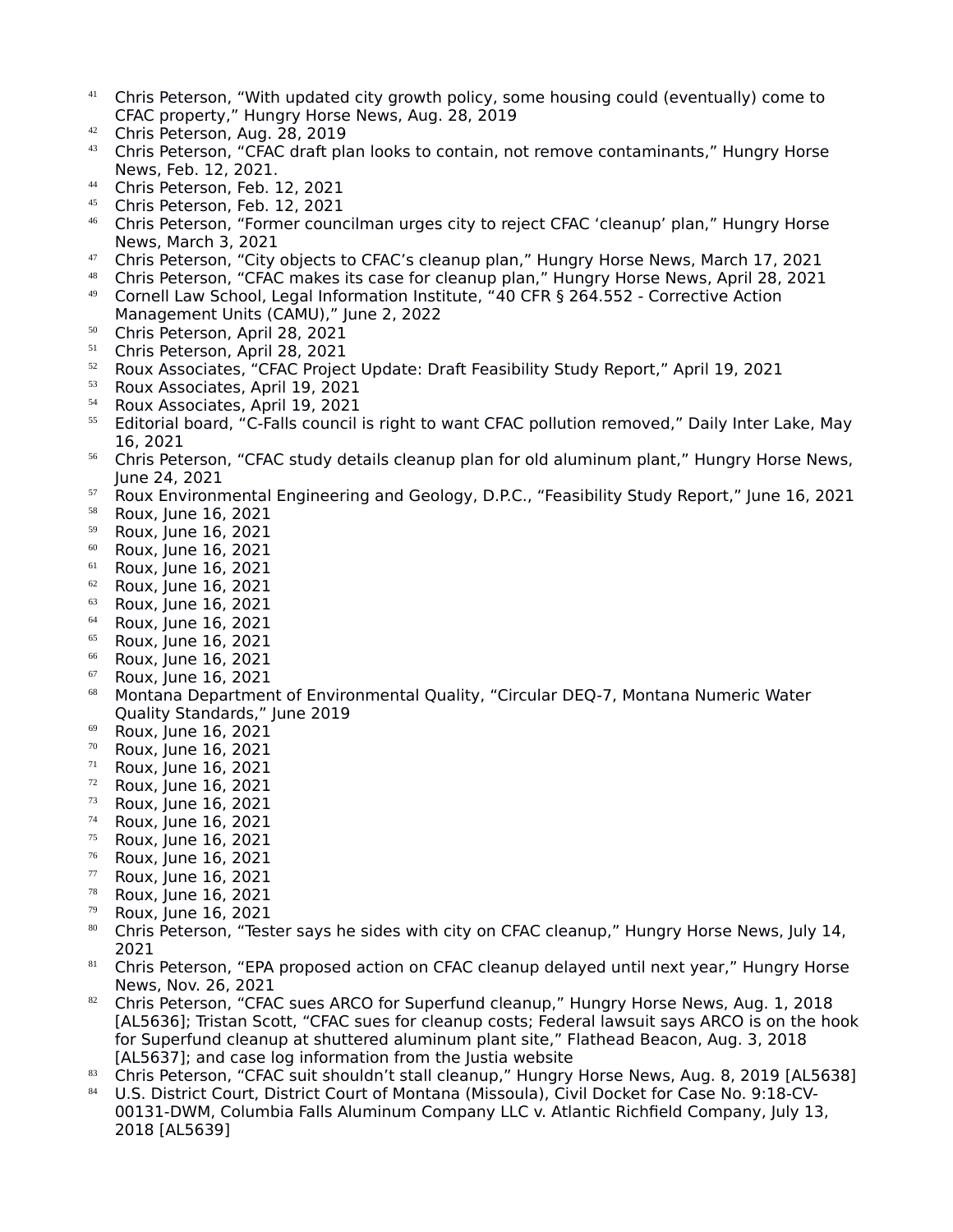[41] Chris Peterson, "With updated city growth policy, some housing could (eventually) come to CFAC property," Hungry Horse News, Aug. 28, 2019
[42] Chris Peterson, Aug. 28, 2019
[43] Chris Peterson, "CFAC draft plan looks to contain, not remove contaminants," Hungry Horse News, Feb. 12, 2021.
[44] Chris Peterson, Feb. 12, 2021
[45] Chris Peterson, Feb. 12, 2021
[46] Chris Peterson, "Former councilman urges city to reject CFAC 'cleanup' plan," Hungry Horse News, March 3, 2021
[47] Chris Peterson, "City objects to CFAC's cleanup plan," Hungry Horse News, March 17, 2021
[48] Chris Peterson, "CFAC makes its case for cleanup plan," Hungry Horse News, April 28, 2021
[49] Cornell Law School, Legal Information Institute, "40 CFR § 264.552 - Corrective Action Management Units (CAMU)," June 2, 2022
[50] Chris Peterson, April 28, 2021
[51] Chris Peterson, April 28, 2021
[52] Roux Associates, "CFAC Project Update: Draft Feasibility Study Report," April 19, 2021
[53] Roux Associates, April 19, 2021
[54] Roux Associates, April 19, 2021
[55] Editorial board, "C-Falls council is right to want CFAC pollution removed," Daily Inter Lake, May 16, 2021
[56] Chris Peterson, "CFAC study details cleanup plan for old aluminum plant," Hungry Horse News, June 24, 2021
[57] Roux Environmental Engineering and Geology, D.P.C., "Feasibility Study Report," June 16, 2021
[58] Roux, June 16, 2021
[59] Roux, June 16, 2021
[60] Roux, June 16, 2021
[61] Roux, June 16, 2021
[62] Roux, June 16, 2021
[63] Roux, June 16, 2021
[64] Roux, June 16, 2021
[65] Roux, June 16, 2021
[66] Roux, June 16, 2021
[67] Roux, June 16, 2021
[68] Montana Department of Environmental Quality, "Circular DEQ-7, Montana Numeric Water Quality Standards," June 2019
[69] Roux, June 16, 2021
[70] Roux, June 16, 2021
[71] Roux, June 16, 2021
[72] Roux, June 16, 2021
[73] Roux, June 16, 2021
[74] Roux, June 16, 2021
[75] Roux, June 16, 2021
[76] Roux, June 16, 2021
[77] Roux, June 16, 2021
[78] Roux, June 16, 2021
[79] Roux, June 16, 2021
[80] Chris Peterson, "Tester says he sides with city on CFAC cleanup," Hungry Horse News, July 14, 2021
[81] Chris Peterson, "EPA proposed action on CFAC cleanup delayed until next year," Hungry Horse News, Nov. 26, 2021
[82] Chris Peterson, "CFAC sues ARCO for Superfund cleanup," Hungry Horse News, Aug. 1, 2018 [AL5636]; Tristan Scott, "CFAC sues for cleanup costs; Federal lawsuit says ARCO is on the hook for Superfund cleanup at shuttered aluminum plant site," Flathead Beacon, Aug. 3, 2018 [AL5637]; and case log information from the Justia website
[83] Chris Peterson, "CFAC suit shouldn't stall cleanup," Hungry Horse News, Aug. 8, 2019 [AL5638]
[84] U.S. District Court, District Court of Montana (Missoula), Civil Docket for Case No. 9:18-CV-00131-DWM, Columbia Falls Aluminum Company LLC v. Atlantic Richfield Company, July 13, 2018 [AL5639]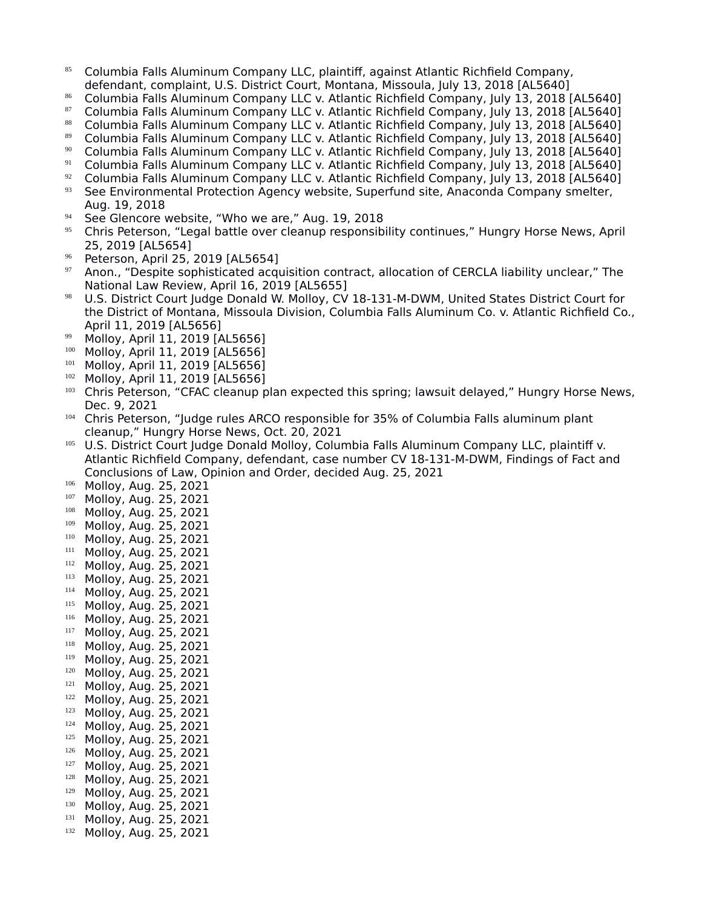[85] Columbia Falls Aluminum Company LLC, plaintiff, against Atlantic Richfield Company, defendant, complaint, U.S. District Court, Montana, Missoula, July 13, 2018 [AL5640]

[86] Columbia Falls Aluminum Company LLC v. Atlantic Richfield Company, July 13, 2018 [AL5640]

[87] Columbia Falls Aluminum Company LLC v. Atlantic Richfield Company, July 13, 2018 [AL5640]

[88] Columbia Falls Aluminum Company LLC v. Atlantic Richfield Company, July 13, 2018 [AL5640]

[89] Columbia Falls Aluminum Company LLC v. Atlantic Richfield Company, July 13, 2018 [AL5640]

[90] Columbia Falls Aluminum Company LLC v. Atlantic Richfield Company, July 13, 2018 [AL5640]

[91] Columbia Falls Aluminum Company LLC v. Atlantic Richfield Company, July 13, 2018 [AL5640]

[92] Columbia Falls Aluminum Company LLC v. Atlantic Richfield Company, July 13, 2018 [AL5640]

[93] See Environmental Protection Agency website, Superfund site, Anaconda Company smelter, Aug. 19, 2018

[94] See Glencore website, "Who we are," Aug. 19, 2018

[95] Chris Peterson, "Legal battle over cleanup responsibility continues," Hungry Horse News, April 25, 2019 [AL5654]

[96] Peterson, April 25, 2019 [AL5654]

[97] Anon., "Despite sophisticated acquisition contract, allocation of CERCLA liability unclear," The National Law Review, April 16, 2019 [AL5655]

[98] U.S. District Court Judge Donald W. Molloy, CV 18-131-M-DWM, United States District Court for the District of Montana, Missoula Division, Columbia Falls Aluminum Co. v. Atlantic Richfield Co., April 11, 2019 [AL5656]

[99] Molloy, April 11, 2019 [AL5656]

[100] Molloy, April 11, 2019 [AL5656]

[101] Molloy, April 11, 2019 [AL5656]

[102] Molloy, April 11, 2019 [AL5656]

[103] Chris Peterson, "CFAC cleanup plan expected this spring; lawsuit delayed," Hungry Horse News, Dec. 9, 2021

[104] Chris Peterson, "Judge rules ARCO responsible for 35% of Columbia Falls aluminum plant cleanup," Hungry Horse News, Oct. 20, 2021

[105] U.S. District Court Judge Donald Molloy, Columbia Falls Aluminum Company LLC, plaintiff v. Atlantic Richfield Company, defendant, case number CV 18-131-M-DWM, Findings of Fact and Conclusions of Law, Opinion and Order, decided Aug. 25, 2021

[106] Molloy, Aug. 25, 2021

[107] Molloy, Aug. 25, 2021

[108] Molloy, Aug. 25, 2021

[109] Molloy, Aug. 25, 2021

[110] Molloy, Aug. 25, 2021

[111] Molloy, Aug. 25, 2021

[112] Molloy, Aug. 25, 2021

[113] Molloy, Aug. 25, 2021

[114] Molloy, Aug. 25, 2021

[115] Molloy, Aug. 25, 2021

[116] Molloy, Aug. 25, 2021

[117] Molloy, Aug. 25, 2021

[118] Molloy, Aug. 25, 2021

[119] Molloy, Aug. 25, 2021

[120] Molloy, Aug. 25, 2021

[121] Molloy, Aug. 25, 2021

[122] Molloy, Aug. 25, 2021

[123] Molloy, Aug. 25, 2021

[124] Molloy, Aug. 25, 2021

[125] Molloy, Aug. 25, 2021

[126] Molloy, Aug. 25, 2021

[127] Molloy, Aug. 25, 2021

[128] Molloy, Aug. 25, 2021

[129] Molloy, Aug. 25, 2021

[130] Molloy, Aug. 25, 2021

[131] Molloy, Aug. 25, 2021

[132] Molloy, Aug. 25, 2021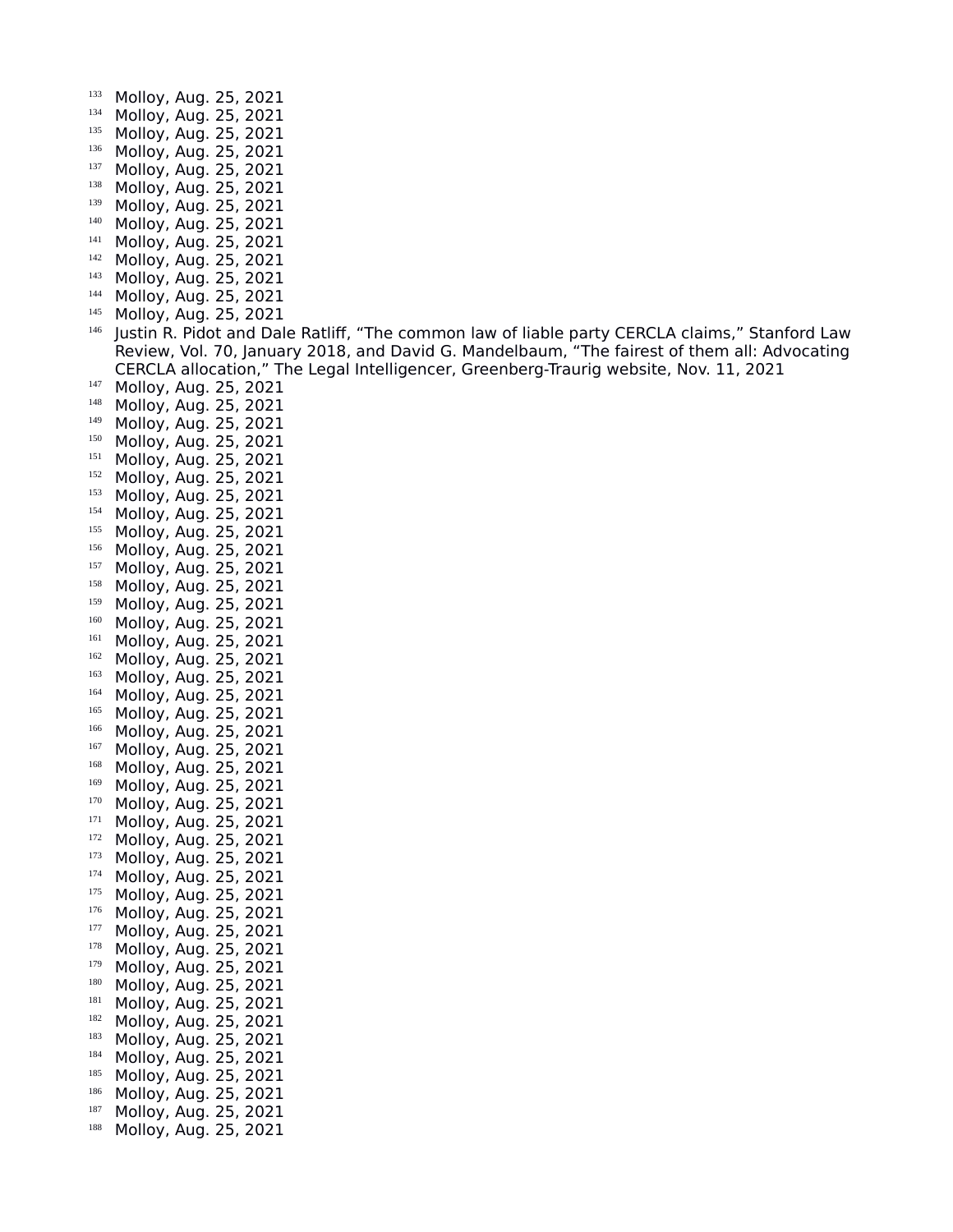[133] Molloy, Aug. 25, 2021
[134] Molloy, Aug. 25, 2021
[135] Molloy, Aug. 25, 2021
[136] Molloy, Aug. 25, 2021
[137] Molloy, Aug. 25, 2021
[138] Molloy, Aug. 25, 2021
[139] Molloy, Aug. 25, 2021
[140] Molloy, Aug. 25, 2021
[141] Molloy, Aug. 25, 2021
[142] Molloy, Aug. 25, 2021
[143] Molloy, Aug. 25, 2021
[144] Molloy, Aug. 25, 2021
[145] Molloy, Aug. 25, 2021
[146] Justin R. Pidot and Dale Ratliff, "The common law of liable party CERCLA claims," Stanford Law Review, Vol. 70, January 2018, and David G. Mandelbaum, "The fairest of them all: Advocating CERCLA allocation," The Legal Intelligencer, Greenberg-Traurig website, Nov. 11, 2021
[147] Molloy, Aug. 25, 2021
[148] Molloy, Aug. 25, 2021
[149] Molloy, Aug. 25, 2021
[150] Molloy, Aug. 25, 2021
[151] Molloy, Aug. 25, 2021
[152] Molloy, Aug. 25, 2021
[153] Molloy, Aug. 25, 2021
[154] Molloy, Aug. 25, 2021
[155] Molloy, Aug. 25, 2021
[156] Molloy, Aug. 25, 2021
[157] Molloy, Aug. 25, 2021
[158] Molloy, Aug. 25, 2021
[159] Molloy, Aug. 25, 2021
[160] Molloy, Aug. 25, 2021
[161] Molloy, Aug. 25, 2021
[162] Molloy, Aug. 25, 2021
[163] Molloy, Aug. 25, 2021
[164] Molloy, Aug. 25, 2021
[165] Molloy, Aug. 25, 2021
[166] Molloy, Aug. 25, 2021
[167] Molloy, Aug. 25, 2021
[168] Molloy, Aug. 25, 2021
[169] Molloy, Aug. 25, 2021
[170] Molloy, Aug. 25, 2021
[171] Molloy, Aug. 25, 2021
[172] Molloy, Aug. 25, 2021
[173] Molloy, Aug. 25, 2021
[174] Molloy, Aug. 25, 2021
[175] Molloy, Aug. 25, 2021
[176] Molloy, Aug. 25, 2021
[177] Molloy, Aug. 25, 2021
[178] Molloy, Aug. 25, 2021
[179] Molloy, Aug. 25, 2021
[180] Molloy, Aug. 25, 2021
[181] Molloy, Aug. 25, 2021
[182] Molloy, Aug. 25, 2021
[183] Molloy, Aug. 25, 2021
[184] Molloy, Aug. 25, 2021
[185] Molloy, Aug. 25, 2021
[186] Molloy, Aug. 25, 2021
[187] Molloy, Aug. 25, 2021
[188] Molloy, Aug. 25, 2021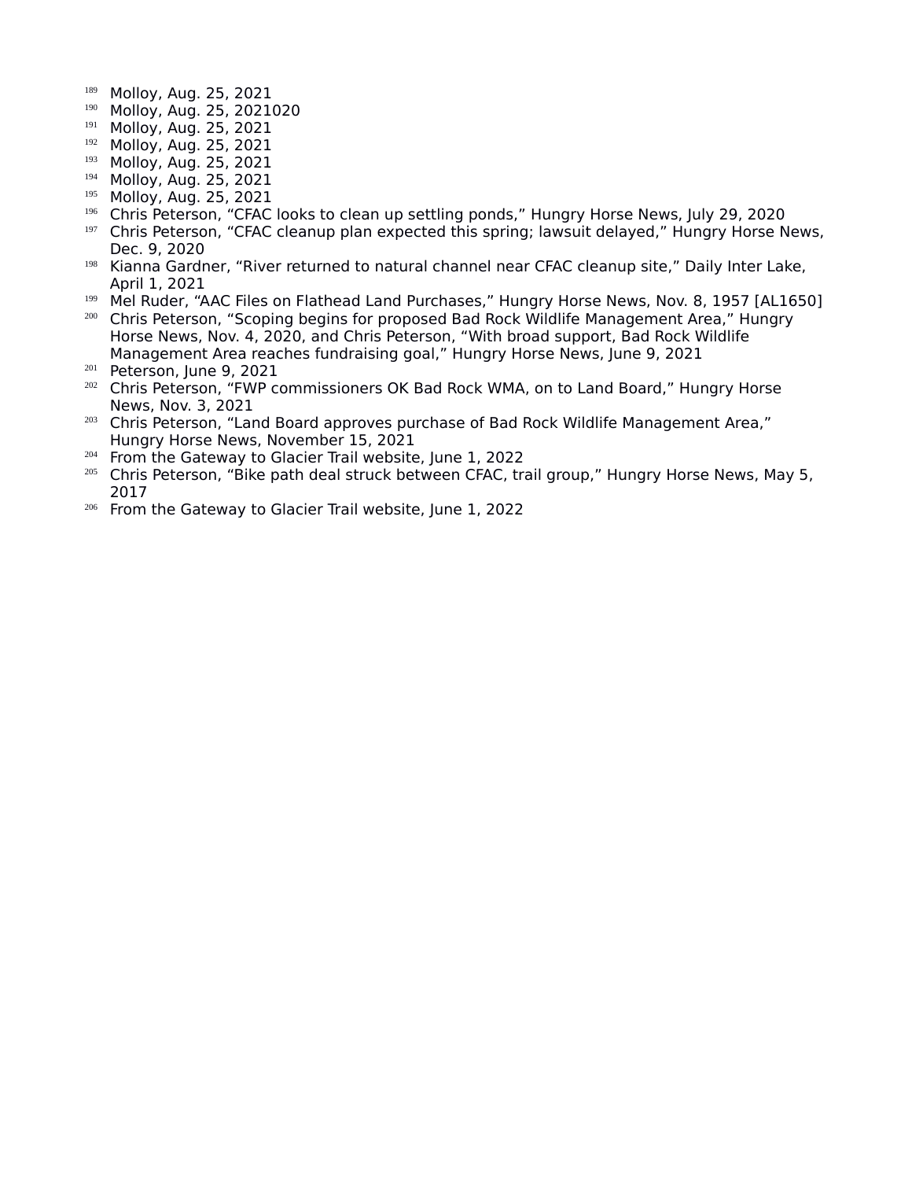[189] Molloy, Aug. 25, 2021
[190] Molloy, Aug. 25, 2021020
[191] Molloy, Aug. 25, 2021
[192] Molloy, Aug. 25, 2021
[193] Molloy, Aug. 25, 2021
[194] Molloy, Aug. 25, 2021
[195] Molloy, Aug. 25, 2021
[196] Chris Peterson, "CFAC looks to clean up settling ponds," Hungry Horse News, July 29, 2020
[197] Chris Peterson, "CFAC cleanup plan expected this spring; lawsuit delayed," Hungry Horse News, Dec. 9, 2020
[198] Kianna Gardner, "River returned to natural channel near CFAC cleanup site," Daily Inter Lake, April 1, 2021
[199] Mel Ruder, "AAC Files on Flathead Land Purchases," Hungry Horse News, Nov. 8, 1957 [AL1650]
[200] Chris Peterson, "Scoping begins for proposed Bad Rock Wildlife Management Area," Hungry Horse News, Nov. 4, 2020, and Chris Peterson, "With broad support, Bad Rock Wildlife Management Area reaches fundraising goal," Hungry Horse News, June 9, 2021
[201] Peterson, June 9, 2021
[202] Chris Peterson, "FWP commissioners OK Bad Rock WMA, on to Land Board," Hungry Horse News, Nov. 3, 2021
[203] Chris Peterson, "Land Board approves purchase of Bad Rock Wildlife Management Area," Hungry Horse News, November 15, 2021
[204] From the Gateway to Glacier Trail website, June 1, 2022
[205] Chris Peterson, "Bike path deal struck between CFAC, trail group," Hungry Horse News, May 5, 2017
[206] From the Gateway to Glacier Trail website, June 1, 2022